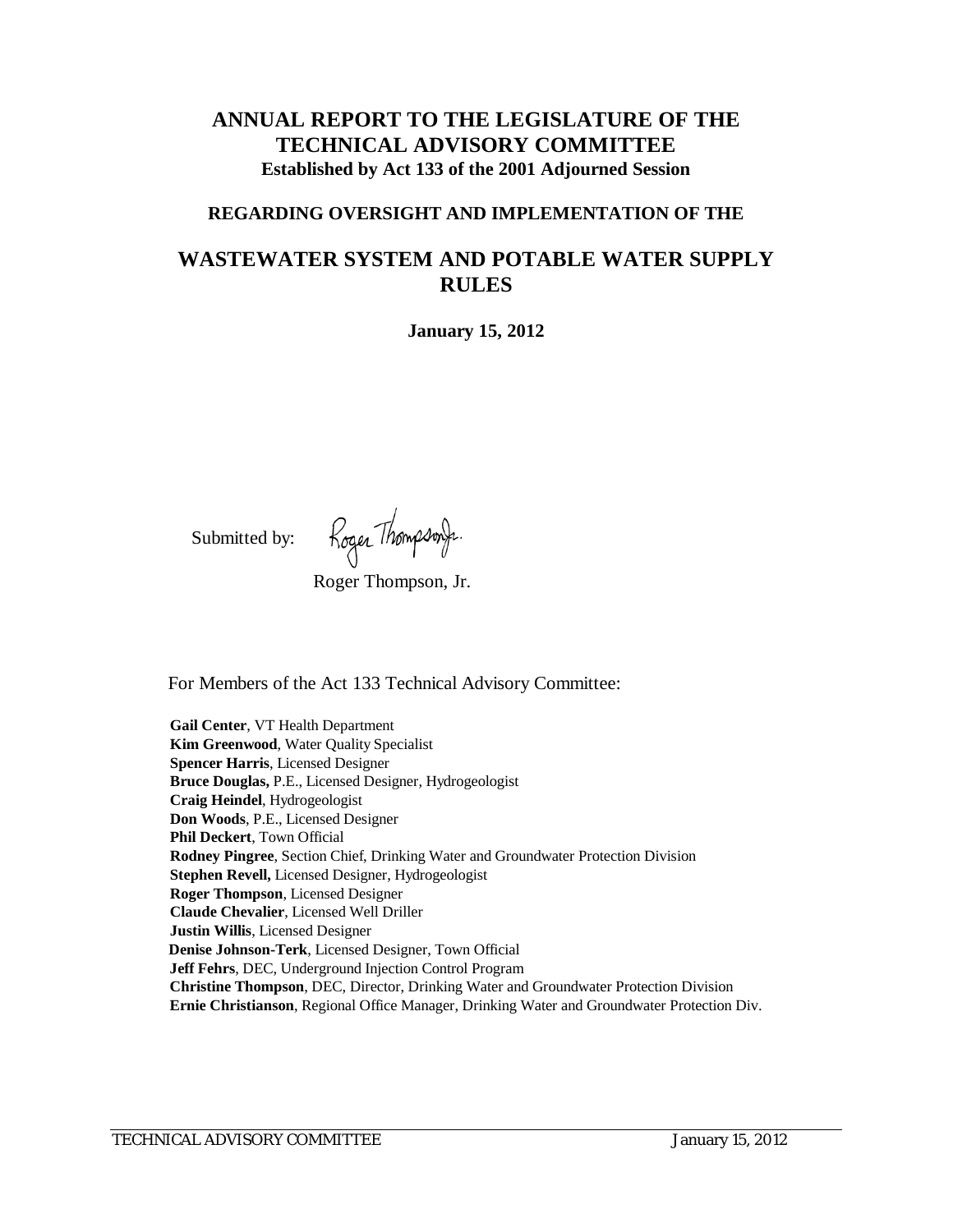# ANNUAL REPORT TO THE LEGISLATURE OF THE TECHNICAL ADVISORY COMMITTEE

**Established by Act 133 of the 2001 Adjourned Session**

**REGARDING OVERSIGHT AND IMPLEMENTATION OF THE**

# WASTEWATER SYSTEM AND POTABLE WATER SUPPLY RULES

**January 15, 2012**

Submitted by:

Roger Thompson, Jr.

For Members of the Act 133 Technical Advisory Committee:

**Gail Center**, VT Health Department
**Kim Greenwood**, Water Quality Specialist
**Spencer Harris**, Licensed Designer
**Bruce Douglas,** P.E., Licensed Designer, Hydrogeologist
**Craig Heindel**, Hydrogeologist
**Don Woods**, P.E., Licensed Designer
**Phil Deckert**, Town Official
**Rodney Pingree**, Section Chief, Drinking Water and Groundwater Protection Division
**Stephen Revell,** Licensed Designer, Hydrogeologist
**Roger Thompson**, Licensed Designer
**Claude Chevalier**, Licensed Well Driller
**Justin Willis**, Licensed Designer
**Denise Johnson-Terk**, Licensed Designer, Town Official
**Jeff Fehrs**, DEC, Underground Injection Control Program
**Christine Thompson**, DEC, Director, Drinking Water and Groundwater Protection Division
**Ernie Christianson**, Regional Office Manager, Drinking Water and Groundwater Protection Div.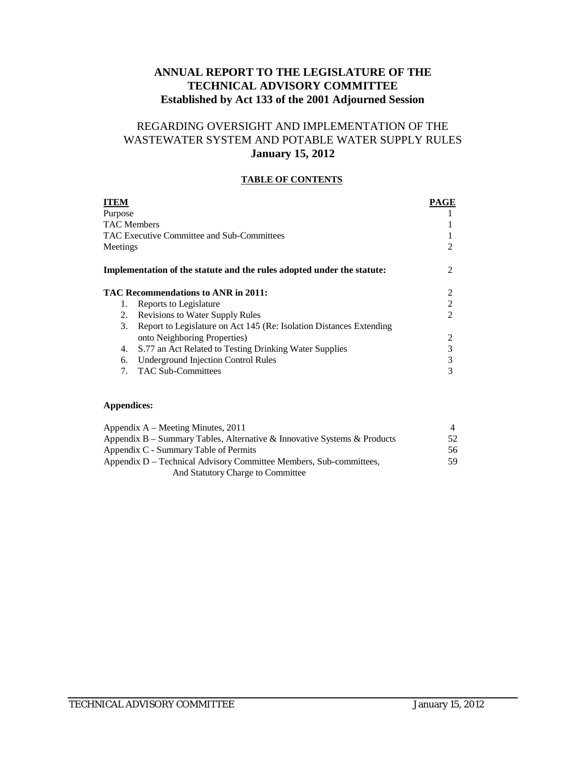# ANNUAL REPORT TO THE LEGISLATURE OF THE TECHNICAL ADVISORY COMMITTEE
## Established by Act 133 of the 2001 Adjourned Session

## REGARDING OVERSIGHT AND IMPLEMENTATION OF THE WASTEWATER SYSTEM AND POTABLE WATER SUPPLY RULES
**January 15, 2012**

**TABLE OF CONTENTS**

| **ITEM** | **PAGE** |
|---|---|
| Purpose | 1 |
| TAC Members | 1 |
| TAC Executive Committee and Sub-Committees | 1 |
| Meetings | 2 |
| **Implementation of the statute and the rules adopted under the statute:** | 2 |
| **TAC Recommendations to ANR in 2011:** | 2 |
| 1. Reports to Legislature | 2 |
| 2. Revisions to Water Supply Rules | 2 |
| 3. Report to Legislature on Act 145 (Re: Isolation Distances Extending onto Neighboring Properties) | 2 |
| 4. S.77 an Act Related to Testing Drinking Water Supplies | 3 |
| 6. Underground Injection Control Rules | 3 |
| 7. TAC Sub-Committees | 3 |

**Appendices:**

| | |
|---|---|
| Appendix A – Meeting Minutes, 2011 | 4 |
| Appendix B – Summary Tables, Alternative & Innovative Systems & Products | 52 |
| Appendix C - Summary Table of Permits | 56 |
| Appendix D – Technical Advisory Committee Members, Sub-committees, And Statutory Charge to Committee | 59 |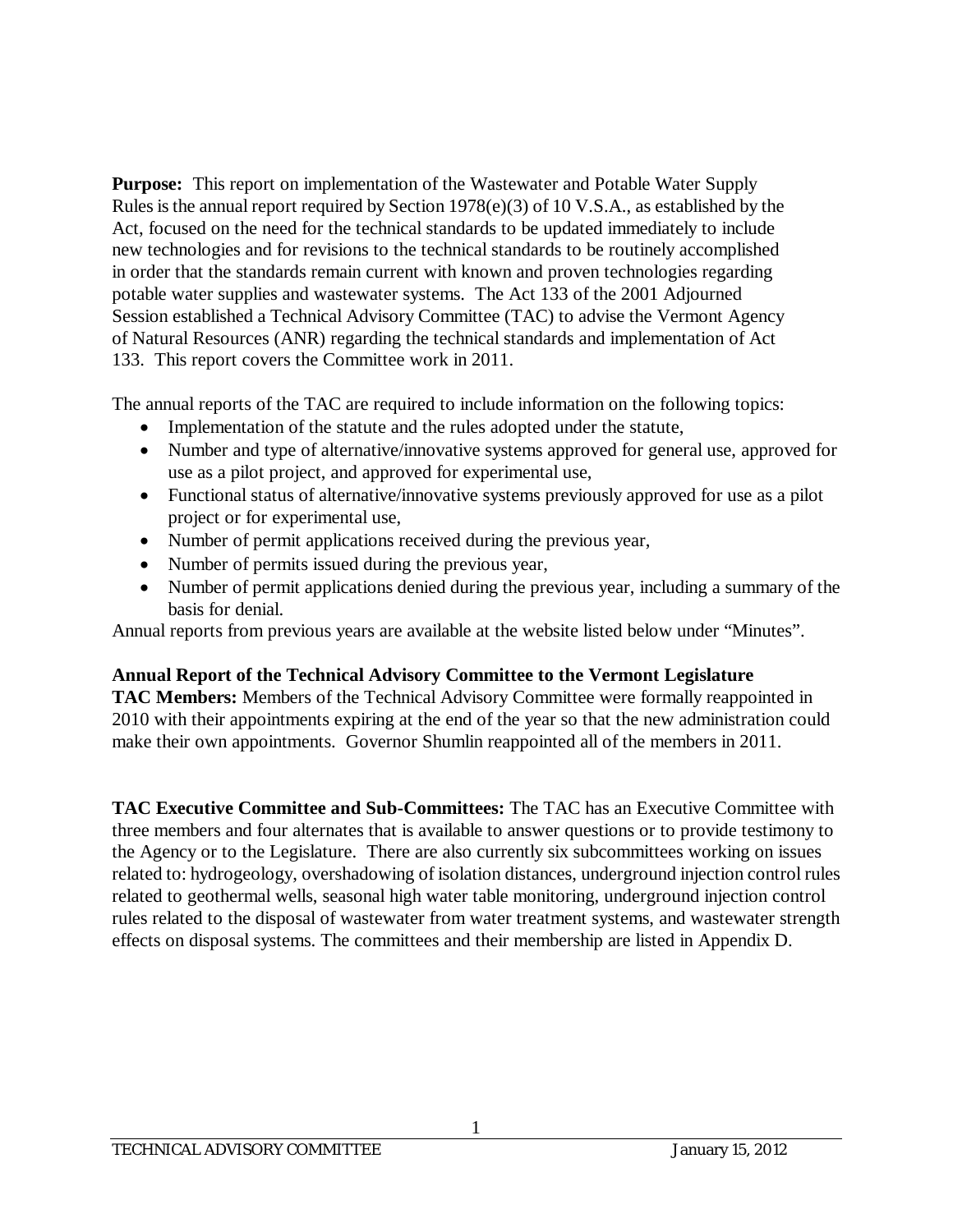**Purpose:** This report on implementation of the Wastewater and Potable Water Supply Rules is the annual report required by Section 1978(e)(3) of 10 V.S.A., as established by the Act, focused on the need for the technical standards to be updated immediately to include new technologies and for revisions to the technical standards to be routinely accomplished in order that the standards remain current with known and proven technologies regarding potable water supplies and wastewater systems. The Act 133 of the 2001 Adjourned Session established a Technical Advisory Committee (TAC) to advise the Vermont Agency of Natural Resources (ANR) regarding the technical standards and implementation of Act 133. This report covers the Committee work in 2011.

The annual reports of the TAC are required to include information on the following topics:

- Implementation of the statute and the rules adopted under the statute,
- Number and type of alternative/innovative systems approved for general use, approved for use as a pilot project, and approved for experimental use,
- Functional status of alternative/innovative systems previously approved for use as a pilot project or for experimental use,
- Number of permit applications received during the previous year,
- Number of permits issued during the previous year,
- Number of permit applications denied during the previous year, including a summary of the basis for denial.

Annual reports from previous years are available at the website listed below under "Minutes".

**Annual Report of the Technical Advisory Committee to the Vermont Legislature**

**TAC Members:** Members of the Technical Advisory Committee were formally reappointed in 2010 with their appointments expiring at the end of the year so that the new administration could make their own appointments. Governor Shumlin reappointed all of the members in 2011.

**TAC Executive Committee and Sub-Committees:** The TAC has an Executive Committee with three members and four alternates that is available to answer questions or to provide testimony to the Agency or to the Legislature. There are also currently six subcommittees working on issues related to: hydrogeology, overshadowing of isolation distances, underground injection control rules related to geothermal wells, seasonal high water table monitoring, underground injection control rules related to the disposal of wastewater from water treatment systems, and wastewater strength effects on disposal systems. The committees and their membership are listed in Appendix D.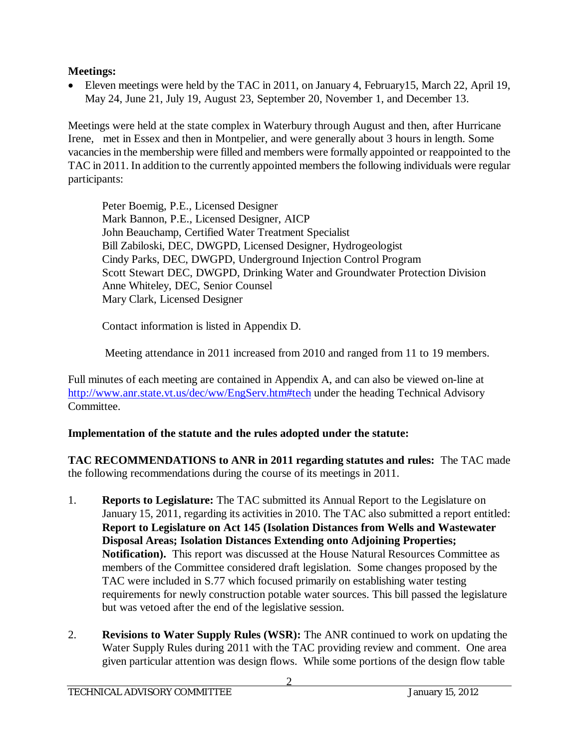**Meetings:**

- Eleven meetings were held by the TAC in 2011, on January 4, February15, March 22, April 19, May 24, June 21, July 19, August 23, September 20, November 1, and December 13.

Meetings were held at the state complex in Waterbury through August and then, after Hurricane Irene, met in Essex and then in Montpelier, and were generally about 3 hours in length. Some vacancies in the membership were filled and members were formally appointed or reappointed to the TAC in 2011. In addition to the currently appointed members the following individuals were regular participants:

Peter Boemig, P.E., Licensed Designer
Mark Bannon, P.E., Licensed Designer, AICP
John Beauchamp, Certified Water Treatment Specialist
Bill Zabiloski, DEC, DWGPD, Licensed Designer, Hydrogeologist
Cindy Parks, DEC, DWGPD, Underground Injection Control Program
Scott Stewart DEC, DWGPD, Drinking Water and Groundwater Protection Division
Anne Whiteley, DEC, Senior Counsel
Mary Clark, Licensed Designer

Contact information is listed in Appendix D.

Meeting attendance in 2011 increased from 2010 and ranged from 11 to 19 members.

Full minutes of each meeting are contained in Appendix A, and can also be viewed on-line at http://www.anr.state.vt.us/dec/ww/EngServ.htm#tech under the heading Technical Advisory Committee.

**Implementation of the statute and the rules adopted under the statute:**

**TAC RECOMMENDATIONS to ANR in 2011 regarding statutes and rules:** The TAC made the following recommendations during the course of its meetings in 2011.

1. **Reports to Legislature:** The TAC submitted its Annual Report to the Legislature on January 15, 2011, regarding its activities in 2010. The TAC also submitted a report entitled: **Report to Legislature on Act 145 (Isolation Distances from Wells and Wastewater Disposal Areas; Isolation Distances Extending onto Adjoining Properties; Notification).** This report was discussed at the House Natural Resources Committee as members of the Committee considered draft legislation. Some changes proposed by the TAC were included in S.77 which focused primarily on establishing water testing requirements for newly construction potable water sources. This bill passed the legislature but was vetoed after the end of the legislative session.

2. **Revisions to Water Supply Rules (WSR):** The ANR continued to work on updating the Water Supply Rules during 2011 with the TAC providing review and comment. One area given particular attention was design flows. While some portions of the design flow table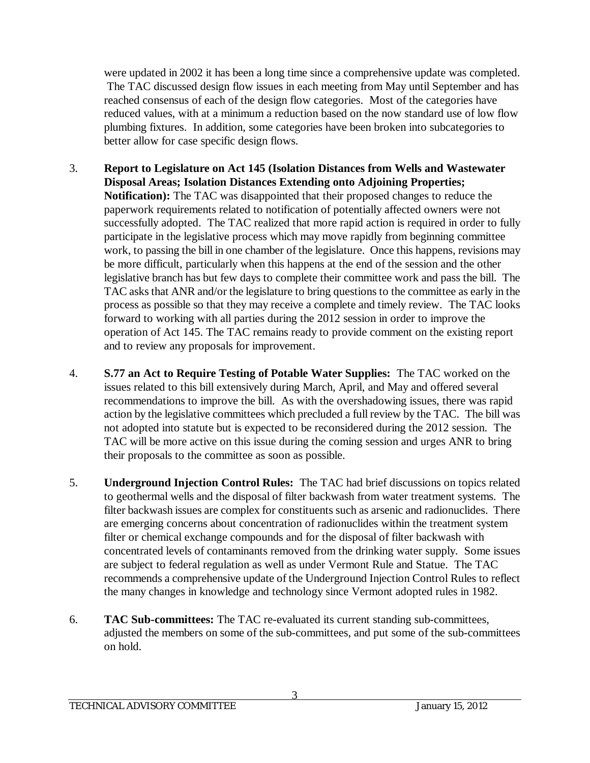were updated in 2002 it has been a long time since a comprehensive update was completed. The TAC discussed design flow issues in each meeting from May until September and has reached consensus of each of the design flow categories. Most of the categories have reduced values, with at a minimum a reduction based on the now standard use of low flow plumbing fixtures. In addition, some categories have been broken into subcategories to better allow for case specific design flows.

3. **Report to Legislature on Act 145 (Isolation Distances from Wells and Wastewater Disposal Areas; Isolation Distances Extending onto Adjoining Properties; Notification):** The TAC was disappointed that their proposed changes to reduce the paperwork requirements related to notification of potentially affected owners were not successfully adopted. The TAC realized that more rapid action is required in order to fully participate in the legislative process which may move rapidly from beginning committee work, to passing the bill in one chamber of the legislature. Once this happens, revisions may be more difficult, particularly when this happens at the end of the session and the other legislative branch has but few days to complete their committee work and pass the bill. The TAC asks that ANR and/or the legislature to bring questions to the committee as early in the process as possible so that they may receive a complete and timely review. The TAC looks forward to working with all parties during the 2012 session in order to improve the operation of Act 145. The TAC remains ready to provide comment on the existing report and to review any proposals for improvement.

4. **S.77 an Act to Require Testing of Potable Water Supplies:** The TAC worked on the issues related to this bill extensively during March, April, and May and offered several recommendations to improve the bill. As with the overshadowing issues, there was rapid action by the legislative committees which precluded a full review by the TAC. The bill was not adopted into statute but is expected to be reconsidered during the 2012 session. The TAC will be more active on this issue during the coming session and urges ANR to bring their proposals to the committee as soon as possible.

5. **Underground Injection Control Rules:** The TAC had brief discussions on topics related to geothermal wells and the disposal of filter backwash from water treatment systems. The filter backwash issues are complex for constituents such as arsenic and radionuclides. There are emerging concerns about concentration of radionuclides within the treatment system filter or chemical exchange compounds and for the disposal of filter backwash with concentrated levels of contaminants removed from the drinking water supply. Some issues are subject to federal regulation as well as under Vermont Rule and Statue. The TAC recommends a comprehensive update of the Underground Injection Control Rules to reflect the many changes in knowledge and technology since Vermont adopted rules in 1982.

6. **TAC Sub-committees:** The TAC re-evaluated its current standing sub-committees, adjusted the members on some of the sub-committees, and put some of the sub-committees on hold.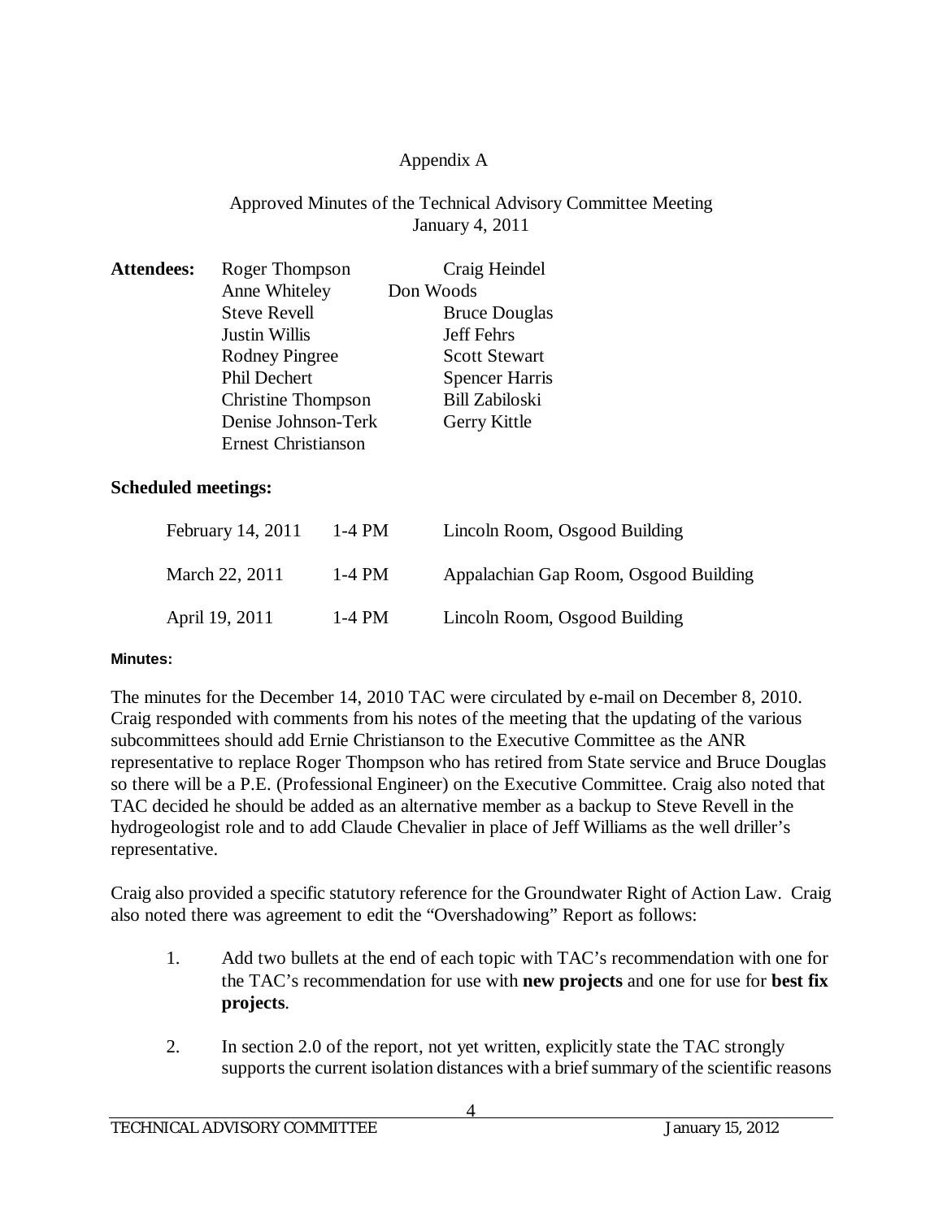Appendix A

Approved Minutes of the Technical Advisory Committee Meeting
January 4, 2011

**Attendees:**

| | |
|---|---|
| Roger Thompson | Craig Heindel |
| Anne Whiteley | Don Woods |
| Steve Revell | Bruce Douglas |
| Justin Willis | Jeff Fehrs |
| Rodney Pingree | Scott Stewart |
| Phil Dechert | Spencer Harris |
| Christine Thompson | Bill Zabiloski |
| Denise Johnson-Terk | Gerry Kittle |
| Ernest Christianson | |

**Scheduled meetings:**

| | | |
|---|---|---|
| February 14, 2011 | 1-4 PM | Lincoln Room, Osgood Building |
| March 22, 2011 | 1-4 PM | Appalachian Gap Room, Osgood Building |
| April 19, 2011 | 1-4 PM | Lincoln Room, Osgood Building |

**Minutes:**

The minutes for the December 14, 2010 TAC were circulated by e-mail on December 8, 2010. Craig responded with comments from his notes of the meeting that the updating of the various subcommittees should add Ernie Christianson to the Executive Committee as the ANR representative to replace Roger Thompson who has retired from State service and Bruce Douglas so there will be a P.E. (Professional Engineer) on the Executive Committee. Craig also noted that TAC decided he should be added as an alternative member as a backup to Steve Revell in the hydrogeologist role and to add Claude Chevalier in place of Jeff Williams as the well driller's representative.

Craig also provided a specific statutory reference for the Groundwater Right of Action Law. Craig also noted there was agreement to edit the "Overshadowing" Report as follows:

1. Add two bullets at the end of each topic with TAC's recommendation with one for the TAC's recommendation for use with **new projects** and one for use for **best fix projects**.

2. In section 2.0 of the report, not yet written, explicitly state the TAC strongly supports the current isolation distances with a brief summary of the scientific reasons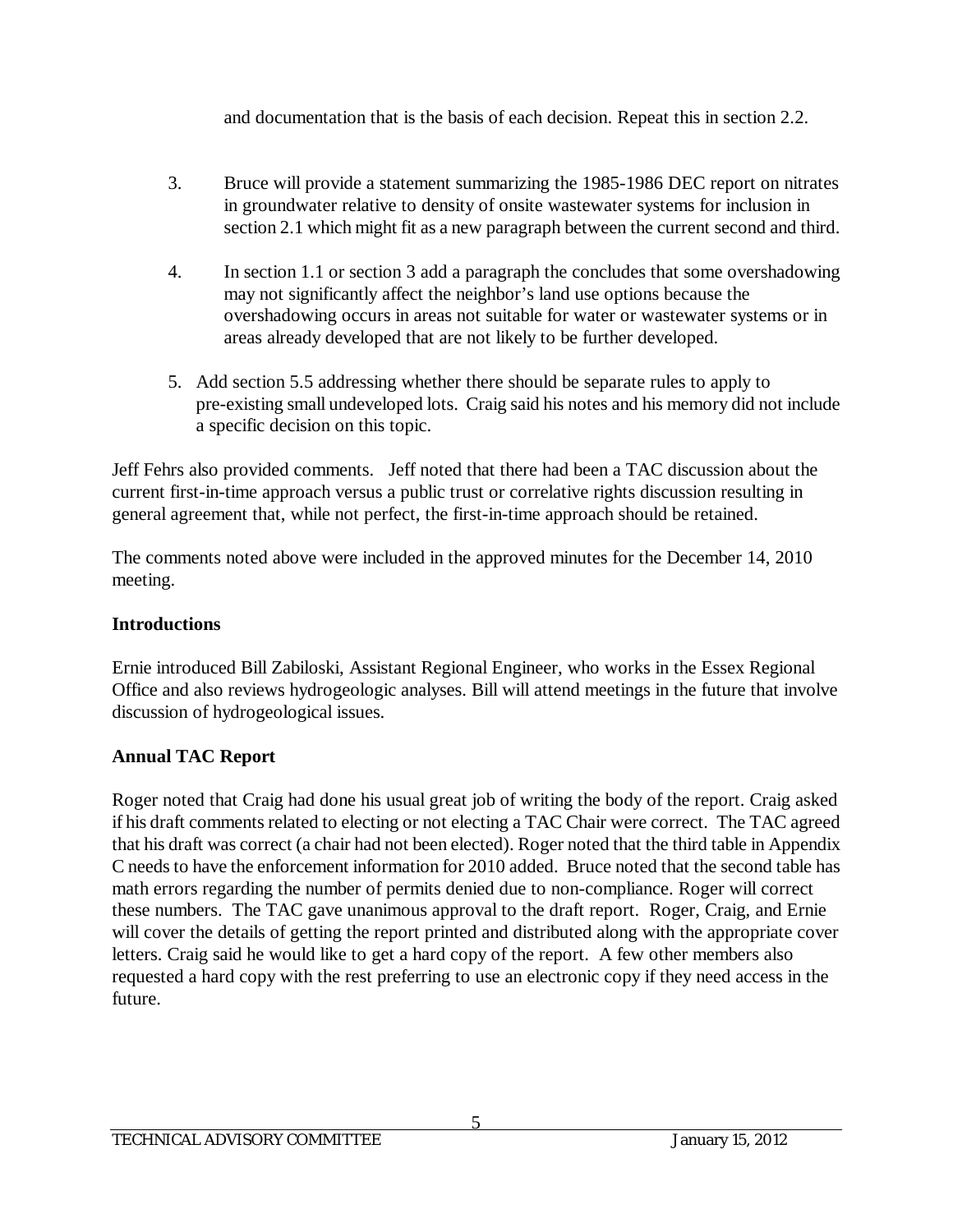and documentation that is the basis of each decision. Repeat this in section 2.2.

3. Bruce will provide a statement summarizing the 1985-1986 DEC report on nitrates in groundwater relative to density of onsite wastewater systems for inclusion in section 2.1 which might fit as a new paragraph between the current second and third.

4. In section 1.1 or section 3 add a paragraph the concludes that some overshadowing may not significantly affect the neighbor's land use options because the overshadowing occurs in areas not suitable for water or wastewater systems or in areas already developed that are not likely to be further developed.

5. Add section 5.5 addressing whether there should be separate rules to apply to pre-existing small undeveloped lots. Craig said his notes and his memory did not include a specific decision on this topic.

Jeff Fehrs also provided comments. Jeff noted that there had been a TAC discussion about the current first-in-time approach versus a public trust or correlative rights discussion resulting in general agreement that, while not perfect, the first-in-time approach should be retained.

The comments noted above were included in the approved minutes for the December 14, 2010 meeting.

## Introductions

Ernie introduced Bill Zabiloski, Assistant Regional Engineer, who works in the Essex Regional Office and also reviews hydrogeologic analyses. Bill will attend meetings in the future that involve discussion of hydrogeological issues.

## Annual TAC Report

Roger noted that Craig had done his usual great job of writing the body of the report. Craig asked if his draft comments related to electing or not electing a TAC Chair were correct. The TAC agreed that his draft was correct (a chair had not been elected). Roger noted that the third table in Appendix C needs to have the enforcement information for 2010 added. Bruce noted that the second table has math errors regarding the number of permits denied due to non-compliance. Roger will correct these numbers. The TAC gave unanimous approval to the draft report. Roger, Craig, and Ernie will cover the details of getting the report printed and distributed along with the appropriate cover letters. Craig said he would like to get a hard copy of the report. A few other members also requested a hard copy with the rest preferring to use an electronic copy if they need access in the future.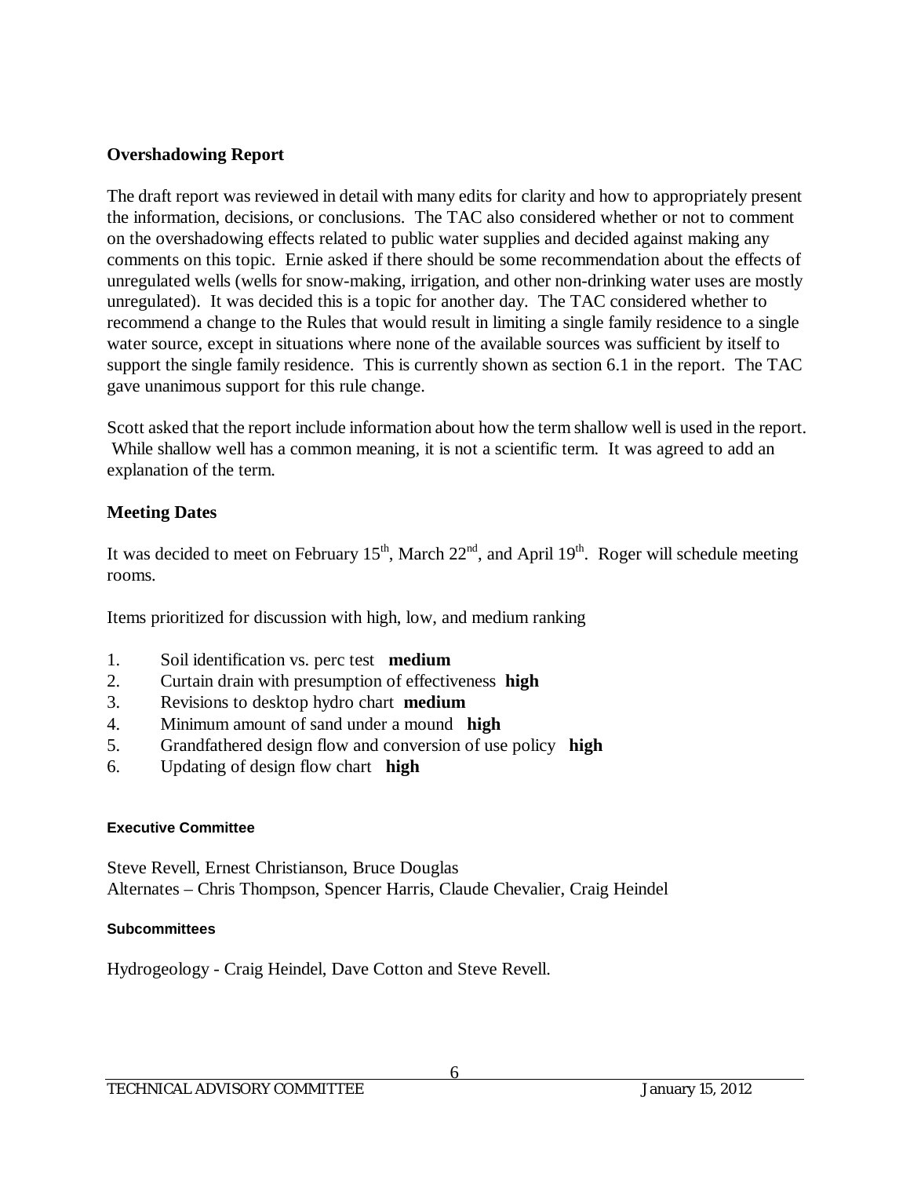## Overshadowing Report

The draft report was reviewed in detail with many edits for clarity and how to appropriately present the information, decisions, or conclusions. The TAC also considered whether or not to comment on the overshadowing effects related to public water supplies and decided against making any comments on this topic. Ernie asked if there should be some recommendation about the effects of unregulated wells (wells for snow-making, irrigation, and other non-drinking water uses are mostly unregulated). It was decided this is a topic for another day. The TAC considered whether to recommend a change to the Rules that would result in limiting a single family residence to a single water source, except in situations where none of the available sources was sufficient by itself to support the single family residence. This is currently shown as section 6.1 in the report. The TAC gave unanimous support for this rule change.

Scott asked that the report include information about how the term shallow well is used in the report. While shallow well has a common meaning, it is not a scientific term. It was agreed to add an explanation of the term.

## Meeting Dates

It was decided to meet on February 15th, March 22nd, and April 19th. Roger will schedule meeting rooms.

Items prioritized for discussion with high, low, and medium ranking

1. Soil identification vs. perc test **medium**
2. Curtain drain with presumption of effectiveness **high**
3. Revisions to desktop hydro chart **medium**
4. Minimum amount of sand under a mound **high**
5. Grandfathered design flow and conversion of use policy **high**
6. Updating of design flow chart **high**

### Executive Committee

Steve Revell, Ernest Christianson, Bruce Douglas
Alternates – Chris Thompson, Spencer Harris, Claude Chevalier, Craig Heindel

### Subcommittees

Hydrogeology - Craig Heindel, Dave Cotton and Steve Revell.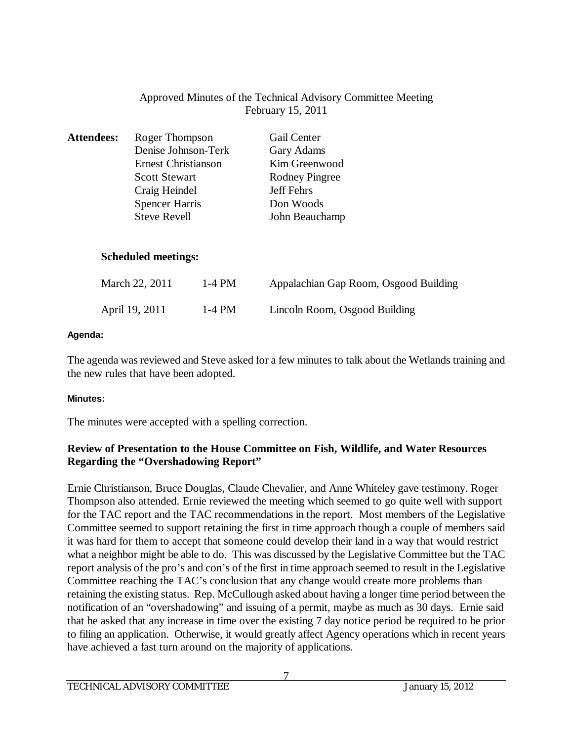Approved Minutes of the Technical Advisory Committee Meeting
February 15, 2011

**Attendees:**

| | |
|---|---|
| Roger Thompson | Gail Center |
| Denise Johnson-Terk | Gary Adams |
| Ernest Christianson | Kim Greenwood |
| Scott Stewart | Rodney Pingree |
| Craig Heindel | Jeff Fehrs |
| Spencer Harris | Don Woods |
| Steve Revell | John Beauchamp |

**Scheduled meetings:**

| | | |
|---|---|---|
| March 22, 2011 | 1-4 PM | Appalachian Gap Room, Osgood Building |
| April 19, 2011 | 1-4 PM | Lincoln Room, Osgood Building |

**Agenda:**

The agenda was reviewed and Steve asked for a few minutes to talk about the Wetlands training and the new rules that have been adopted.

**Minutes:**

The minutes were accepted with a spelling correction.

**Review of Presentation to the House Committee on Fish, Wildlife, and Water Resources Regarding the "Overshadowing Report"**

Ernie Christianson, Bruce Douglas, Claude Chevalier, and Anne Whiteley gave testimony. Roger Thompson also attended. Ernie reviewed the meeting which seemed to go quite well with support for the TAC report and the TAC recommendations in the report. Most members of the Legislative Committee seemed to support retaining the first in time approach though a couple of members said it was hard for them to accept that someone could develop their land in a way that would restrict what a neighbor might be able to do. This was discussed by the Legislative Committee but the TAC report analysis of the pro's and con's of the first in time approach seemed to result in the Legislative Committee reaching the TAC's conclusion that any change would create more problems than retaining the existing status. Rep. McCullough asked about having a longer time period between the notification of an "overshadowing" and issuing of a permit, maybe as much as 30 days. Ernie said that he asked that any increase in time over the existing 7 day notice period be required to be prior to filing an application. Otherwise, it would greatly affect Agency operations which in recent years have achieved a fast turn around on the majority of applications.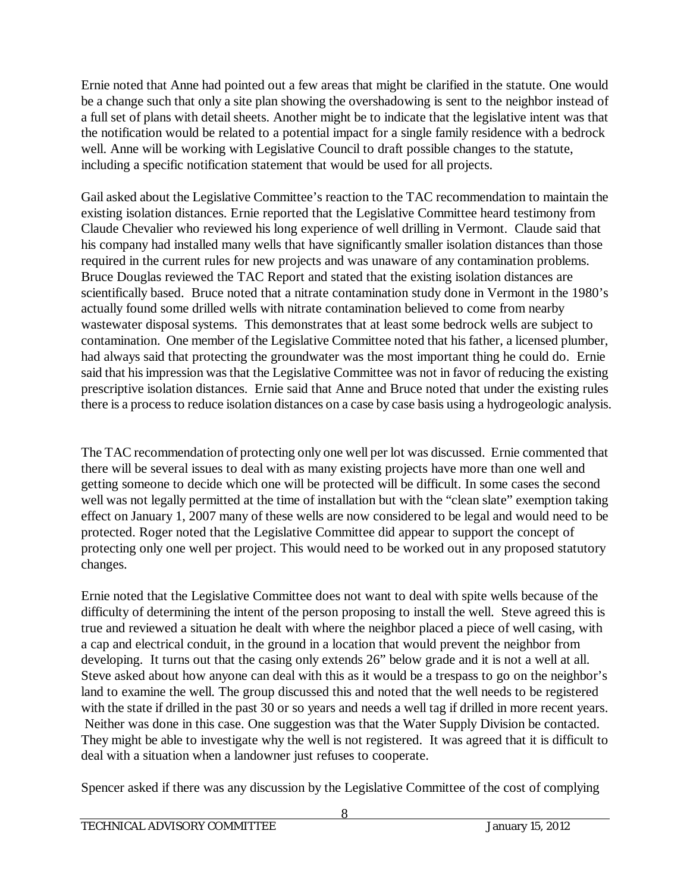Ernie noted that Anne had pointed out a few areas that might be clarified in the statute. One would be a change such that only a site plan showing the overshadowing is sent to the neighbor instead of a full set of plans with detail sheets. Another might be to indicate that the legislative intent was that the notification would be related to a potential impact for a single family residence with a bedrock well. Anne will be working with Legislative Council to draft possible changes to the statute, including a specific notification statement that would be used for all projects.

Gail asked about the Legislative Committee's reaction to the TAC recommendation to maintain the existing isolation distances. Ernie reported that the Legislative Committee heard testimony from Claude Chevalier who reviewed his long experience of well drilling in Vermont. Claude said that his company had installed many wells that have significantly smaller isolation distances than those required in the current rules for new projects and was unaware of any contamination problems. Bruce Douglas reviewed the TAC Report and stated that the existing isolation distances are scientifically based. Bruce noted that a nitrate contamination study done in Vermont in the 1980's actually found some drilled wells with nitrate contamination believed to come from nearby wastewater disposal systems. This demonstrates that at least some bedrock wells are subject to contamination. One member of the Legislative Committee noted that his father, a licensed plumber, had always said that protecting the groundwater was the most important thing he could do. Ernie said that his impression was that the Legislative Committee was not in favor of reducing the existing prescriptive isolation distances. Ernie said that Anne and Bruce noted that under the existing rules there is a process to reduce isolation distances on a case by case basis using a hydrogeologic analysis.

The TAC recommendation of protecting only one well per lot was discussed. Ernie commented that there will be several issues to deal with as many existing projects have more than one well and getting someone to decide which one will be protected will be difficult. In some cases the second well was not legally permitted at the time of installation but with the "clean slate" exemption taking effect on January 1, 2007 many of these wells are now considered to be legal and would need to be protected. Roger noted that the Legislative Committee did appear to support the concept of protecting only one well per project. This would need to be worked out in any proposed statutory changes.

Ernie noted that the Legislative Committee does not want to deal with spite wells because of the difficulty of determining the intent of the person proposing to install the well. Steve agreed this is true and reviewed a situation he dealt with where the neighbor placed a piece of well casing, with a cap and electrical conduit, in the ground in a location that would prevent the neighbor from developing. It turns out that the casing only extends 26" below grade and it is not a well at all. Steve asked about how anyone can deal with this as it would be a trespass to go on the neighbor's land to examine the well. The group discussed this and noted that the well needs to be registered with the state if drilled in the past 30 or so years and needs a well tag if drilled in more recent years. Neither was done in this case. One suggestion was that the Water Supply Division be contacted. They might be able to investigate why the well is not registered. It was agreed that it is difficult to deal with a situation when a landowner just refuses to cooperate.

Spencer asked if there was any discussion by the Legislative Committee of the cost of complying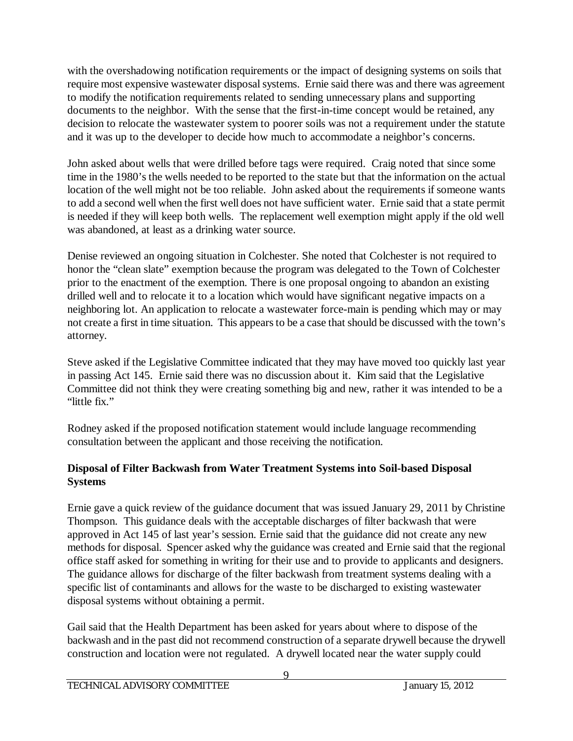with the overshadowing notification requirements or the impact of designing systems on soils that require most expensive wastewater disposal systems. Ernie said there was and there was agreement to modify the notification requirements related to sending unnecessary plans and supporting documents to the neighbor. With the sense that the first-in-time concept would be retained, any decision to relocate the wastewater system to poorer soils was not a requirement under the statute and it was up to the developer to decide how much to accommodate a neighbor's concerns.

John asked about wells that were drilled before tags were required. Craig noted that since some time in the 1980's the wells needed to be reported to the state but that the information on the actual location of the well might not be too reliable. John asked about the requirements if someone wants to add a second well when the first well does not have sufficient water. Ernie said that a state permit is needed if they will keep both wells. The replacement well exemption might apply if the old well was abandoned, at least as a drinking water source.

Denise reviewed an ongoing situation in Colchester. She noted that Colchester is not required to honor the "clean slate" exemption because the program was delegated to the Town of Colchester prior to the enactment of the exemption. There is one proposal ongoing to abandon an existing drilled well and to relocate it to a location which would have significant negative impacts on a neighboring lot. An application to relocate a wastewater force-main is pending which may or may not create a first in time situation. This appears to be a case that should be discussed with the town's attorney.

Steve asked if the Legislative Committee indicated that they may have moved too quickly last year in passing Act 145. Ernie said there was no discussion about it. Kim said that the Legislative Committee did not think they were creating something big and new, rather it was intended to be a "little fix."

Rodney asked if the proposed notification statement would include language recommending consultation between the applicant and those receiving the notification.

**Disposal of Filter Backwash from Water Treatment Systems into Soil-based Disposal Systems**

Ernie gave a quick review of the guidance document that was issued January 29, 2011 by Christine Thompson. This guidance deals with the acceptable discharges of filter backwash that were approved in Act 145 of last year's session. Ernie said that the guidance did not create any new methods for disposal. Spencer asked why the guidance was created and Ernie said that the regional office staff asked for something in writing for their use and to provide to applicants and designers. The guidance allows for discharge of the filter backwash from treatment systems dealing with a specific list of contaminants and allows for the waste to be discharged to existing wastewater disposal systems without obtaining a permit.

Gail said that the Health Department has been asked for years about where to dispose of the backwash and in the past did not recommend construction of a separate drywell because the drywell construction and location were not regulated. A drywell located near the water supply could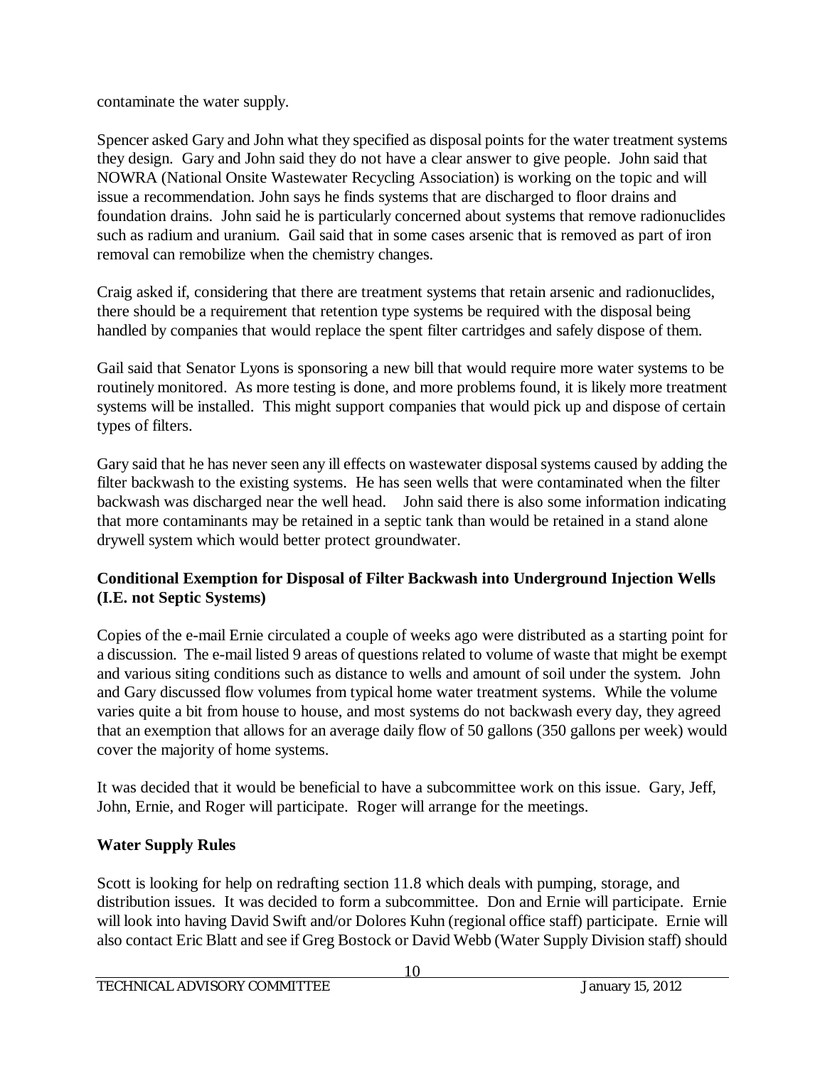contaminate the water supply.

Spencer asked Gary and John what they specified as disposal points for the water treatment systems they design. Gary and John said they do not have a clear answer to give people. John said that NOWRA (National Onsite Wastewater Recycling Association) is working on the topic and will issue a recommendation. John says he finds systems that are discharged to floor drains and foundation drains. John said he is particularly concerned about systems that remove radionuclides such as radium and uranium. Gail said that in some cases arsenic that is removed as part of iron removal can remobilize when the chemistry changes.

Craig asked if, considering that there are treatment systems that retain arsenic and radionuclides, there should be a requirement that retention type systems be required with the disposal being handled by companies that would replace the spent filter cartridges and safely dispose of them.

Gail said that Senator Lyons is sponsoring a new bill that would require more water systems to be routinely monitored. As more testing is done, and more problems found, it is likely more treatment systems will be installed. This might support companies that would pick up and dispose of certain types of filters.

Gary said that he has never seen any ill effects on wastewater disposal systems caused by adding the filter backwash to the existing systems. He has seen wells that were contaminated when the filter backwash was discharged near the well head. John said there is also some information indicating that more contaminants may be retained in a septic tank than would be retained in a stand alone drywell system which would better protect groundwater.

**Conditional Exemption for Disposal of Filter Backwash into Underground Injection Wells (I.E. not Septic Systems)**

Copies of the e-mail Ernie circulated a couple of weeks ago were distributed as a starting point for a discussion. The e-mail listed 9 areas of questions related to volume of waste that might be exempt and various siting conditions such as distance to wells and amount of soil under the system. John and Gary discussed flow volumes from typical home water treatment systems. While the volume varies quite a bit from house to house, and most systems do not backwash every day, they agreed that an exemption that allows for an average daily flow of 50 gallons (350 gallons per week) would cover the majority of home systems.

It was decided that it would be beneficial to have a subcommittee work on this issue. Gary, Jeff, John, Ernie, and Roger will participate. Roger will arrange for the meetings.

**Water Supply Rules**

Scott is looking for help on redrafting section 11.8 which deals with pumping, storage, and distribution issues. It was decided to form a subcommittee. Don and Ernie will participate. Ernie will look into having David Swift and/or Dolores Kuhn (regional office staff) participate. Ernie will also contact Eric Blatt and see if Greg Bostock or David Webb (Water Supply Division staff) should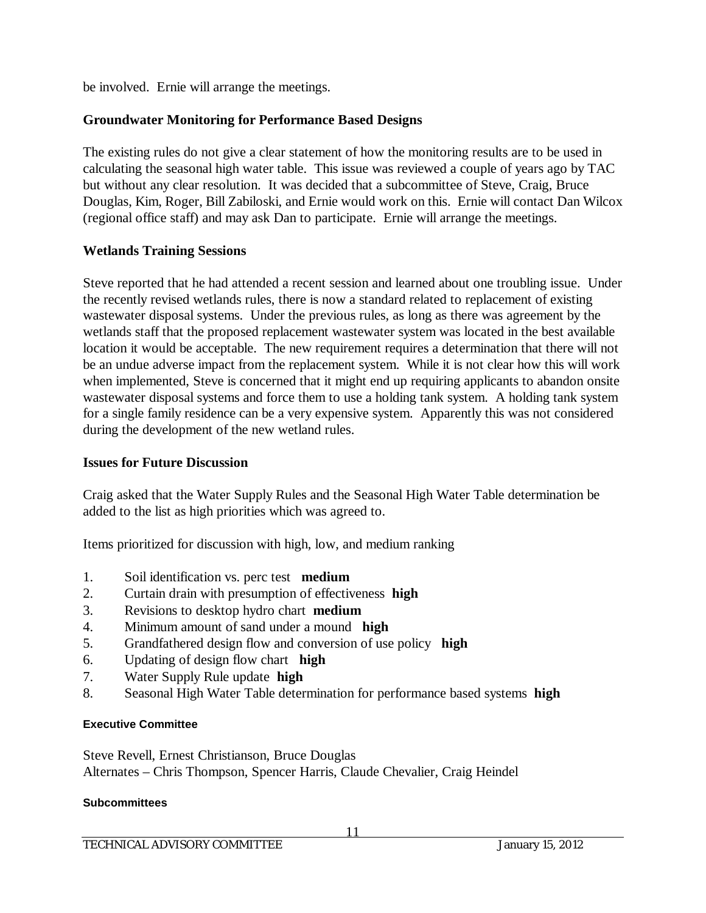be involved. Ernie will arrange the meetings.

### Groundwater Monitoring for Performance Based Designs

The existing rules do not give a clear statement of how the monitoring results are to be used in calculating the seasonal high water table. This issue was reviewed a couple of years ago by TAC but without any clear resolution. It was decided that a subcommittee of Steve, Craig, Bruce Douglas, Kim, Roger, Bill Zabiloski, and Ernie would work on this. Ernie will contact Dan Wilcox (regional office staff) and may ask Dan to participate. Ernie will arrange the meetings.

### Wetlands Training Sessions

Steve reported that he had attended a recent session and learned about one troubling issue. Under the recently revised wetlands rules, there is now a standard related to replacement of existing wastewater disposal systems. Under the previous rules, as long as there was agreement by the wetlands staff that the proposed replacement wastewater system was located in the best available location it would be acceptable. The new requirement requires a determination that there will not be an undue adverse impact from the replacement system. While it is not clear how this will work when implemented, Steve is concerned that it might end up requiring applicants to abandon onsite wastewater disposal systems and force them to use a holding tank system. A holding tank system for a single family residence can be a very expensive system. Apparently this was not considered during the development of the new wetland rules.

### Issues for Future Discussion

Craig asked that the Water Supply Rules and the Seasonal High Water Table determination be added to the list as high priorities which was agreed to.

Items prioritized for discussion with high, low, and medium ranking

1. Soil identification vs. perc test **medium**
2. Curtain drain with presumption of effectiveness **high**
3. Revisions to desktop hydro chart **medium**
4. Minimum amount of sand under a mound **high**
5. Grandfathered design flow and conversion of use policy **high**
6. Updating of design flow chart **high**
7. Water Supply Rule update **high**
8. Seasonal High Water Table determination for performance based systems **high**

#### Executive Committee

Steve Revell, Ernest Christianson, Bruce Douglas
Alternates – Chris Thompson, Spencer Harris, Claude Chevalier, Craig Heindel

#### Subcommittees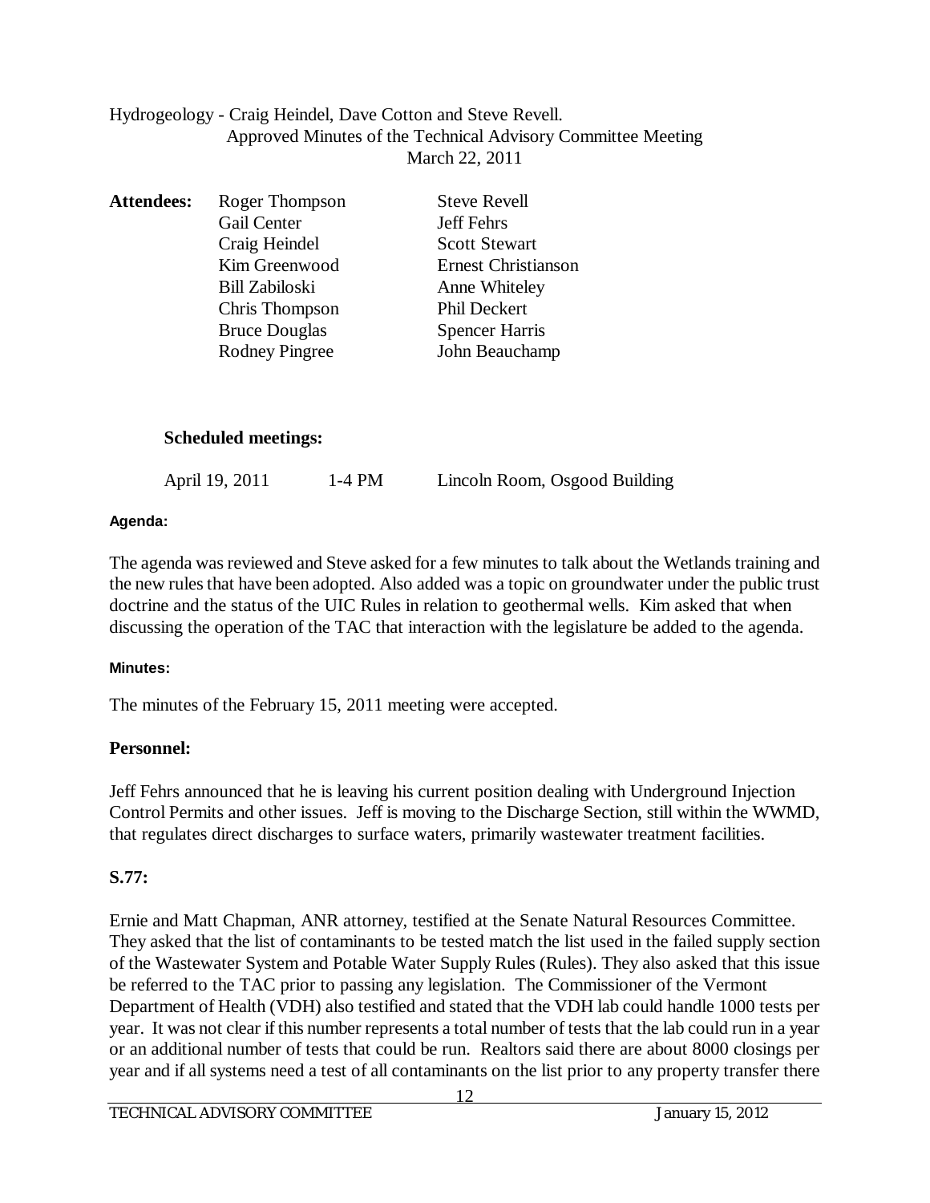Hydrogeology - Craig Heindel, Dave Cotton and Steve Revell.

Approved Minutes of the Technical Advisory Committee Meeting

March 22, 2011

**Attendees:**

| | |
|---|---|
| Roger Thompson | Steve Revell |
| Gail Center | Jeff Fehrs |
| Craig Heindel | Scott Stewart |
| Kim Greenwood | Ernest Christianson |
| Bill Zabiloski | Anne Whiteley |
| Chris Thompson | Phil Deckert |
| Bruce Douglas | Spencer Harris |
| Rodney Pingree | John Beauchamp |

**Scheduled meetings:**

April 19, 2011 1-4 PM Lincoln Room, Osgood Building

**Agenda:**

The agenda was reviewed and Steve asked for a few minutes to talk about the Wetlands training and the new rules that have been adopted. Also added was a topic on groundwater under the public trust doctrine and the status of the UIC Rules in relation to geothermal wells. Kim asked that when discussing the operation of the TAC that interaction with the legislature be added to the agenda.

**Minutes:**

The minutes of the February 15, 2011 meeting were accepted.

**Personnel:**

Jeff Fehrs announced that he is leaving his current position dealing with Underground Injection Control Permits and other issues. Jeff is moving to the Discharge Section, still within the WWMD, that regulates direct discharges to surface waters, primarily wastewater treatment facilities.

**S.77:**

Ernie and Matt Chapman, ANR attorney, testified at the Senate Natural Resources Committee. They asked that the list of contaminants to be tested match the list used in the failed supply section of the Wastewater System and Potable Water Supply Rules (Rules). They also asked that this issue be referred to the TAC prior to passing any legislation. The Commissioner of the Vermont Department of Health (VDH) also testified and stated that the VDH lab could handle 1000 tests per year. It was not clear if this number represents a total number of tests that the lab could run in a year or an additional number of tests that could be run. Realtors said there are about 8000 closings per year and if all systems need a test of all contaminants on the list prior to any property transfer there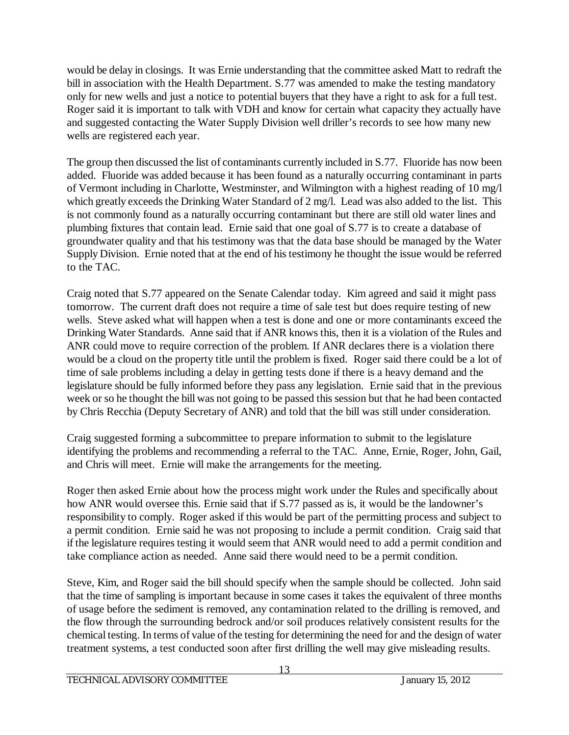would be delay in closings. It was Ernie understanding that the committee asked Matt to redraft the bill in association with the Health Department. S.77 was amended to make the testing mandatory only for new wells and just a notice to potential buyers that they have a right to ask for a full test. Roger said it is important to talk with VDH and know for certain what capacity they actually have and suggested contacting the Water Supply Division well driller's records to see how many new wells are registered each year.

The group then discussed the list of contaminants currently included in S.77. Fluoride has now been added. Fluoride was added because it has been found as a naturally occurring contaminant in parts of Vermont including in Charlotte, Westminster, and Wilmington with a highest reading of 10 mg/l which greatly exceeds the Drinking Water Standard of 2 mg/l. Lead was also added to the list. This is not commonly found as a naturally occurring contaminant but there are still old water lines and plumbing fixtures that contain lead. Ernie said that one goal of S.77 is to create a database of groundwater quality and that his testimony was that the data base should be managed by the Water Supply Division. Ernie noted that at the end of his testimony he thought the issue would be referred to the TAC.

Craig noted that S.77 appeared on the Senate Calendar today. Kim agreed and said it might pass tomorrow. The current draft does not require a time of sale test but does require testing of new wells. Steve asked what will happen when a test is done and one or more contaminants exceed the Drinking Water Standards. Anne said that if ANR knows this, then it is a violation of the Rules and ANR could move to require correction of the problem. If ANR declares there is a violation there would be a cloud on the property title until the problem is fixed. Roger said there could be a lot of time of sale problems including a delay in getting tests done if there is a heavy demand and the legislature should be fully informed before they pass any legislation. Ernie said that in the previous week or so he thought the bill was not going to be passed this session but that he had been contacted by Chris Recchia (Deputy Secretary of ANR) and told that the bill was still under consideration.

Craig suggested forming a subcommittee to prepare information to submit to the legislature identifying the problems and recommending a referral to the TAC. Anne, Ernie, Roger, John, Gail, and Chris will meet. Ernie will make the arrangements for the meeting.

Roger then asked Ernie about how the process might work under the Rules and specifically about how ANR would oversee this. Ernie said that if S.77 passed as is, it would be the landowner's responsibility to comply. Roger asked if this would be part of the permitting process and subject to a permit condition. Ernie said he was not proposing to include a permit condition. Craig said that if the legislature requires testing it would seem that ANR would need to add a permit condition and take compliance action as needed. Anne said there would need to be a permit condition.

Steve, Kim, and Roger said the bill should specify when the sample should be collected. John said that the time of sampling is important because in some cases it takes the equivalent of three months of usage before the sediment is removed, any contamination related to the drilling is removed, and the flow through the surrounding bedrock and/or soil produces relatively consistent results for the chemical testing. In terms of value of the testing for determining the need for and the design of water treatment systems, a test conducted soon after first drilling the well may give misleading results.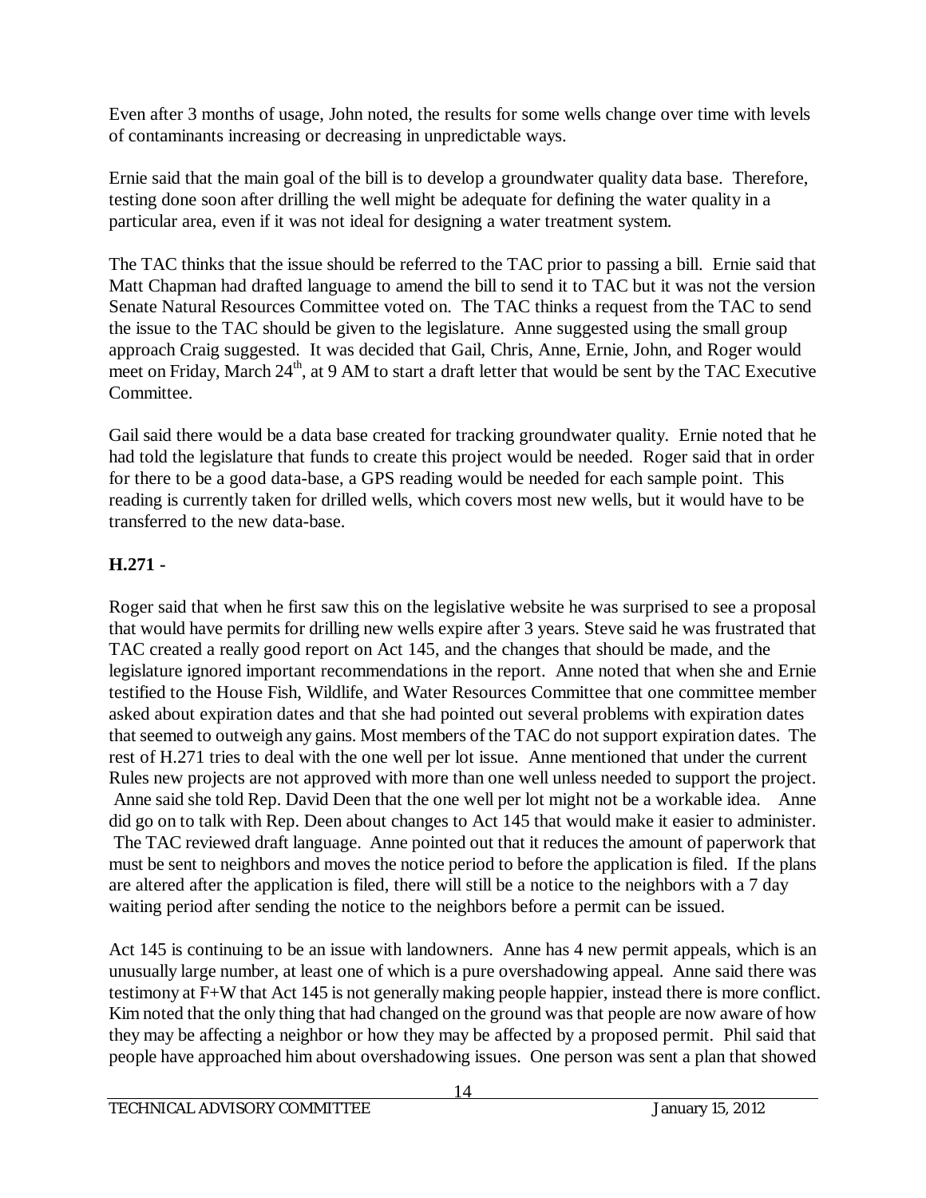Even after 3 months of usage, John noted, the results for some wells change over time with levels of contaminants increasing or decreasing in unpredictable ways.

Ernie said that the main goal of the bill is to develop a groundwater quality data base. Therefore, testing done soon after drilling the well might be adequate for defining the water quality in a particular area, even if it was not ideal for designing a water treatment system.

The TAC thinks that the issue should be referred to the TAC prior to passing a bill. Ernie said that Matt Chapman had drafted language to amend the bill to send it to TAC but it was not the version Senate Natural Resources Committee voted on. The TAC thinks a request from the TAC to send the issue to the TAC should be given to the legislature. Anne suggested using the small group approach Craig suggested. It was decided that Gail, Chris, Anne, Ernie, John, and Roger would meet on Friday, March 24th, at 9 AM to start a draft letter that would be sent by the TAC Executive Committee.

Gail said there would be a data base created for tracking groundwater quality. Ernie noted that he had told the legislature that funds to create this project would be needed. Roger said that in order for there to be a good data-base, a GPS reading would be needed for each sample point. This reading is currently taken for drilled wells, which covers most new wells, but it would have to be transferred to the new data-base.

## H.271 -

Roger said that when he first saw this on the legislative website he was surprised to see a proposal that would have permits for drilling new wells expire after 3 years. Steve said he was frustrated that TAC created a really good report on Act 145, and the changes that should be made, and the legislature ignored important recommendations in the report. Anne noted that when she and Ernie testified to the House Fish, Wildlife, and Water Resources Committee that one committee member asked about expiration dates and that she had pointed out several problems with expiration dates that seemed to outweigh any gains. Most members of the TAC do not support expiration dates. The rest of H.271 tries to deal with the one well per lot issue. Anne mentioned that under the current Rules new projects are not approved with more than one well unless needed to support the project. Anne said she told Rep. David Deen that the one well per lot might not be a workable idea. Anne did go on to talk with Rep. Deen about changes to Act 145 that would make it easier to administer. The TAC reviewed draft language. Anne pointed out that it reduces the amount of paperwork that must be sent to neighbors and moves the notice period to before the application is filed. If the plans are altered after the application is filed, there will still be a notice to the neighbors with a 7 day waiting period after sending the notice to the neighbors before a permit can be issued.

Act 145 is continuing to be an issue with landowners. Anne has 4 new permit appeals, which is an unusually large number, at least one of which is a pure overshadowing appeal. Anne said there was testimony at F+W that Act 145 is not generally making people happier, instead there is more conflict. Kim noted that the only thing that had changed on the ground was that people are now aware of how they may be affecting a neighbor or how they may be affected by a proposed permit. Phil said that people have approached him about overshadowing issues. One person was sent a plan that showed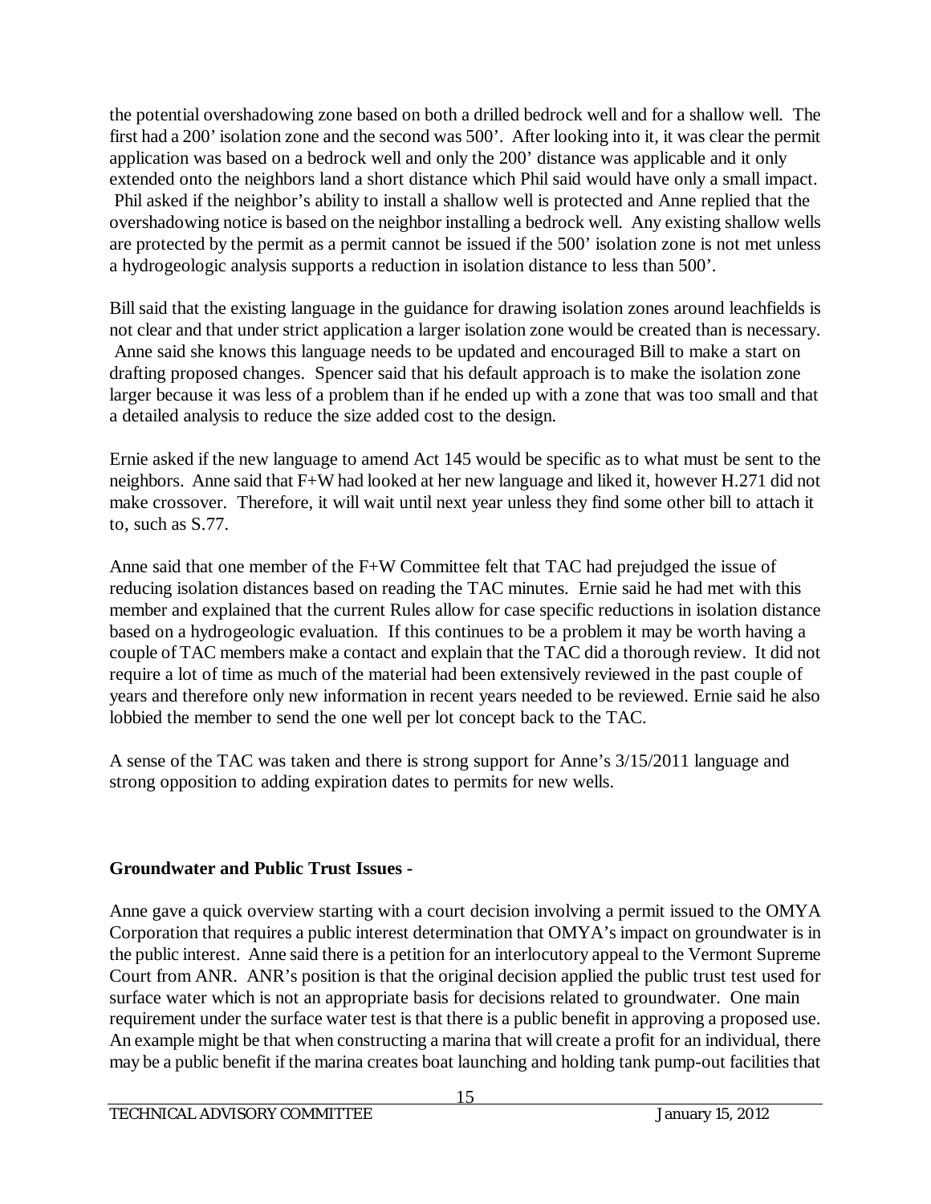the potential overshadowing zone based on both a drilled bedrock well and for a shallow well. The first had a 200' isolation zone and the second was 500'. After looking into it, it was clear the permit application was based on a bedrock well and only the 200' distance was applicable and it only extended onto the neighbors land a short distance which Phil said would have only a small impact. Phil asked if the neighbor's ability to install a shallow well is protected and Anne replied that the overshadowing notice is based on the neighbor installing a bedrock well. Any existing shallow wells are protected by the permit as a permit cannot be issued if the 500' isolation zone is not met unless a hydrogeologic analysis supports a reduction in isolation distance to less than 500'.

Bill said that the existing language in the guidance for drawing isolation zones around leachfields is not clear and that under strict application a larger isolation zone would be created than is necessary. Anne said she knows this language needs to be updated and encouraged Bill to make a start on drafting proposed changes. Spencer said that his default approach is to make the isolation zone larger because it was less of a problem than if he ended up with a zone that was too small and that a detailed analysis to reduce the size added cost to the design.

Ernie asked if the new language to amend Act 145 would be specific as to what must be sent to the neighbors. Anne said that F+W had looked at her new language and liked it, however H.271 did not make crossover. Therefore, it will wait until next year unless they find some other bill to attach it to, such as S.77.

Anne said that one member of the F+W Committee felt that TAC had prejudged the issue of reducing isolation distances based on reading the TAC minutes. Ernie said he had met with this member and explained that the current Rules allow for case specific reductions in isolation distance based on a hydrogeologic evaluation. If this continues to be a problem it may be worth having a couple of TAC members make a contact and explain that the TAC did a thorough review. It did not require a lot of time as much of the material had been extensively reviewed in the past couple of years and therefore only new information in recent years needed to be reviewed. Ernie said he also lobbied the member to send the one well per lot concept back to the TAC.

A sense of the TAC was taken and there is strong support for Anne's 3/15/2011 language and strong opposition to adding expiration dates to permits for new wells.

**Groundwater and Public Trust Issues -**

Anne gave a quick overview starting with a court decision involving a permit issued to the OMYA Corporation that requires a public interest determination that OMYA's impact on groundwater is in the public interest. Anne said there is a petition for an interlocutory appeal to the Vermont Supreme Court from ANR. ANR's position is that the original decision applied the public trust test used for surface water which is not an appropriate basis for decisions related to groundwater. One main requirement under the surface water test is that there is a public benefit in approving a proposed use. An example might be that when constructing a marina that will create a profit for an individual, there may be a public benefit if the marina creates boat launching and holding tank pump-out facilities that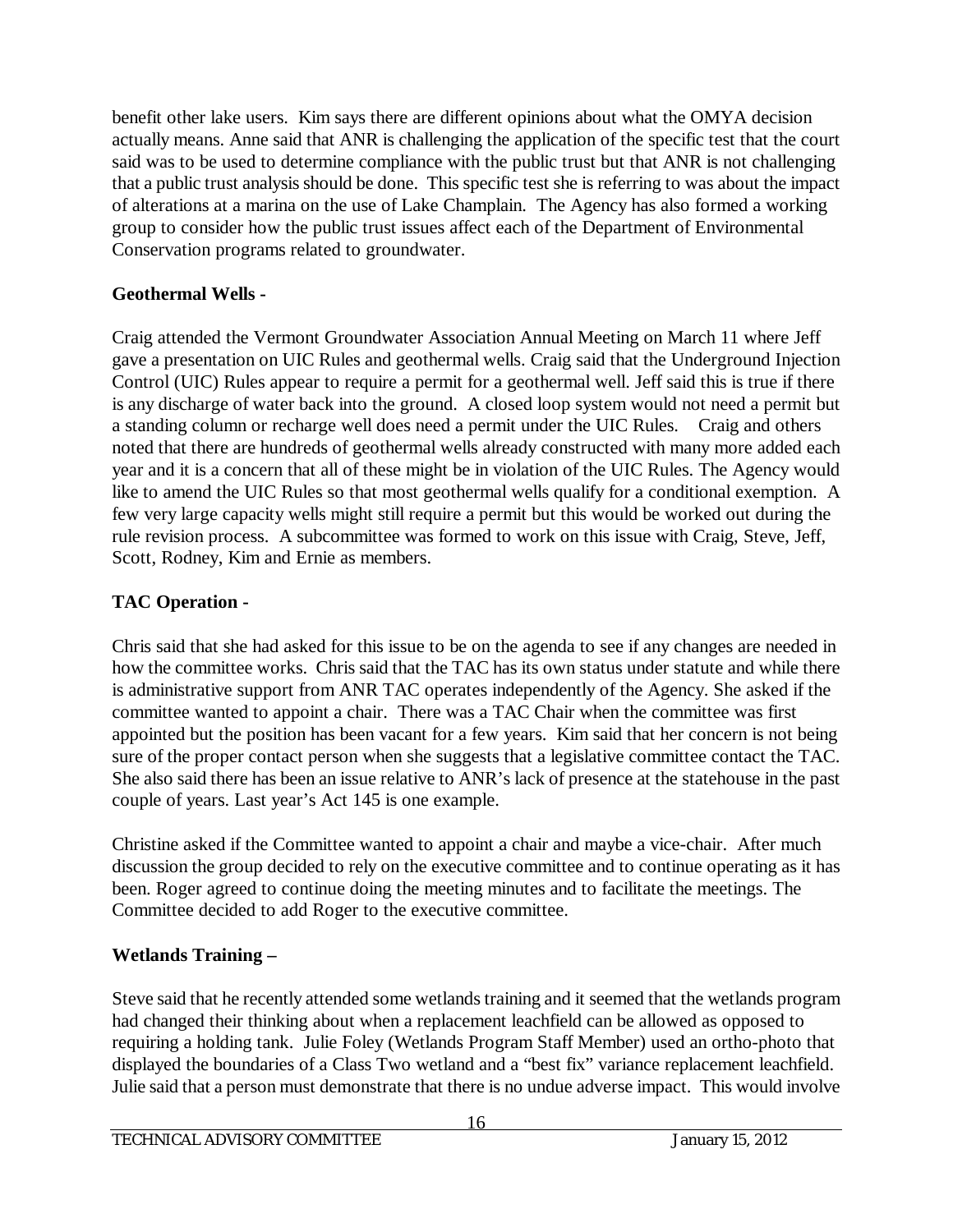benefit other lake users. Kim says there are different opinions about what the OMYA decision actually means. Anne said that ANR is challenging the application of the specific test that the court said was to be used to determine compliance with the public trust but that ANR is not challenging that a public trust analysis should be done. This specific test she is referring to was about the impact of alterations at a marina on the use of Lake Champlain. The Agency has also formed a working group to consider how the public trust issues affect each of the Department of Environmental Conservation programs related to groundwater.

**Geothermal Wells -**

Craig attended the Vermont Groundwater Association Annual Meeting on March 11 where Jeff gave a presentation on UIC Rules and geothermal wells. Craig said that the Underground Injection Control (UIC) Rules appear to require a permit for a geothermal well. Jeff said this is true if there is any discharge of water back into the ground. A closed loop system would not need a permit but a standing column or recharge well does need a permit under the UIC Rules. Craig and others noted that there are hundreds of geothermal wells already constructed with many more added each year and it is a concern that all of these might be in violation of the UIC Rules. The Agency would like to amend the UIC Rules so that most geothermal wells qualify for a conditional exemption. A few very large capacity wells might still require a permit but this would be worked out during the rule revision process. A subcommittee was formed to work on this issue with Craig, Steve, Jeff, Scott, Rodney, Kim and Ernie as members.

**TAC Operation -**

Chris said that she had asked for this issue to be on the agenda to see if any changes are needed in how the committee works. Chris said that the TAC has its own status under statute and while there is administrative support from ANR TAC operates independently of the Agency. She asked if the committee wanted to appoint a chair. There was a TAC Chair when the committee was first appointed but the position has been vacant for a few years. Kim said that her concern is not being sure of the proper contact person when she suggests that a legislative committee contact the TAC. She also said there has been an issue relative to ANR's lack of presence at the statehouse in the past couple of years. Last year's Act 145 is one example.

Christine asked if the Committee wanted to appoint a chair and maybe a vice-chair. After much discussion the group decided to rely on the executive committee and to continue operating as it has been. Roger agreed to continue doing the meeting minutes and to facilitate the meetings. The Committee decided to add Roger to the executive committee.

**Wetlands Training –**

Steve said that he recently attended some wetlands training and it seemed that the wetlands program had changed their thinking about when a replacement leachfield can be allowed as opposed to requiring a holding tank. Julie Foley (Wetlands Program Staff Member) used an ortho-photo that displayed the boundaries of a Class Two wetland and a "best fix" variance replacement leachfield. Julie said that a person must demonstrate that there is no undue adverse impact. This would involve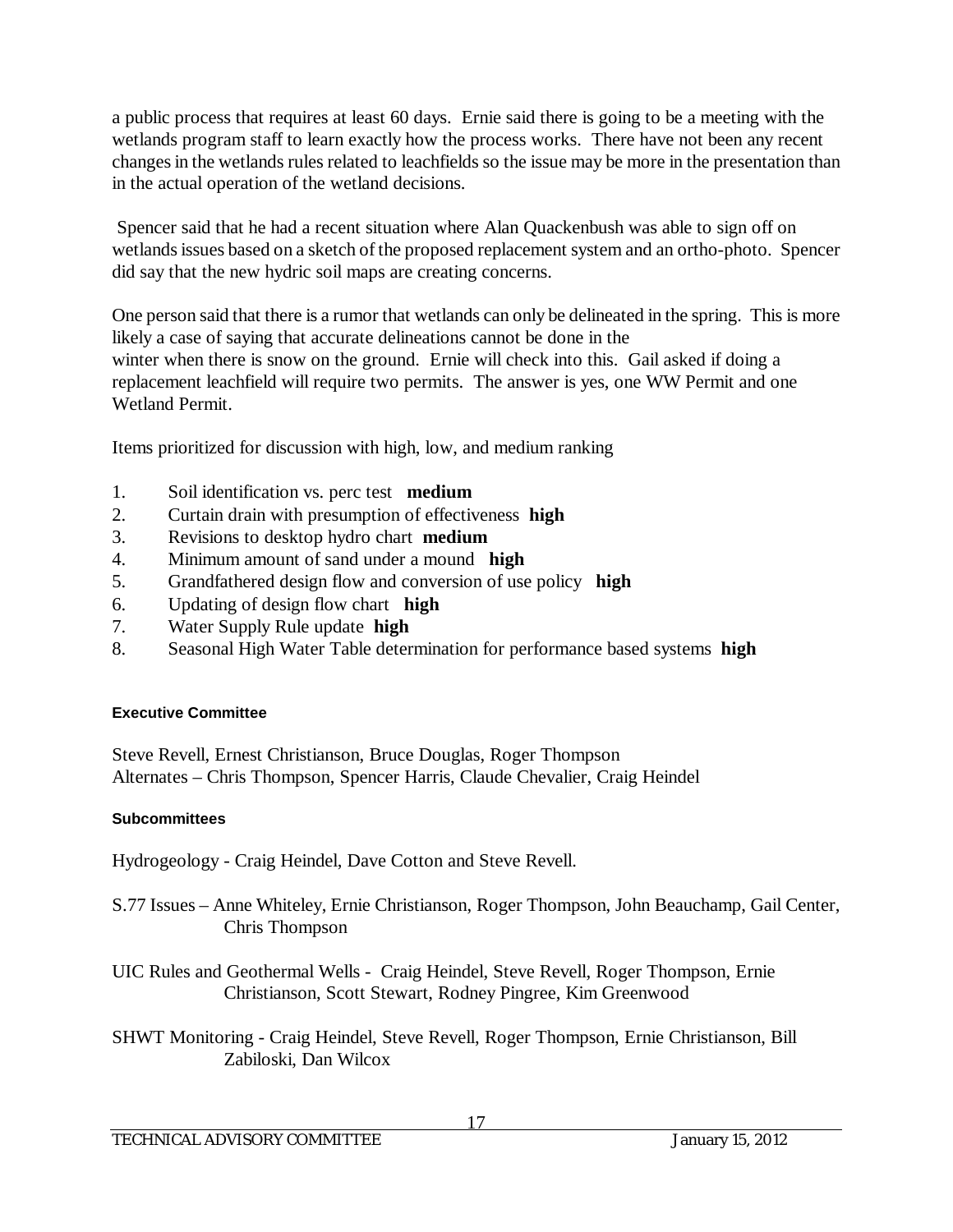a public process that requires at least 60 days. Ernie said there is going to be a meeting with the wetlands program staff to learn exactly how the process works. There have not been any recent changes in the wetlands rules related to leachfields so the issue may be more in the presentation than in the actual operation of the wetland decisions.

Spencer said that he had a recent situation where Alan Quackenbush was able to sign off on wetlands issues based on a sketch of the proposed replacement system and an ortho-photo. Spencer did say that the new hydric soil maps are creating concerns.

One person said that there is a rumor that wetlands can only be delineated in the spring. This is more likely a case of saying that accurate delineations cannot be done in the winter when there is snow on the ground. Ernie will check into this. Gail asked if doing a replacement leachfield will require two permits. The answer is yes, one WW Permit and one Wetland Permit.

Items prioritized for discussion with high, low, and medium ranking

1. Soil identification vs. perc test **medium**
2. Curtain drain with presumption of effectiveness **high**
3. Revisions to desktop hydro chart **medium**
4. Minimum amount of sand under a mound **high**
5. Grandfathered design flow and conversion of use policy **high**
6. Updating of design flow chart **high**
7. Water Supply Rule update **high**
8. Seasonal High Water Table determination for performance based systems **high**

#### Executive Committee

Steve Revell, Ernest Christianson, Bruce Douglas, Roger Thompson
Alternates – Chris Thompson, Spencer Harris, Claude Chevalier, Craig Heindel

#### Subcommittees

Hydrogeology - Craig Heindel, Dave Cotton and Steve Revell.

S.77 Issues – Anne Whiteley, Ernie Christianson, Roger Thompson, John Beauchamp, Gail Center, Chris Thompson

UIC Rules and Geothermal Wells - Craig Heindel, Steve Revell, Roger Thompson, Ernie Christianson, Scott Stewart, Rodney Pingree, Kim Greenwood

SHWT Monitoring - Craig Heindel, Steve Revell, Roger Thompson, Ernie Christianson, Bill Zabiloski, Dan Wilcox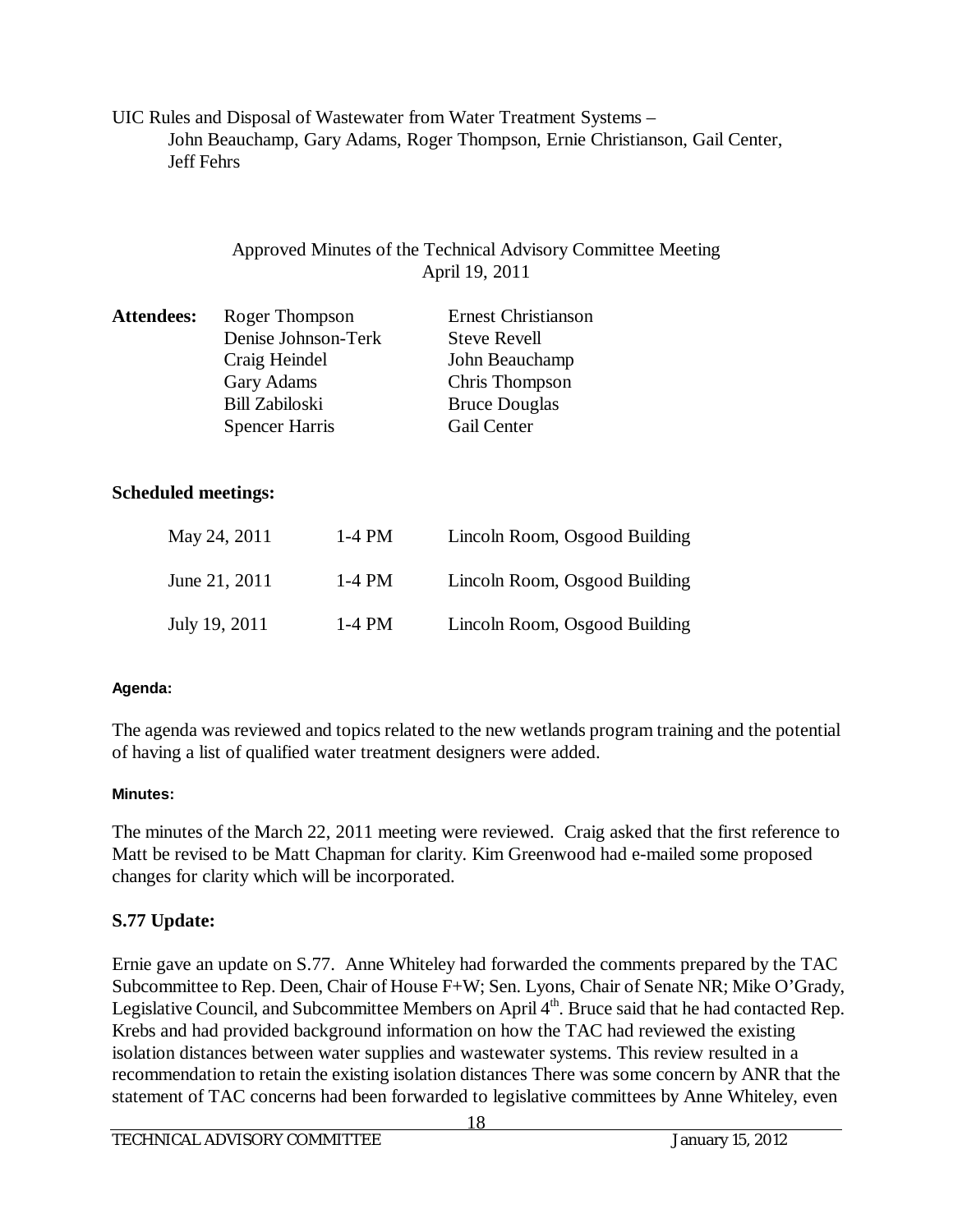UIC Rules and Disposal of Wastewater from Water Treatment Systems –
John Beauchamp, Gary Adams, Roger Thompson, Ernie Christianson, Gail Center, Jeff Fehrs

Approved Minutes of the Technical Advisory Committee Meeting
April 19, 2011

| **Attendees:** | Roger Thompson | Ernest Christianson |
|---|---|---|
| | Denise Johnson-Terk | Steve Revell |
| | Craig Heindel | John Beauchamp |
| | Gary Adams | Chris Thompson |
| | Bill Zabiloski | Bruce Douglas |
| | Spencer Harris | Gail Center |

**Scheduled meetings:**

| | | |
|---|---|---|
| May 24, 2011 | 1-4 PM | Lincoln Room, Osgood Building |
| June 21, 2011 | 1-4 PM | Lincoln Room, Osgood Building |
| July 19, 2011 | 1-4 PM | Lincoln Room, Osgood Building |

**Agenda:**

The agenda was reviewed and topics related to the new wetlands program training and the potential of having a list of qualified water treatment designers were added.

**Minutes:**

The minutes of the March 22, 2011 meeting were reviewed. Craig asked that the first reference to Matt be revised to be Matt Chapman for clarity. Kim Greenwood had e-mailed some proposed changes for clarity which will be incorporated.

## S.77 Update:

Ernie gave an update on S.77. Anne Whiteley had forwarded the comments prepared by the TAC Subcommittee to Rep. Deen, Chair of House F+W; Sen. Lyons, Chair of Senate NR; Mike O'Grady, Legislative Council, and Subcommittee Members on April 4th. Bruce said that he had contacted Rep. Krebs and had provided background information on how the TAC had reviewed the existing isolation distances between water supplies and wastewater systems. This review resulted in a recommendation to retain the existing isolation distances There was some concern by ANR that the statement of TAC concerns had been forwarded to legislative committees by Anne Whiteley, even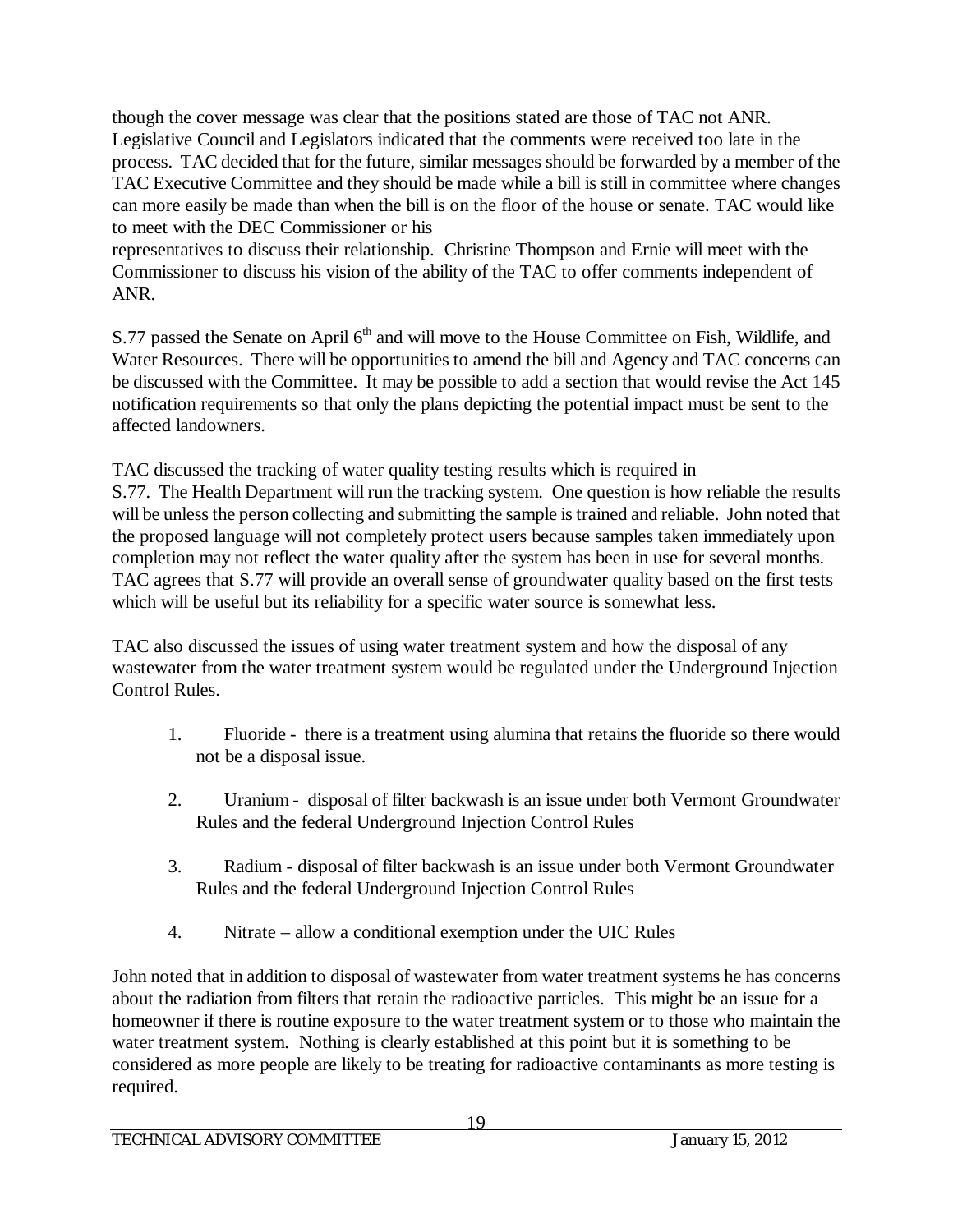though the cover message was clear that the positions stated are those of TAC not ANR. Legislative Council and Legislators indicated that the comments were received too late in the process. TAC decided that for the future, similar messages should be forwarded by a member of the TAC Executive Committee and they should be made while a bill is still in committee where changes can more easily be made than when the bill is on the floor of the house or senate. TAC would like to meet with the DEC Commissioner or his representatives to discuss their relationship. Christine Thompson and Ernie will meet with the Commissioner to discuss his vision of the ability of the TAC to offer comments independent of ANR.

S.77 passed the Senate on April 6th and will move to the House Committee on Fish, Wildlife, and Water Resources. There will be opportunities to amend the bill and Agency and TAC concerns can be discussed with the Committee. It may be possible to add a section that would revise the Act 145 notification requirements so that only the plans depicting the potential impact must be sent to the affected landowners.

TAC discussed the tracking of water quality testing results which is required in S.77. The Health Department will run the tracking system. One question is how reliable the results will be unless the person collecting and submitting the sample is trained and reliable. John noted that the proposed language will not completely protect users because samples taken immediately upon completion may not reflect the water quality after the system has been in use for several months. TAC agrees that S.77 will provide an overall sense of groundwater quality based on the first tests which will be useful but its reliability for a specific water source is somewhat less.

TAC also discussed the issues of using water treatment system and how the disposal of any wastewater from the water treatment system would be regulated under the Underground Injection Control Rules.

1. Fluoride - there is a treatment using alumina that retains the fluoride so there would not be a disposal issue.

2. Uranium - disposal of filter backwash is an issue under both Vermont Groundwater Rules and the federal Underground Injection Control Rules

3. Radium - disposal of filter backwash is an issue under both Vermont Groundwater Rules and the federal Underground Injection Control Rules

4. Nitrate – allow a conditional exemption under the UIC Rules

John noted that in addition to disposal of wastewater from water treatment systems he has concerns about the radiation from filters that retain the radioactive particles. This might be an issue for a homeowner if there is routine exposure to the water treatment system or to those who maintain the water treatment system. Nothing is clearly established at this point but it is something to be considered as more people are likely to be treating for radioactive contaminants as more testing is required.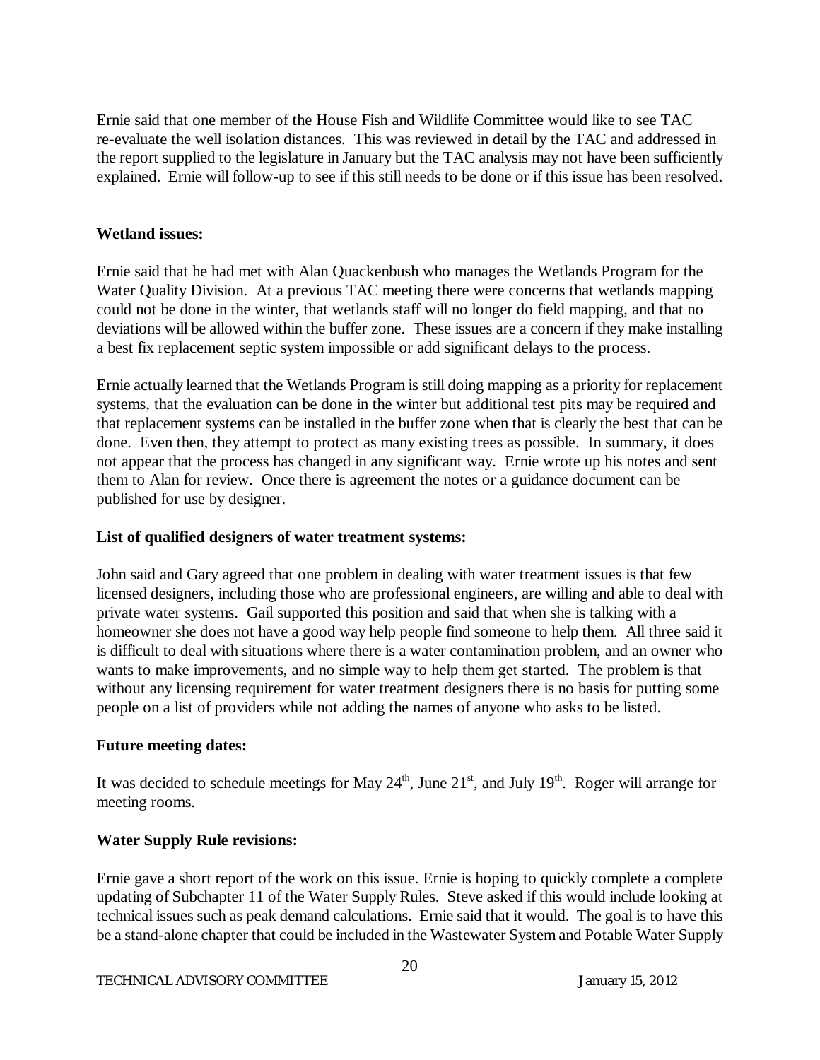Ernie said that one member of the House Fish and Wildlife Committee would like to see TAC re-evaluate the well isolation distances. This was reviewed in detail by the TAC and addressed in the report supplied to the legislature in January but the TAC analysis may not have been sufficiently explained. Ernie will follow-up to see if this still needs to be done or if this issue has been resolved.

**Wetland issues:**

Ernie said that he had met with Alan Quackenbush who manages the Wetlands Program for the Water Quality Division. At a previous TAC meeting there were concerns that wetlands mapping could not be done in the winter, that wetlands staff will no longer do field mapping, and that no deviations will be allowed within the buffer zone. These issues are a concern if they make installing a best fix replacement septic system impossible or add significant delays to the process.

Ernie actually learned that the Wetlands Program is still doing mapping as a priority for replacement systems, that the evaluation can be done in the winter but additional test pits may be required and that replacement systems can be installed in the buffer zone when that is clearly the best that can be done. Even then, they attempt to protect as many existing trees as possible. In summary, it does not appear that the process has changed in any significant way. Ernie wrote up his notes and sent them to Alan for review. Once there is agreement the notes or a guidance document can be published for use by designer.

**List of qualified designers of water treatment systems:**

John said and Gary agreed that one problem in dealing with water treatment issues is that few licensed designers, including those who are professional engineers, are willing and able to deal with private water systems. Gail supported this position and said that when she is talking with a homeowner she does not have a good way help people find someone to help them. All three said it is difficult to deal with situations where there is a water contamination problem, and an owner who wants to make improvements, and no simple way to help them get started. The problem is that without any licensing requirement for water treatment designers there is no basis for putting some people on a list of providers while not adding the names of anyone who asks to be listed.

**Future meeting dates:**

It was decided to schedule meetings for May 24th, June 21st, and July 19th. Roger will arrange for meeting rooms.

**Water Supply Rule revisions:**

Ernie gave a short report of the work on this issue. Ernie is hoping to quickly complete a complete updating of Subchapter 11 of the Water Supply Rules. Steve asked if this would include looking at technical issues such as peak demand calculations. Ernie said that it would. The goal is to have this be a stand-alone chapter that could be included in the Wastewater System and Potable Water Supply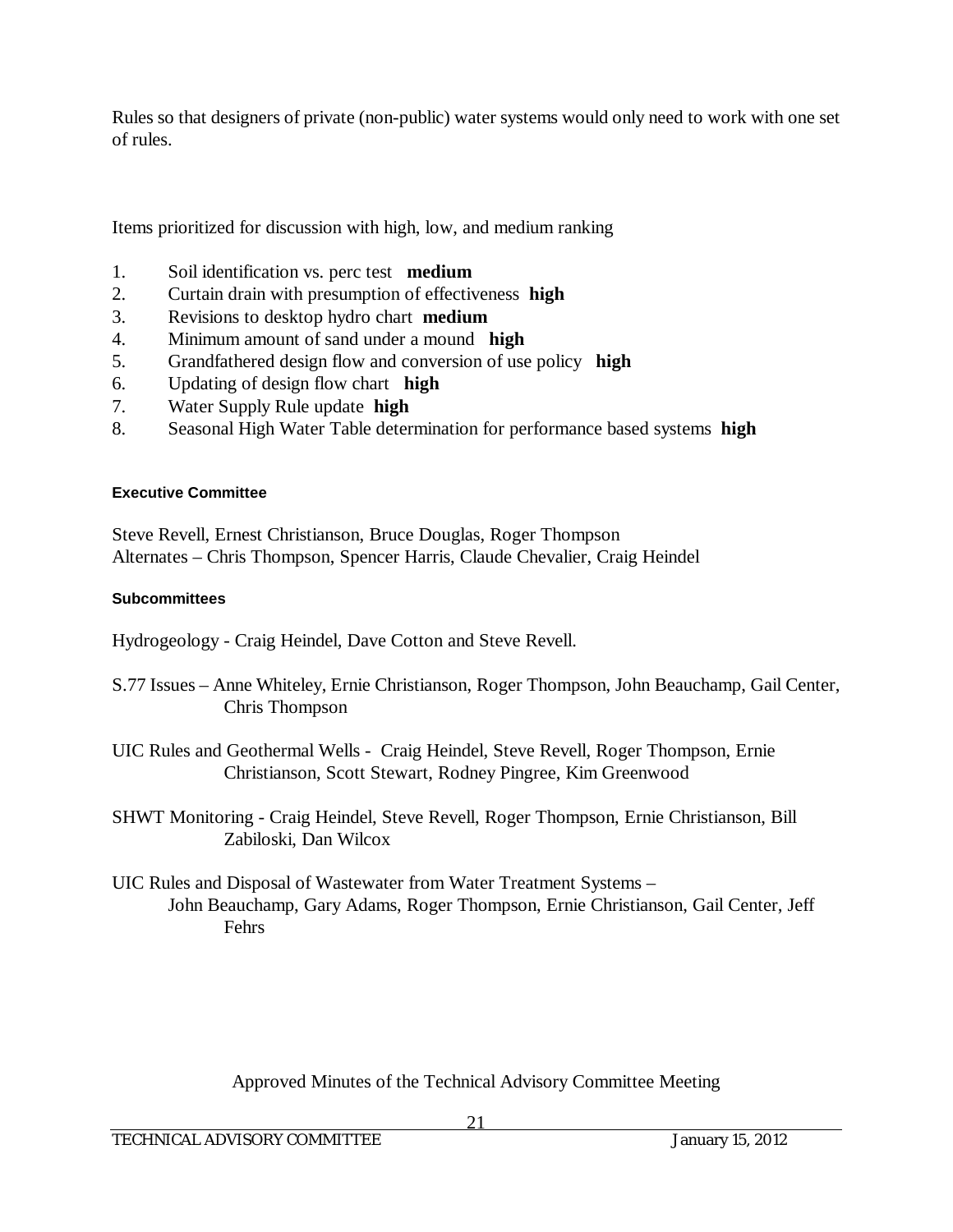Rules so that designers of private (non-public) water systems would only need to work with one set of rules.

Items prioritized for discussion with high, low, and medium ranking

1. Soil identification vs. perc test **medium**
2. Curtain drain with presumption of effectiveness **high**
3. Revisions to desktop hydro chart **medium**
4. Minimum amount of sand under a mound **high**
5. Grandfathered design flow and conversion of use policy **high**
6. Updating of design flow chart **high**
7. Water Supply Rule update **high**
8. Seasonal High Water Table determination for performance based systems **high**

#### Executive Committee

Steve Revell, Ernest Christianson, Bruce Douglas, Roger Thompson
Alternates – Chris Thompson, Spencer Harris, Claude Chevalier, Craig Heindel

#### Subcommittees

Hydrogeology - Craig Heindel, Dave Cotton and Steve Revell.

S.77 Issues – Anne Whiteley, Ernie Christianson, Roger Thompson, John Beauchamp, Gail Center, Chris Thompson

UIC Rules and Geothermal Wells - Craig Heindel, Steve Revell, Roger Thompson, Ernie Christianson, Scott Stewart, Rodney Pingree, Kim Greenwood

SHWT Monitoring - Craig Heindel, Steve Revell, Roger Thompson, Ernie Christianson, Bill Zabiloski, Dan Wilcox

UIC Rules and Disposal of Wastewater from Water Treatment Systems – John Beauchamp, Gary Adams, Roger Thompson, Ernie Christianson, Gail Center, Jeff Fehrs

Approved Minutes of the Technical Advisory Committee Meeting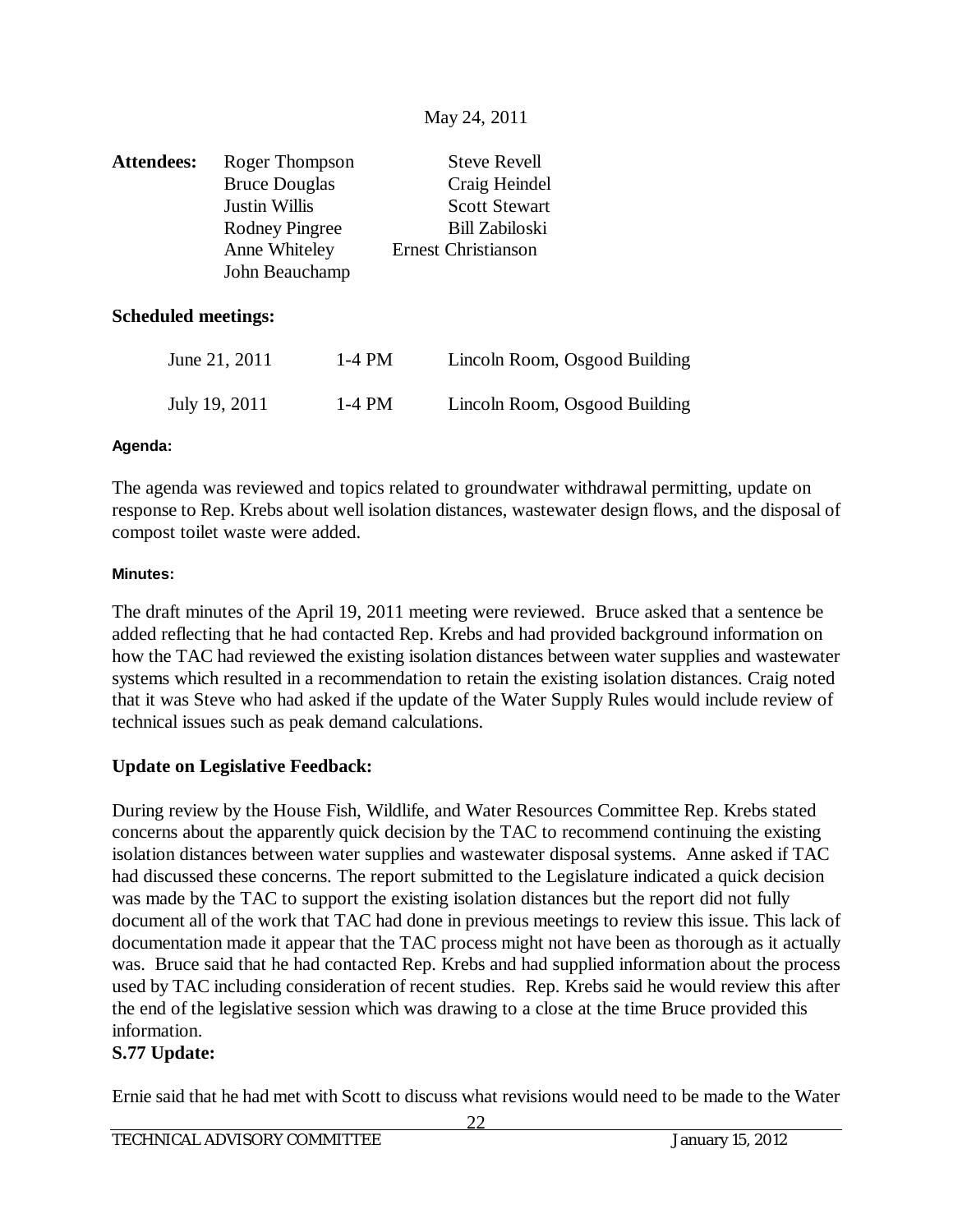May 24, 2011

**Attendees:**

| | |
|---|---|
| Roger Thompson | Steve Revell |
| Bruce Douglas | Craig Heindel |
| Justin Willis | Scott Stewart |
| Rodney Pingree | Bill Zabiloski |
| Anne Whiteley | Ernest Christianson |
| John Beauchamp | |

**Scheduled meetings:**

| | | |
|---|---|---|
| June 21, 2011 | 1-4 PM | Lincoln Room, Osgood Building |
| July 19, 2011 | 1-4 PM | Lincoln Room, Osgood Building |

**Agenda:**

The agenda was reviewed and topics related to groundwater withdrawal permitting, update on response to Rep. Krebs about well isolation distances, wastewater design flows, and the disposal of compost toilet waste were added.

**Minutes:**

The draft minutes of the April 19, 2011 meeting were reviewed. Bruce asked that a sentence be added reflecting that he had contacted Rep. Krebs and had provided background information on how the TAC had reviewed the existing isolation distances between water supplies and wastewater systems which resulted in a recommendation to retain the existing isolation distances. Craig noted that it was Steve who had asked if the update of the Water Supply Rules would include review of technical issues such as peak demand calculations.

**Update on Legislative Feedback:**

During review by the House Fish, Wildlife, and Water Resources Committee Rep. Krebs stated concerns about the apparently quick decision by the TAC to recommend continuing the existing isolation distances between water supplies and wastewater disposal systems. Anne asked if TAC had discussed these concerns. The report submitted to the Legislature indicated a quick decision was made by the TAC to support the existing isolation distances but the report did not fully document all of the work that TAC had done in previous meetings to review this issue. This lack of documentation made it appear that the TAC process might not have been as thorough as it actually was. Bruce said that he had contacted Rep. Krebs and had supplied information about the process used by TAC including consideration of recent studies. Rep. Krebs said he would review this after the end of the legislative session which was drawing to a close at the time Bruce provided this information.

**S.77 Update:**

Ernie said that he had met with Scott to discuss what revisions would need to be made to the Water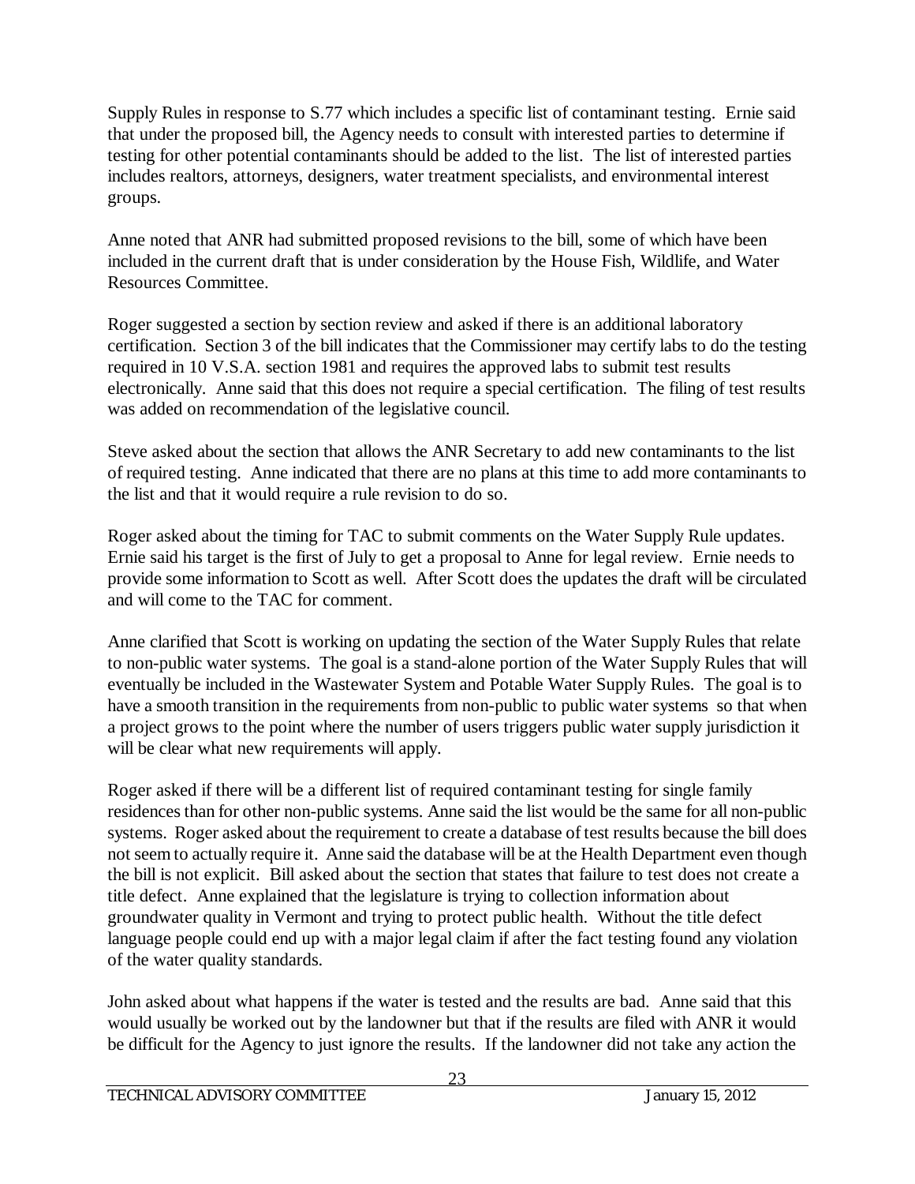Supply Rules in response to S.77 which includes a specific list of contaminant testing. Ernie said that under the proposed bill, the Agency needs to consult with interested parties to determine if testing for other potential contaminants should be added to the list. The list of interested parties includes realtors, attorneys, designers, water treatment specialists, and environmental interest groups.

Anne noted that ANR had submitted proposed revisions to the bill, some of which have been included in the current draft that is under consideration by the House Fish, Wildlife, and Water Resources Committee.

Roger suggested a section by section review and asked if there is an additional laboratory certification. Section 3 of the bill indicates that the Commissioner may certify labs to do the testing required in 10 V.S.A. section 1981 and requires the approved labs to submit test results electronically. Anne said that this does not require a special certification. The filing of test results was added on recommendation of the legislative council.

Steve asked about the section that allows the ANR Secretary to add new contaminants to the list of required testing. Anne indicated that there are no plans at this time to add more contaminants to the list and that it would require a rule revision to do so.

Roger asked about the timing for TAC to submit comments on the Water Supply Rule updates. Ernie said his target is the first of July to get a proposal to Anne for legal review. Ernie needs to provide some information to Scott as well. After Scott does the updates the draft will be circulated and will come to the TAC for comment.

Anne clarified that Scott is working on updating the section of the Water Supply Rules that relate to non-public water systems. The goal is a stand-alone portion of the Water Supply Rules that will eventually be included in the Wastewater System and Potable Water Supply Rules. The goal is to have a smooth transition in the requirements from non-public to public water systems so that when a project grows to the point where the number of users triggers public water supply jurisdiction it will be clear what new requirements will apply.

Roger asked if there will be a different list of required contaminant testing for single family residences than for other non-public systems. Anne said the list would be the same for all non-public systems. Roger asked about the requirement to create a database of test results because the bill does not seem to actually require it. Anne said the database will be at the Health Department even though the bill is not explicit. Bill asked about the section that states that failure to test does not create a title defect. Anne explained that the legislature is trying to collection information about groundwater quality in Vermont and trying to protect public health. Without the title defect language people could end up with a major legal claim if after the fact testing found any violation of the water quality standards.

John asked about what happens if the water is tested and the results are bad. Anne said that this would usually be worked out by the landowner but that if the results are filed with ANR it would be difficult for the Agency to just ignore the results. If the landowner did not take any action the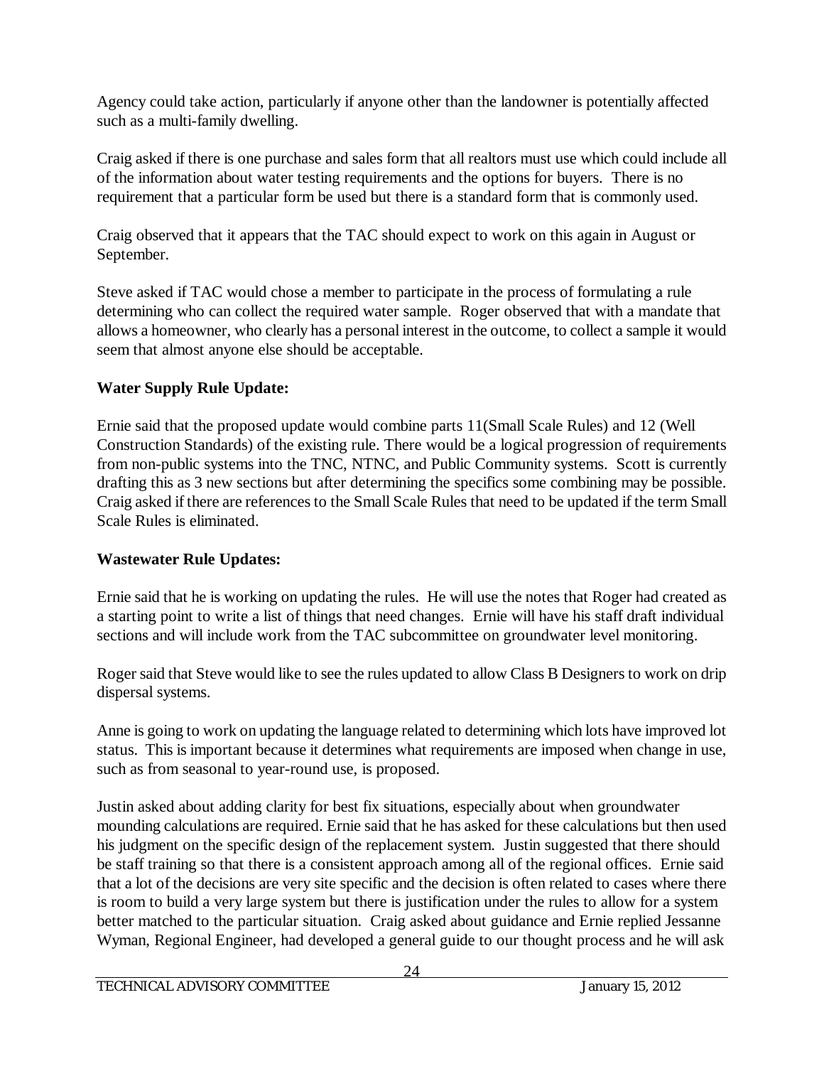Agency could take action, particularly if anyone other than the landowner is potentially affected such as a multi-family dwelling.

Craig asked if there is one purchase and sales form that all realtors must use which could include all of the information about water testing requirements and the options for buyers. There is no requirement that a particular form be used but there is a standard form that is commonly used.

Craig observed that it appears that the TAC should expect to work on this again in August or September.

Steve asked if TAC would chose a member to participate in the process of formulating a rule determining who can collect the required water sample. Roger observed that with a mandate that allows a homeowner, who clearly has a personal interest in the outcome, to collect a sample it would seem that almost anyone else should be acceptable.

**Water Supply Rule Update:**

Ernie said that the proposed update would combine parts 11(Small Scale Rules) and 12 (Well Construction Standards) of the existing rule. There would be a logical progression of requirements from non-public systems into the TNC, NTNC, and Public Community systems. Scott is currently drafting this as 3 new sections but after determining the specifics some combining may be possible. Craig asked if there are references to the Small Scale Rules that need to be updated if the term Small Scale Rules is eliminated.

**Wastewater Rule Updates:**

Ernie said that he is working on updating the rules. He will use the notes that Roger had created as a starting point to write a list of things that need changes. Ernie will have his staff draft individual sections and will include work from the TAC subcommittee on groundwater level monitoring.

Roger said that Steve would like to see the rules updated to allow Class B Designers to work on drip dispersal systems.

Anne is going to work on updating the language related to determining which lots have improved lot status. This is important because it determines what requirements are imposed when change in use, such as from seasonal to year-round use, is proposed.

Justin asked about adding clarity for best fix situations, especially about when groundwater mounding calculations are required. Ernie said that he has asked for these calculations but then used his judgment on the specific design of the replacement system. Justin suggested that there should be staff training so that there is a consistent approach among all of the regional offices. Ernie said that a lot of the decisions are very site specific and the decision is often related to cases where there is room to build a very large system but there is justification under the rules to allow for a system better matched to the particular situation. Craig asked about guidance and Ernie replied Jessanne Wyman, Regional Engineer, had developed a general guide to our thought process and he will ask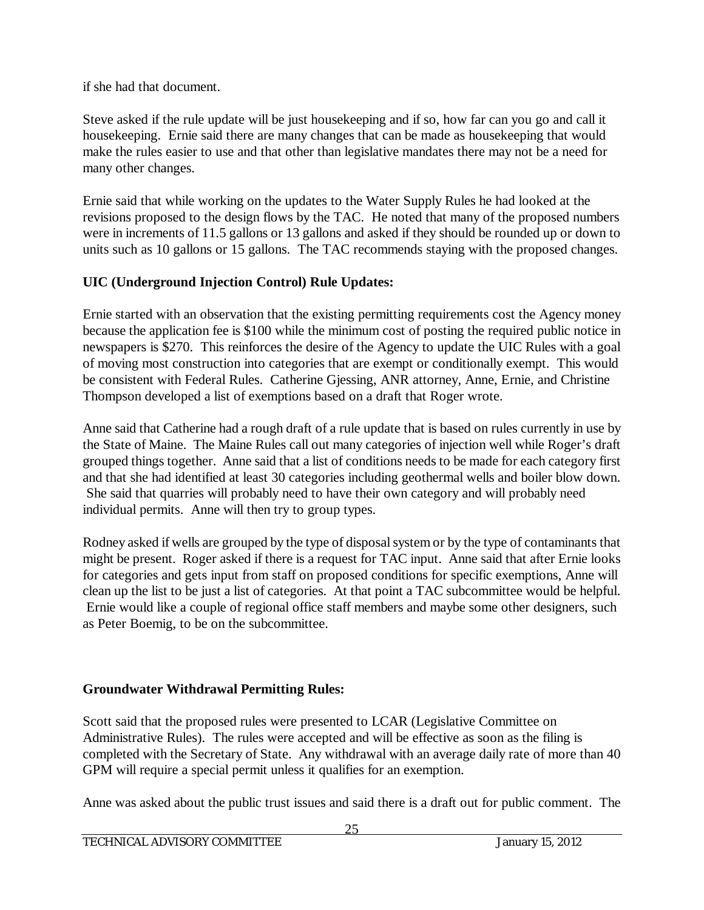if she had that document.

Steve asked if the rule update will be just housekeeping and if so, how far can you go and call it housekeeping. Ernie said there are many changes that can be made as housekeeping that would make the rules easier to use and that other than legislative mandates there may not be a need for many other changes.

Ernie said that while working on the updates to the Water Supply Rules he had looked at the revisions proposed to the design flows by the TAC. He noted that many of the proposed numbers were in increments of 11.5 gallons or 13 gallons and asked if they should be rounded up or down to units such as 10 gallons or 15 gallons. The TAC recommends staying with the proposed changes.

**UIC (Underground Injection Control) Rule Updates:**

Ernie started with an observation that the existing permitting requirements cost the Agency money because the application fee is \$100 while the minimum cost of posting the required public notice in newspapers is \$270. This reinforces the desire of the Agency to update the UIC Rules with a goal of moving most construction into categories that are exempt or conditionally exempt. This would be consistent with Federal Rules. Catherine Gjessing, ANR attorney, Anne, Ernie, and Christine Thompson developed a list of exemptions based on a draft that Roger wrote.

Anne said that Catherine had a rough draft of a rule update that is based on rules currently in use by the State of Maine. The Maine Rules call out many categories of injection well while Roger's draft grouped things together. Anne said that a list of conditions needs to be made for each category first and that she had identified at least 30 categories including geothermal wells and boiler blow down. She said that quarries will probably need to have their own category and will probably need individual permits. Anne will then try to group types.

Rodney asked if wells are grouped by the type of disposal system or by the type of contaminants that might be present. Roger asked if there is a request for TAC input. Anne said that after Ernie looks for categories and gets input from staff on proposed conditions for specific exemptions, Anne will clean up the list to be just a list of categories. At that point a TAC subcommittee would be helpful. Ernie would like a couple of regional office staff members and maybe some other designers, such as Peter Boemig, to be on the subcommittee.

**Groundwater Withdrawal Permitting Rules:**

Scott said that the proposed rules were presented to LCAR (Legislative Committee on Administrative Rules). The rules were accepted and will be effective as soon as the filing is completed with the Secretary of State. Any withdrawal with an average daily rate of more than 40 GPM will require a special permit unless it qualifies for an exemption.

Anne was asked about the public trust issues and said there is a draft out for public comment. The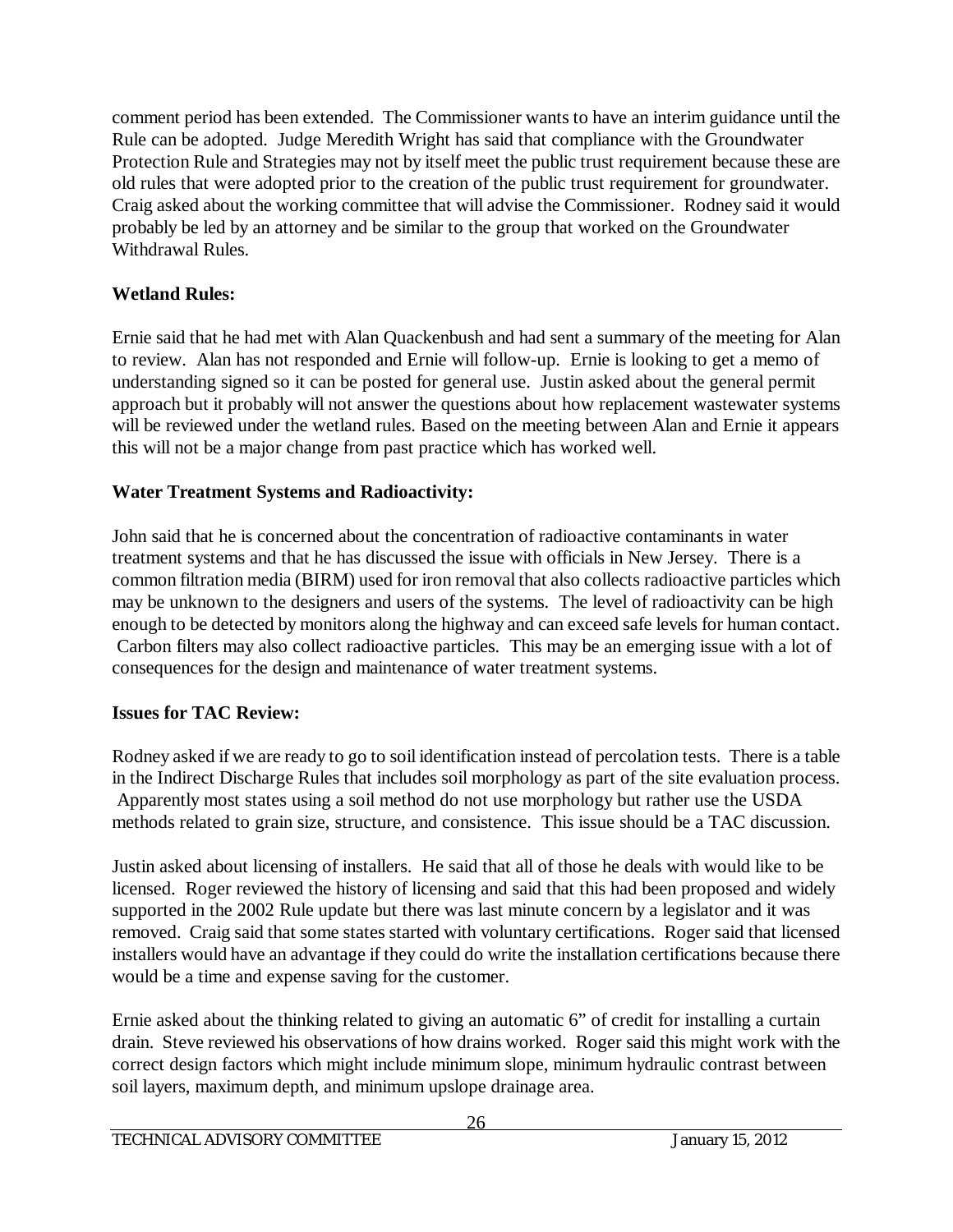comment period has been extended. The Commissioner wants to have an interim guidance until the Rule can be adopted. Judge Meredith Wright has said that compliance with the Groundwater Protection Rule and Strategies may not by itself meet the public trust requirement because these are old rules that were adopted prior to the creation of the public trust requirement for groundwater. Craig asked about the working committee that will advise the Commissioner. Rodney said it would probably be led by an attorney and be similar to the group that worked on the Groundwater Withdrawal Rules.

**Wetland Rules:**

Ernie said that he had met with Alan Quackenbush and had sent a summary of the meeting for Alan to review. Alan has not responded and Ernie will follow-up. Ernie is looking to get a memo of understanding signed so it can be posted for general use. Justin asked about the general permit approach but it probably will not answer the questions about how replacement wastewater systems will be reviewed under the wetland rules. Based on the meeting between Alan and Ernie it appears this will not be a major change from past practice which has worked well.

**Water Treatment Systems and Radioactivity:**

John said that he is concerned about the concentration of radioactive contaminants in water treatment systems and that he has discussed the issue with officials in New Jersey. There is a common filtration media (BIRM) used for iron removal that also collects radioactive particles which may be unknown to the designers and users of the systems. The level of radioactivity can be high enough to be detected by monitors along the highway and can exceed safe levels for human contact. Carbon filters may also collect radioactive particles. This may be an emerging issue with a lot of consequences for the design and maintenance of water treatment systems.

**Issues for TAC Review:**

Rodney asked if we are ready to go to soil identification instead of percolation tests. There is a table in the Indirect Discharge Rules that includes soil morphology as part of the site evaluation process. Apparently most states using a soil method do not use morphology but rather use the USDA methods related to grain size, structure, and consistence. This issue should be a TAC discussion.

Justin asked about licensing of installers. He said that all of those he deals with would like to be licensed. Roger reviewed the history of licensing and said that this had been proposed and widely supported in the 2002 Rule update but there was last minute concern by a legislator and it was removed. Craig said that some states started with voluntary certifications. Roger said that licensed installers would have an advantage if they could do write the installation certifications because there would be a time and expense saving for the customer.

Ernie asked about the thinking related to giving an automatic 6" of credit for installing a curtain drain. Steve reviewed his observations of how drains worked. Roger said this might work with the correct design factors which might include minimum slope, minimum hydraulic contrast between soil layers, maximum depth, and minimum upslope drainage area.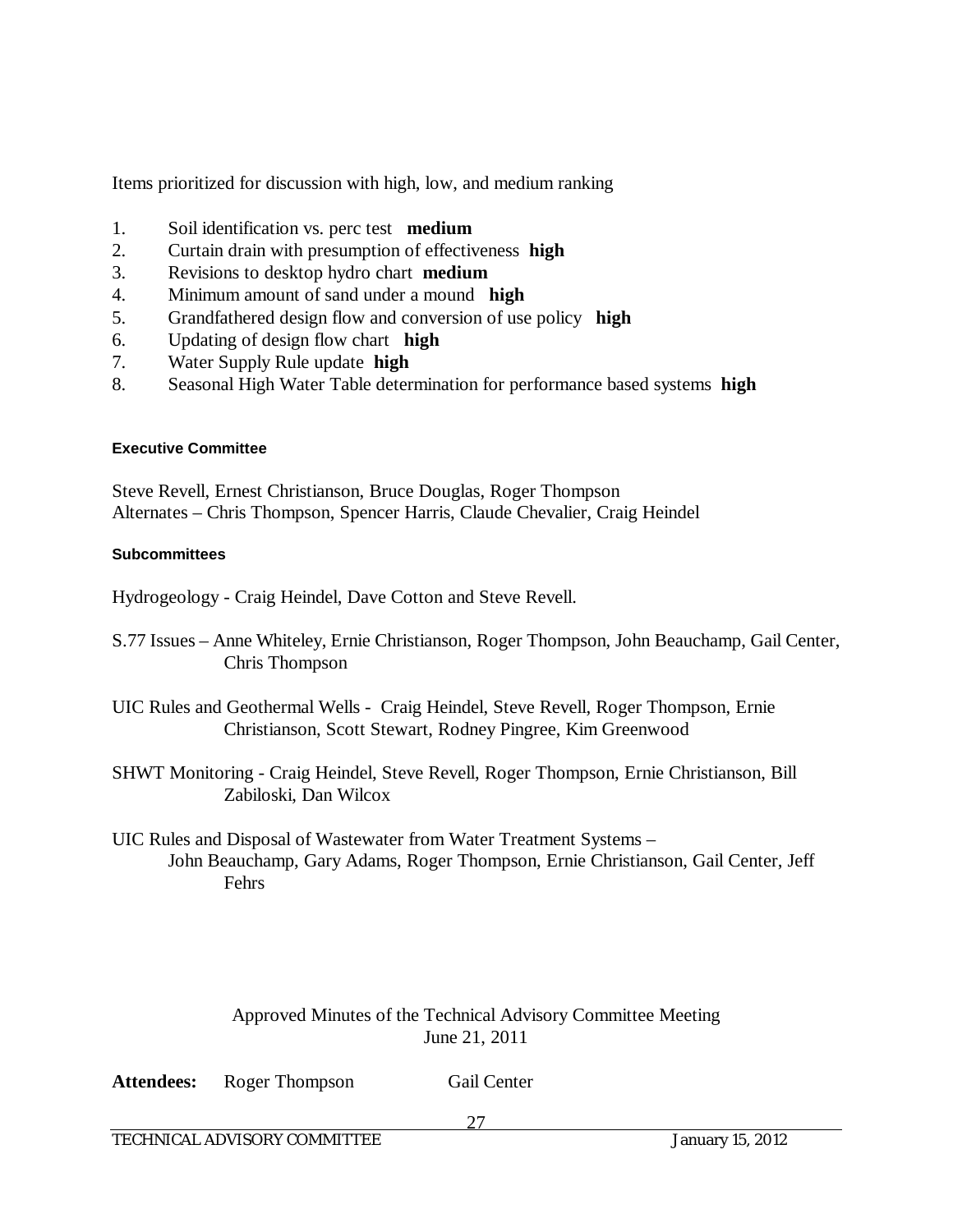Items prioritized for discussion with high, low, and medium ranking

1. Soil identification vs. perc test **medium**
2. Curtain drain with presumption of effectiveness **high**
3. Revisions to desktop hydro chart **medium**
4. Minimum amount of sand under a mound **high**
5. Grandfathered design flow and conversion of use policy **high**
6. Updating of design flow chart **high**
7. Water Supply Rule update **high**
8. Seasonal High Water Table determination for performance based systems **high**

#### Executive Committee

Steve Revell, Ernest Christianson, Bruce Douglas, Roger Thompson
Alternates – Chris Thompson, Spencer Harris, Claude Chevalier, Craig Heindel

#### Subcommittees

Hydrogeology - Craig Heindel, Dave Cotton and Steve Revell.

S.77 Issues – Anne Whiteley, Ernie Christianson, Roger Thompson, John Beauchamp, Gail Center, Chris Thompson

UIC Rules and Geothermal Wells - Craig Heindel, Steve Revell, Roger Thompson, Ernie Christianson, Scott Stewart, Rodney Pingree, Kim Greenwood

SHWT Monitoring - Craig Heindel, Steve Revell, Roger Thompson, Ernie Christianson, Bill Zabiloski, Dan Wilcox

UIC Rules and Disposal of Wastewater from Water Treatment Systems – John Beauchamp, Gary Adams, Roger Thompson, Ernie Christianson, Gail Center, Jeff Fehrs

Approved Minutes of the Technical Advisory Committee Meeting
June 21, 2011

**Attendees:** Roger Thompson Gail Center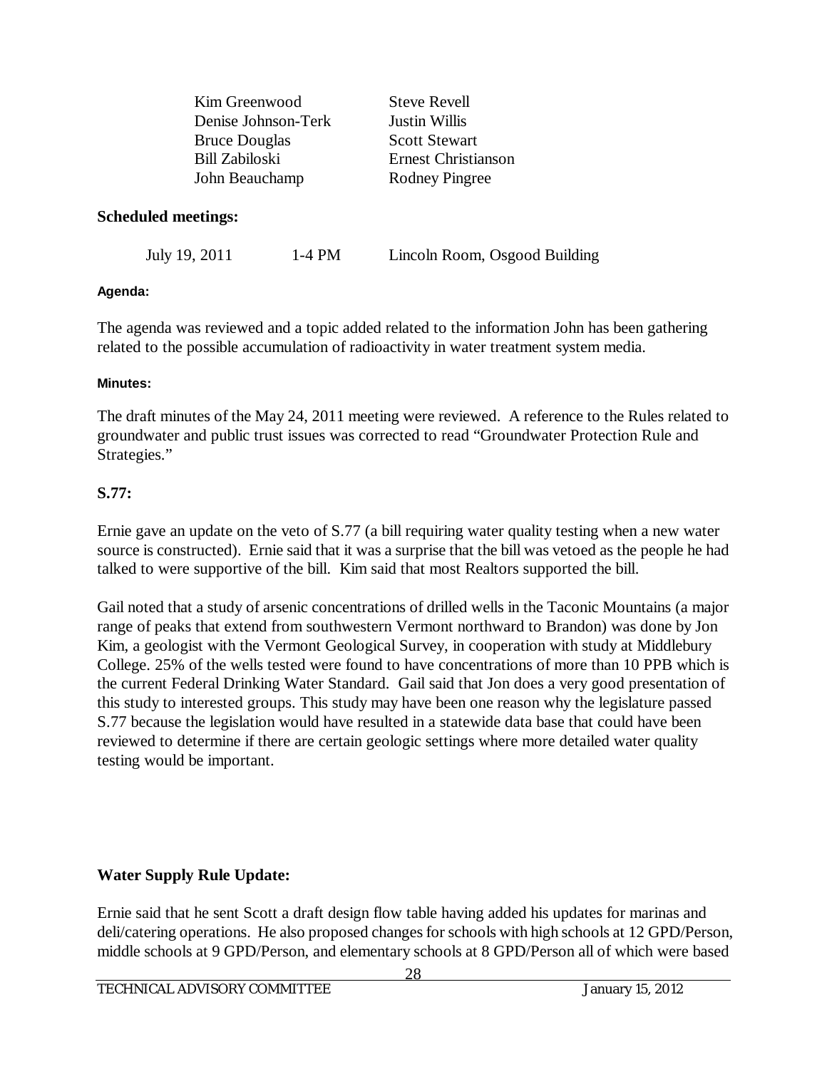| | |
|---|---|
| Kim Greenwood | Steve Revell |
| Denise Johnson-Terk | Justin Willis |
| Bruce Douglas | Scott Stewart |
| Bill Zabiloski | Ernest Christianson |
| John Beauchamp | Rodney Pingree |

**Scheduled meetings:**

| | | |
|---|---|---|
| July 19, 2011 | 1-4 PM | Lincoln Room, Osgood Building |

**Agenda:**

The agenda was reviewed and a topic added related to the information John has been gathering related to the possible accumulation of radioactivity in water treatment system media.

**Minutes:**

The draft minutes of the May 24, 2011 meeting were reviewed. A reference to the Rules related to groundwater and public trust issues was corrected to read "Groundwater Protection Rule and Strategies."

**S.77:**

Ernie gave an update on the veto of S.77 (a bill requiring water quality testing when a new water source is constructed). Ernie said that it was a surprise that the bill was vetoed as the people he had talked to were supportive of the bill. Kim said that most Realtors supported the bill.

Gail noted that a study of arsenic concentrations of drilled wells in the Taconic Mountains (a major range of peaks that extend from southwestern Vermont northward to Brandon) was done by Jon Kim, a geologist with the Vermont Geological Survey, in cooperation with study at Middlebury College. 25% of the wells tested were found to have concentrations of more than 10 PPB which is the current Federal Drinking Water Standard. Gail said that Jon does a very good presentation of this study to interested groups. This study may have been one reason why the legislature passed S.77 because the legislation would have resulted in a statewide data base that could have been reviewed to determine if there are certain geologic settings where more detailed water quality testing would be important.

**Water Supply Rule Update:**

Ernie said that he sent Scott a draft design flow table having added his updates for marinas and deli/catering operations. He also proposed changes for schools with high schools at 12 GPD/Person, middle schools at 9 GPD/Person, and elementary schools at 8 GPD/Person all of which were based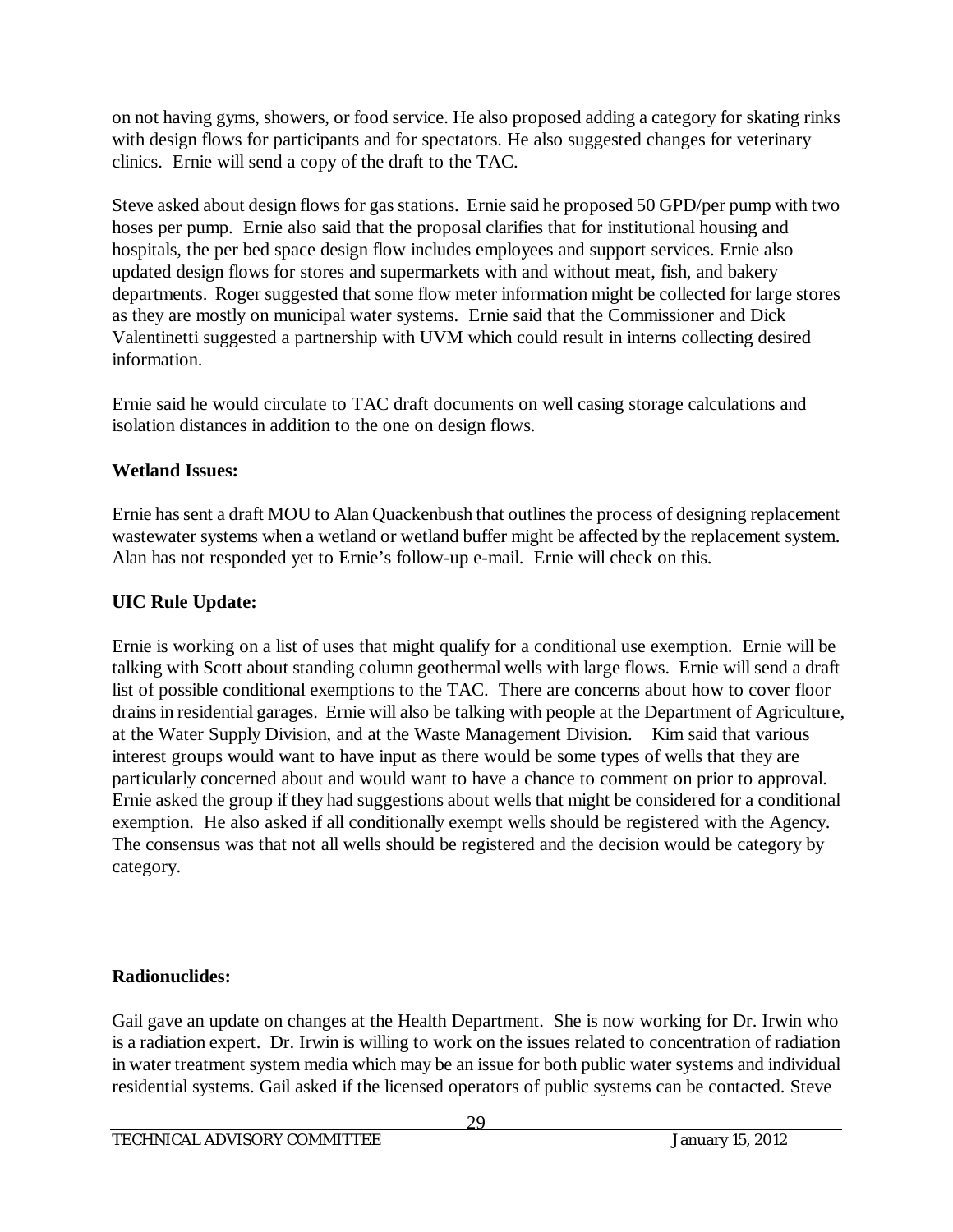on not having gyms, showers, or food service. He also proposed adding a category for skating rinks with design flows for participants and for spectators. He also suggested changes for veterinary clinics. Ernie will send a copy of the draft to the TAC.

Steve asked about design flows for gas stations. Ernie said he proposed 50 GPD/per pump with two hoses per pump. Ernie also said that the proposal clarifies that for institutional housing and hospitals, the per bed space design flow includes employees and support services. Ernie also updated design flows for stores and supermarkets with and without meat, fish, and bakery departments. Roger suggested that some flow meter information might be collected for large stores as they are mostly on municipal water systems. Ernie said that the Commissioner and Dick Valentinetti suggested a partnership with UVM which could result in interns collecting desired information.

Ernie said he would circulate to TAC draft documents on well casing storage calculations and isolation distances in addition to the one on design flows.

**Wetland Issues:**

Ernie has sent a draft MOU to Alan Quackenbush that outlines the process of designing replacement wastewater systems when a wetland or wetland buffer might be affected by the replacement system. Alan has not responded yet to Ernie's follow-up e-mail. Ernie will check on this.

**UIC Rule Update:**

Ernie is working on a list of uses that might qualify for a conditional use exemption. Ernie will be talking with Scott about standing column geothermal wells with large flows. Ernie will send a draft list of possible conditional exemptions to the TAC. There are concerns about how to cover floor drains in residential garages. Ernie will also be talking with people at the Department of Agriculture, at the Water Supply Division, and at the Waste Management Division. Kim said that various interest groups would want to have input as there would be some types of wells that they are particularly concerned about and would want to have a chance to comment on prior to approval. Ernie asked the group if they had suggestions about wells that might be considered for a conditional exemption. He also asked if all conditionally exempt wells should be registered with the Agency. The consensus was that not all wells should be registered and the decision would be category by category.

**Radionuclides:**

Gail gave an update on changes at the Health Department. She is now working for Dr. Irwin who is a radiation expert. Dr. Irwin is willing to work on the issues related to concentration of radiation in water treatment system media which may be an issue for both public water systems and individual residential systems. Gail asked if the licensed operators of public systems can be contacted. Steve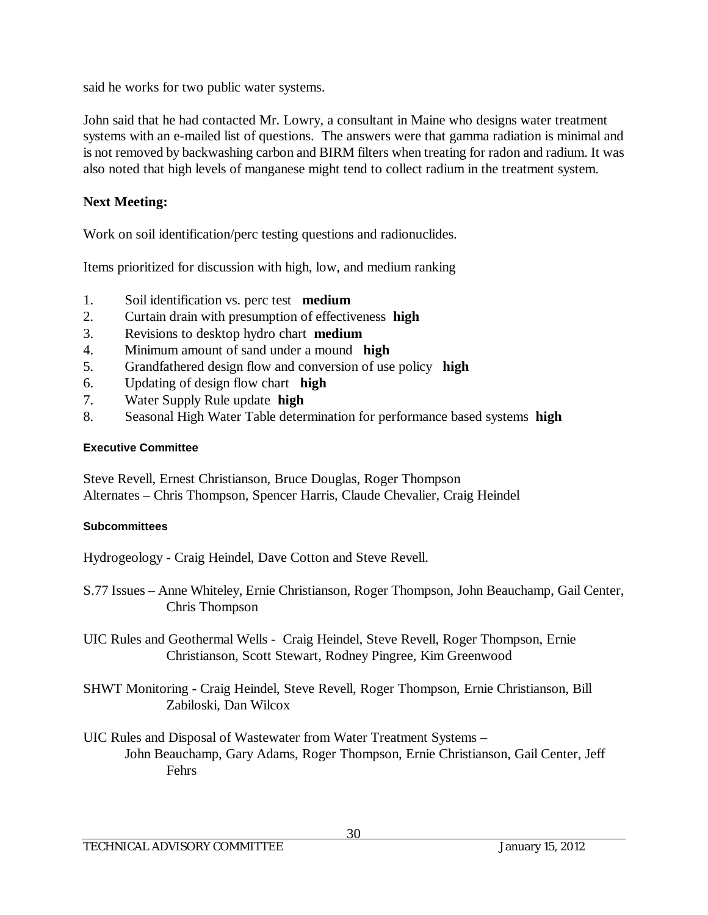said he works for two public water systems.

John said that he had contacted Mr. Lowry, a consultant in Maine who designs water treatment systems with an e-mailed list of questions. The answers were that gamma radiation is minimal and is not removed by backwashing carbon and BIRM filters when treating for radon and radium. It was also noted that high levels of manganese might tend to collect radium in the treatment system.

**Next Meeting:**

Work on soil identification/perc testing questions and radionuclides.

Items prioritized for discussion with high, low, and medium ranking

1. Soil identification vs. perc test **medium**
2. Curtain drain with presumption of effectiveness **high**
3. Revisions to desktop hydro chart **medium**
4. Minimum amount of sand under a mound **high**
5. Grandfathered design flow and conversion of use policy **high**
6. Updating of design flow chart **high**
7. Water Supply Rule update **high**
8. Seasonal High Water Table determination for performance based systems **high**

#### Executive Committee

Steve Revell, Ernest Christianson, Bruce Douglas, Roger Thompson
Alternates – Chris Thompson, Spencer Harris, Claude Chevalier, Craig Heindel

#### Subcommittees

Hydrogeology - Craig Heindel, Dave Cotton and Steve Revell.

S.77 Issues – Anne Whiteley, Ernie Christianson, Roger Thompson, John Beauchamp, Gail Center, Chris Thompson

UIC Rules and Geothermal Wells - Craig Heindel, Steve Revell, Roger Thompson, Ernie Christianson, Scott Stewart, Rodney Pingree, Kim Greenwood

SHWT Monitoring - Craig Heindel, Steve Revell, Roger Thompson, Ernie Christianson, Bill Zabiloski, Dan Wilcox

UIC Rules and Disposal of Wastewater from Water Treatment Systems –
John Beauchamp, Gary Adams, Roger Thompson, Ernie Christianson, Gail Center, Jeff Fehrs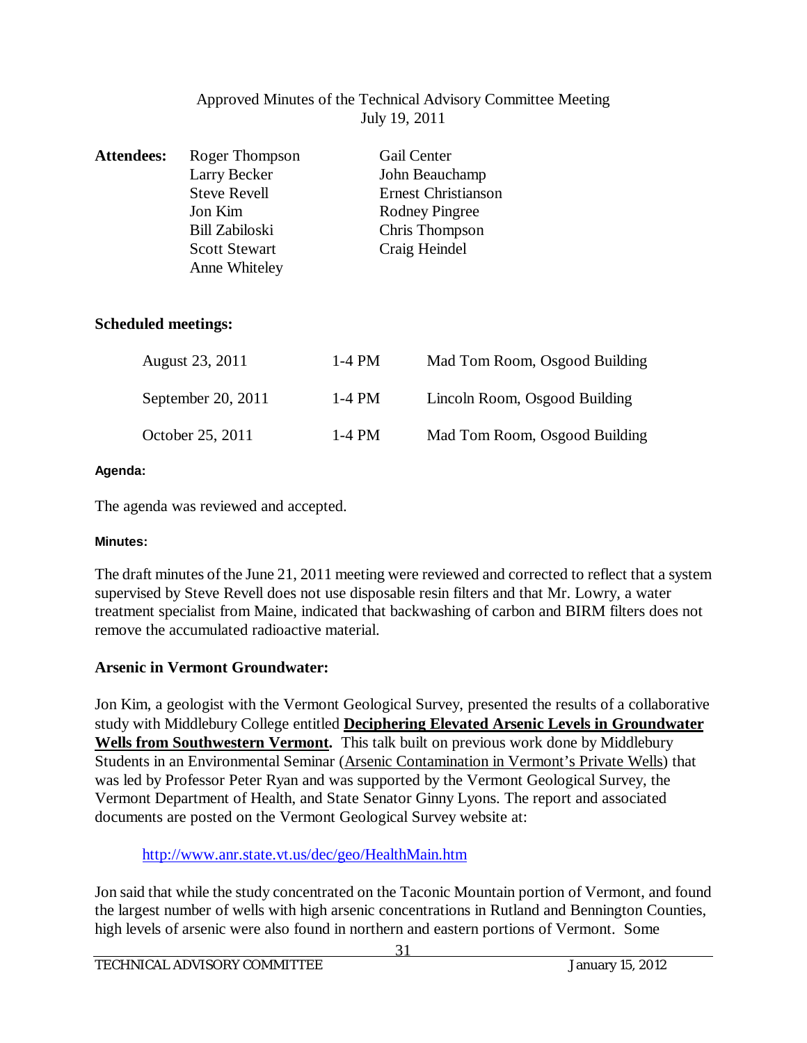Approved Minutes of the Technical Advisory Committee Meeting
July 19, 2011

| **Attendees:** | | |
|---|---|---|
| | Roger Thompson | Gail Center |
| | Larry Becker | John Beauchamp |
| | Steve Revell | Ernest Christianson |
| | Jon Kim | Rodney Pingree |
| | Bill Zabiloski | Chris Thompson |
| | Scott Stewart | Craig Heindel |
| | Anne Whiteley | |

**Scheduled meetings:**

| | | |
|---|---|---|
| August 23, 2011 | 1-4 PM | Mad Tom Room, Osgood Building |
| September 20, 2011 | 1-4 PM | Lincoln Room, Osgood Building |
| October 25, 2011 | 1-4 PM | Mad Tom Room, Osgood Building |

**Agenda:**

The agenda was reviewed and accepted.

**Minutes:**

The draft minutes of the June 21, 2011 meeting were reviewed and corrected to reflect that a system supervised by Steve Revell does not use disposable resin filters and that Mr. Lowry, a water treatment specialist from Maine, indicated that backwashing of carbon and BIRM filters does not remove the accumulated radioactive material.

**Arsenic in Vermont Groundwater:**

Jon Kim, a geologist with the Vermont Geological Survey, presented the results of a collaborative study with Middlebury College entitled **Deciphering Elevated Arsenic Levels in Groundwater Wells from Southwestern Vermont.** This talk built on previous work done by Middlebury Students in an Environmental Seminar (Arsenic Contamination in Vermont's Private Wells) that was led by Professor Peter Ryan and was supported by the Vermont Geological Survey, the Vermont Department of Health, and State Senator Ginny Lyons. The report and associated documents are posted on the Vermont Geological Survey website at:

http://www.anr.state.vt.us/dec/geo/HealthMain.htm

Jon said that while the study concentrated on the Taconic Mountain portion of Vermont, and found the largest number of wells with high arsenic concentrations in Rutland and Bennington Counties, high levels of arsenic were also found in northern and eastern portions of Vermont. Some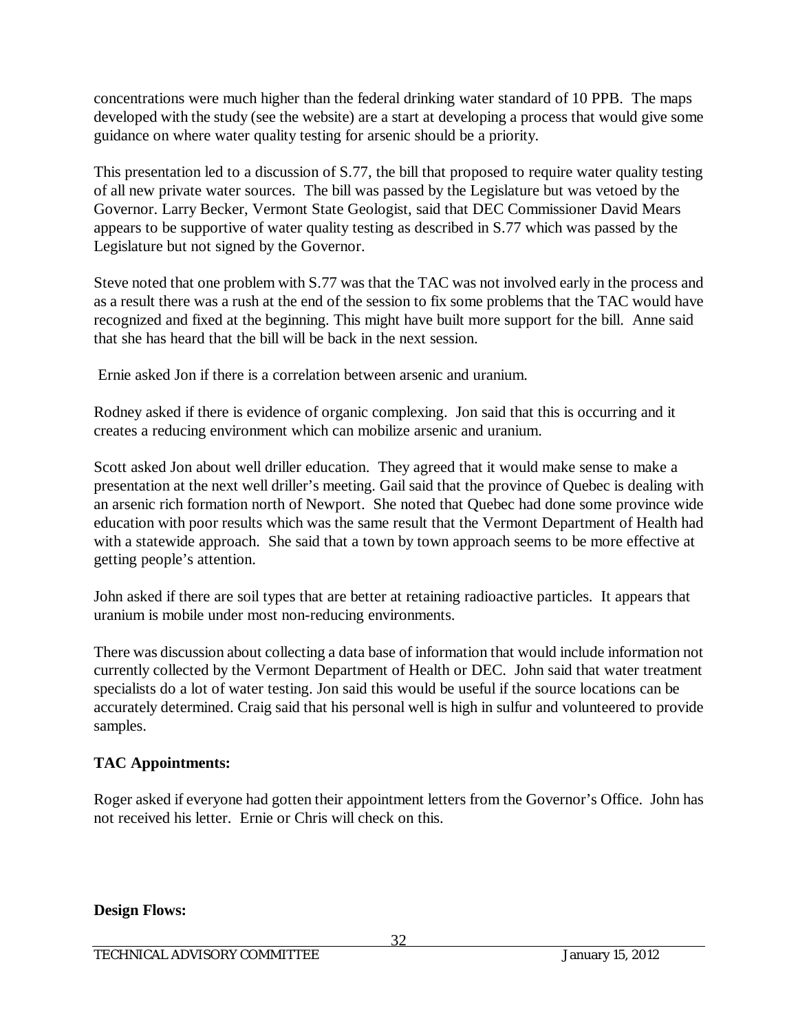concentrations were much higher than the federal drinking water standard of 10 PPB. The maps developed with the study (see the website) are a start at developing a process that would give some guidance on where water quality testing for arsenic should be a priority.

This presentation led to a discussion of S.77, the bill that proposed to require water quality testing of all new private water sources. The bill was passed by the Legislature but was vetoed by the Governor. Larry Becker, Vermont State Geologist, said that DEC Commissioner David Mears appears to be supportive of water quality testing as described in S.77 which was passed by the Legislature but not signed by the Governor.

Steve noted that one problem with S.77 was that the TAC was not involved early in the process and as a result there was a rush at the end of the session to fix some problems that the TAC would have recognized and fixed at the beginning. This might have built more support for the bill. Anne said that she has heard that the bill will be back in the next session.

Ernie asked Jon if there is a correlation between arsenic and uranium.

Rodney asked if there is evidence of organic complexing. Jon said that this is occurring and it creates a reducing environment which can mobilize arsenic and uranium.

Scott asked Jon about well driller education. They agreed that it would make sense to make a presentation at the next well driller's meeting. Gail said that the province of Quebec is dealing with an arsenic rich formation north of Newport. She noted that Quebec had done some province wide education with poor results which was the same result that the Vermont Department of Health had with a statewide approach. She said that a town by town approach seems to be more effective at getting people's attention.

John asked if there are soil types that are better at retaining radioactive particles. It appears that uranium is mobile under most non-reducing environments.

There was discussion about collecting a data base of information that would include information not currently collected by the Vermont Department of Health or DEC. John said that water treatment specialists do a lot of water testing. Jon said this would be useful if the source locations can be accurately determined. Craig said that his personal well is high in sulfur and volunteered to provide samples.

**TAC Appointments:**

Roger asked if everyone had gotten their appointment letters from the Governor's Office. John has not received his letter. Ernie or Chris will check on this.

**Design Flows:**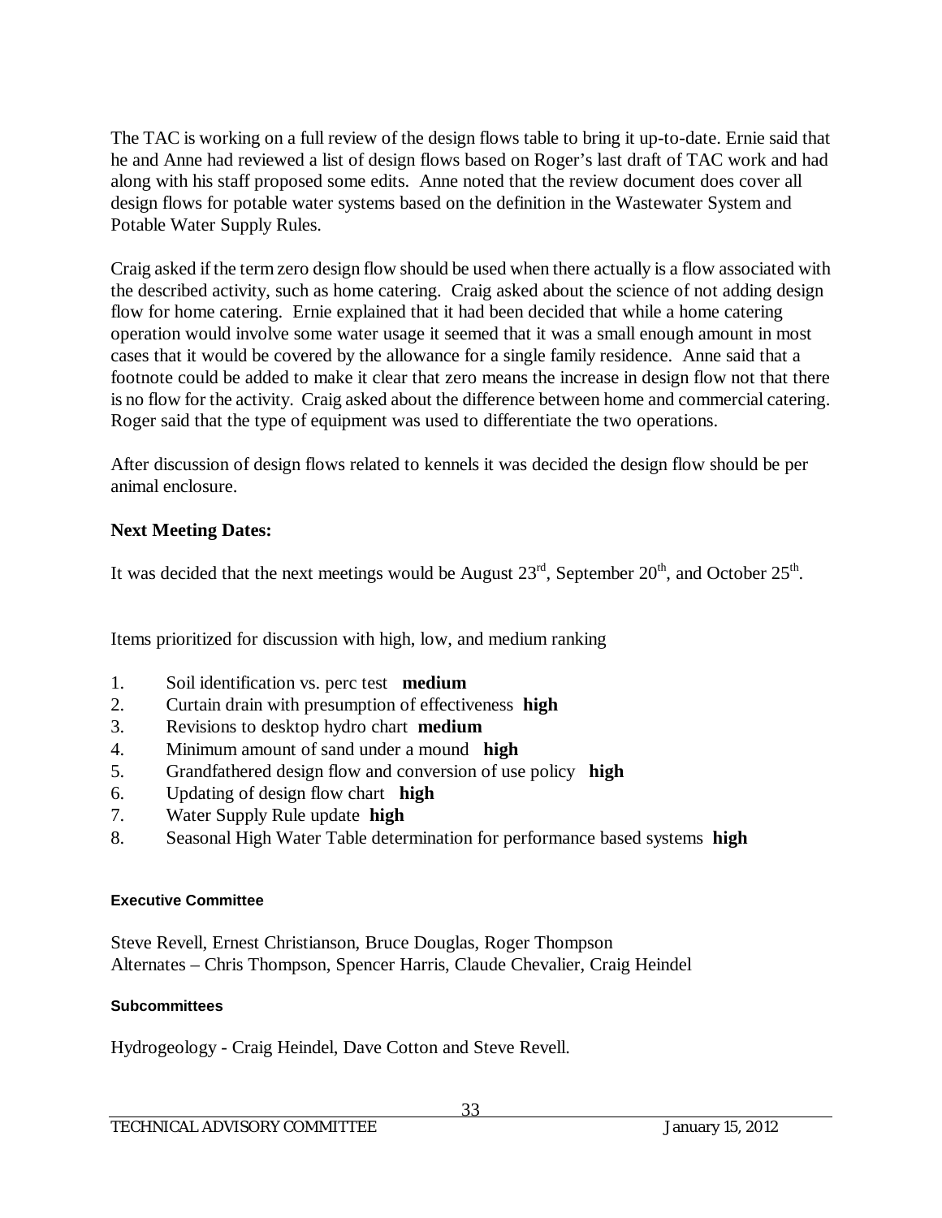The TAC is working on a full review of the design flows table to bring it up-to-date. Ernie said that he and Anne had reviewed a list of design flows based on Roger's last draft of TAC work and had along with his staff proposed some edits. Anne noted that the review document does cover all design flows for potable water systems based on the definition in the Wastewater System and Potable Water Supply Rules.

Craig asked if the term zero design flow should be used when there actually is a flow associated with the described activity, such as home catering. Craig asked about the science of not adding design flow for home catering. Ernie explained that it had been decided that while a home catering operation would involve some water usage it seemed that it was a small enough amount in most cases that it would be covered by the allowance for a single family residence. Anne said that a footnote could be added to make it clear that zero means the increase in design flow not that there is no flow for the activity. Craig asked about the difference between home and commercial catering. Roger said that the type of equipment was used to differentiate the two operations.

After discussion of design flows related to kennels it was decided the design flow should be per animal enclosure.

**Next Meeting Dates:**

It was decided that the next meetings would be August 23rd, September 20th, and October 25th.

Items prioritized for discussion with high, low, and medium ranking

1. Soil identification vs. perc test **medium**
2. Curtain drain with presumption of effectiveness **high**
3. Revisions to desktop hydro chart **medium**
4. Minimum amount of sand under a mound **high**
5. Grandfathered design flow and conversion of use policy **high**
6. Updating of design flow chart **high**
7. Water Supply Rule update **high**
8. Seasonal High Water Table determination for performance based systems **high**

**Executive Committee**

Steve Revell, Ernest Christianson, Bruce Douglas, Roger Thompson
Alternates – Chris Thompson, Spencer Harris, Claude Chevalier, Craig Heindel

**Subcommittees**

Hydrogeology - Craig Heindel, Dave Cotton and Steve Revell.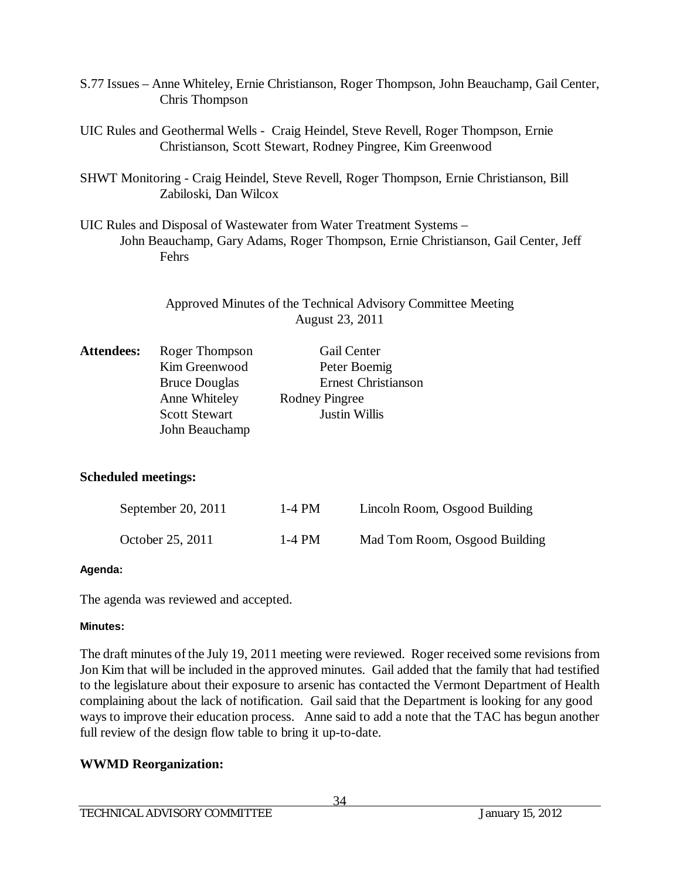S.77 Issues – Anne Whiteley, Ernie Christianson, Roger Thompson, John Beauchamp, Gail Center, Chris Thompson

UIC Rules and Geothermal Wells - Craig Heindel, Steve Revell, Roger Thompson, Ernie Christianson, Scott Stewart, Rodney Pingree, Kim Greenwood

SHWT Monitoring - Craig Heindel, Steve Revell, Roger Thompson, Ernie Christianson, Bill Zabiloski, Dan Wilcox

UIC Rules and Disposal of Wastewater from Water Treatment Systems – John Beauchamp, Gary Adams, Roger Thompson, Ernie Christianson, Gail Center, Jeff Fehrs

Approved Minutes of the Technical Advisory Committee Meeting
August 23, 2011

| **Attendees:** | Roger Thompson | Gail Center |
|---|---|---|
| | Kim Greenwood | Peter Boemig |
| | Bruce Douglas | Ernest Christianson |
| | Anne Whiteley | Rodney Pingree |
| | Scott Stewart | Justin Willis |
| | John Beauchamp | |

**Scheduled meetings:**

| | | |
|---|---|---|
| September 20, 2011 | 1-4 PM | Lincoln Room, Osgood Building |
| October 25, 2011 | 1-4 PM | Mad Tom Room, Osgood Building |

**Agenda:**

The agenda was reviewed and accepted.

**Minutes:**

The draft minutes of the July 19, 2011 meeting were reviewed. Roger received some revisions from Jon Kim that will be included in the approved minutes. Gail added that the family that had testified to the legislature about their exposure to arsenic has contacted the Vermont Department of Health complaining about the lack of notification. Gail said that the Department is looking for any good ways to improve their education process. Anne said to add a note that the TAC has begun another full review of the design flow table to bring it up-to-date.

**WWMD Reorganization:**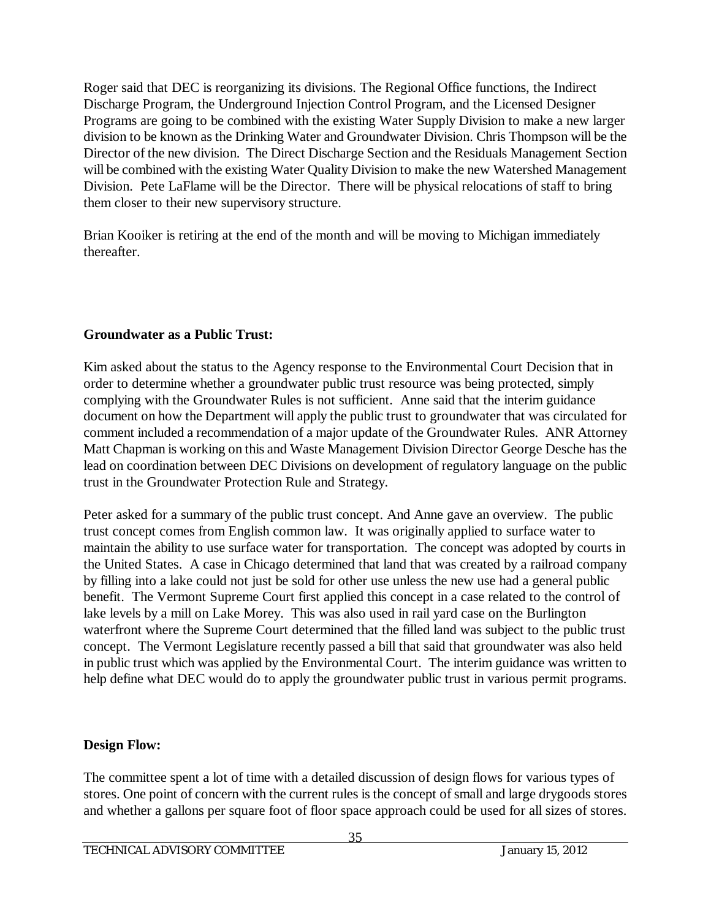Roger said that DEC is reorganizing its divisions. The Regional Office functions, the Indirect Discharge Program, the Underground Injection Control Program, and the Licensed Designer Programs are going to be combined with the existing Water Supply Division to make a new larger division to be known as the Drinking Water and Groundwater Division. Chris Thompson will be the Director of the new division. The Direct Discharge Section and the Residuals Management Section will be combined with the existing Water Quality Division to make the new Watershed Management Division. Pete LaFlame will be the Director. There will be physical relocations of staff to bring them closer to their new supervisory structure.

Brian Kooiker is retiring at the end of the month and will be moving to Michigan immediately thereafter.

**Groundwater as a Public Trust:**

Kim asked about the status to the Agency response to the Environmental Court Decision that in order to determine whether a groundwater public trust resource was being protected, simply complying with the Groundwater Rules is not sufficient. Anne said that the interim guidance document on how the Department will apply the public trust to groundwater that was circulated for comment included a recommendation of a major update of the Groundwater Rules. ANR Attorney Matt Chapman is working on this and Waste Management Division Director George Desche has the lead on coordination between DEC Divisions on development of regulatory language on the public trust in the Groundwater Protection Rule and Strategy.

Peter asked for a summary of the public trust concept. And Anne gave an overview. The public trust concept comes from English common law. It was originally applied to surface water to maintain the ability to use surface water for transportation. The concept was adopted by courts in the United States. A case in Chicago determined that land that was created by a railroad company by filling into a lake could not just be sold for other use unless the new use had a general public benefit. The Vermont Supreme Court first applied this concept in a case related to the control of lake levels by a mill on Lake Morey. This was also used in rail yard case on the Burlington waterfront where the Supreme Court determined that the filled land was subject to the public trust concept. The Vermont Legislature recently passed a bill that said that groundwater was also held in public trust which was applied by the Environmental Court. The interim guidance was written to help define what DEC would do to apply the groundwater public trust in various permit programs.

**Design Flow:**

The committee spent a lot of time with a detailed discussion of design flows for various types of stores. One point of concern with the current rules is the concept of small and large drygoods stores and whether a gallons per square foot of floor space approach could be used for all sizes of stores.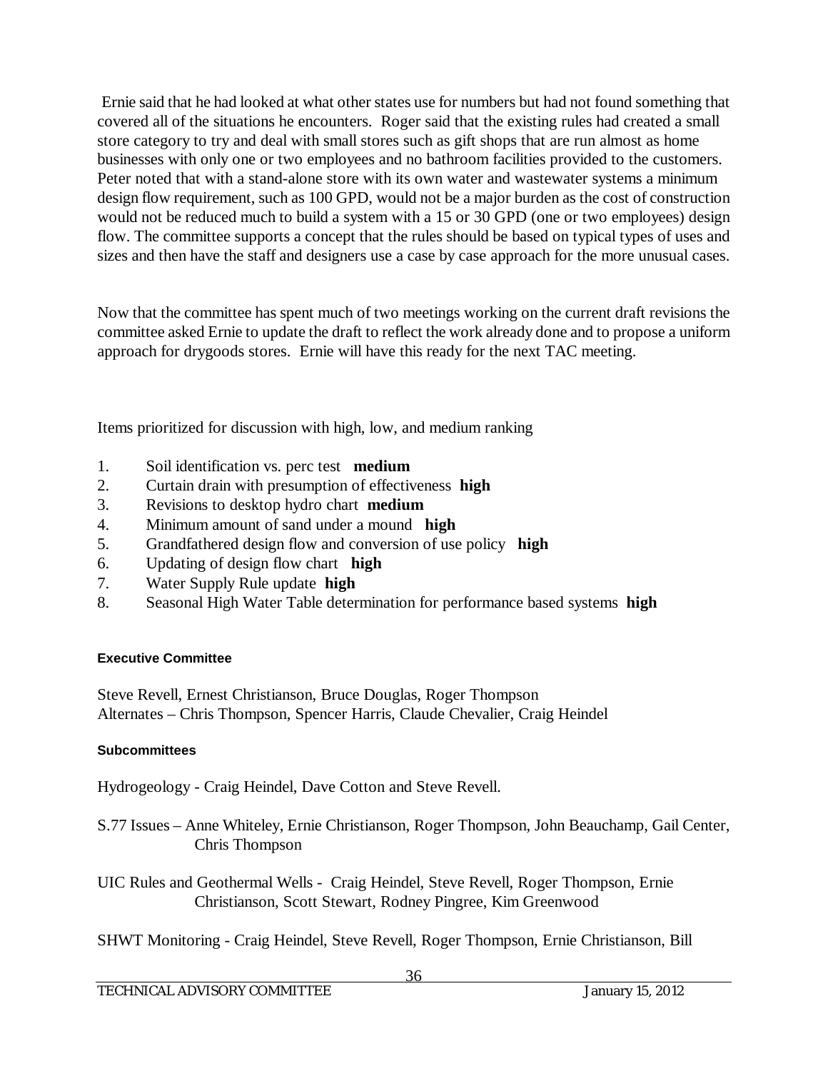Ernie said that he had looked at what other states use for numbers but had not found something that covered all of the situations he encounters. Roger said that the existing rules had created a small store category to try and deal with small stores such as gift shops that are run almost as home businesses with only one or two employees and no bathroom facilities provided to the customers. Peter noted that with a stand-alone store with its own water and wastewater systems a minimum design flow requirement, such as 100 GPD, would not be a major burden as the cost of construction would not be reduced much to build a system with a 15 or 30 GPD (one or two employees) design flow. The committee supports a concept that the rules should be based on typical types of uses and sizes and then have the staff and designers use a case by case approach for the more unusual cases.

Now that the committee has spent much of two meetings working on the current draft revisions the committee asked Ernie to update the draft to reflect the work already done and to propose a uniform approach for drygoods stores. Ernie will have this ready for the next TAC meeting.

Items prioritized for discussion with high, low, and medium ranking

1. Soil identification vs. perc test **medium**
2. Curtain drain with presumption of effectiveness **high**
3. Revisions to desktop hydro chart **medium**
4. Minimum amount of sand under a mound **high**
5. Grandfathered design flow and conversion of use policy **high**
6. Updating of design flow chart **high**
7. Water Supply Rule update **high**
8. Seasonal High Water Table determination for performance based systems **high**

#### Executive Committee

Steve Revell, Ernest Christianson, Bruce Douglas, Roger Thompson
Alternates – Chris Thompson, Spencer Harris, Claude Chevalier, Craig Heindel

#### Subcommittees

Hydrogeology - Craig Heindel, Dave Cotton and Steve Revell.

S.77 Issues – Anne Whiteley, Ernie Christianson, Roger Thompson, John Beauchamp, Gail Center, Chris Thompson

UIC Rules and Geothermal Wells - Craig Heindel, Steve Revell, Roger Thompson, Ernie Christianson, Scott Stewart, Rodney Pingree, Kim Greenwood

SHWT Monitoring - Craig Heindel, Steve Revell, Roger Thompson, Ernie Christianson, Bill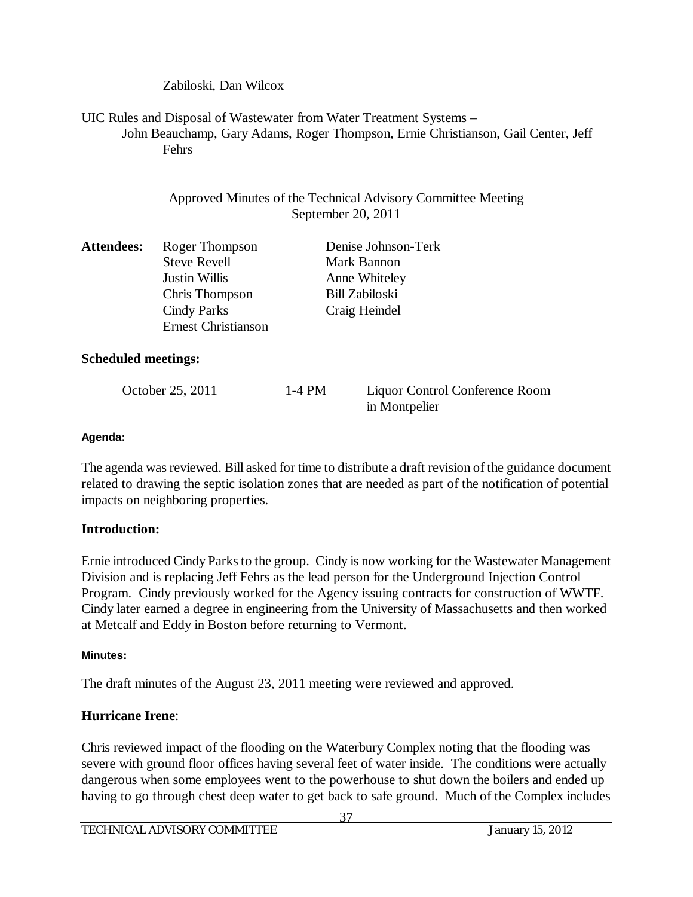Zabiloski, Dan Wilcox

UIC Rules and Disposal of Wastewater from Water Treatment Systems –
John Beauchamp, Gary Adams, Roger Thompson, Ernie Christianson, Gail Center, Jeff Fehrs

Approved Minutes of the Technical Advisory Committee Meeting
September 20, 2011

**Attendees:**

| Roger Thompson | Denise Johnson-Terk |
|---|---|
| Steve Revell | Mark Bannon |
| Justin Willis | Anne Whiteley |
| Chris Thompson | Bill Zabiloski |
| Cindy Parks | Craig Heindel |
| Ernest Christianson | |

**Scheduled meetings:**

| October 25, 2011 | 1-4 PM | Liquor Control Conference Room in Montpelier |
|---|---|---|

**Agenda:**

The agenda was reviewed. Bill asked for time to distribute a draft revision of the guidance document related to drawing the septic isolation zones that are needed as part of the notification of potential impacts on neighboring properties.

**Introduction:**

Ernie introduced Cindy Parks to the group. Cindy is now working for the Wastewater Management Division and is replacing Jeff Fehrs as the lead person for the Underground Injection Control Program. Cindy previously worked for the Agency issuing contracts for construction of WWTF. Cindy later earned a degree in engineering from the University of Massachusetts and then worked at Metcalf and Eddy in Boston before returning to Vermont.

**Minutes:**

The draft minutes of the August 23, 2011 meeting were reviewed and approved.

**Hurricane Irene**:

Chris reviewed impact of the flooding on the Waterbury Complex noting that the flooding was severe with ground floor offices having several feet of water inside. The conditions were actually dangerous when some employees went to the powerhouse to shut down the boilers and ended up having to go through chest deep water to get back to safe ground. Much of the Complex includes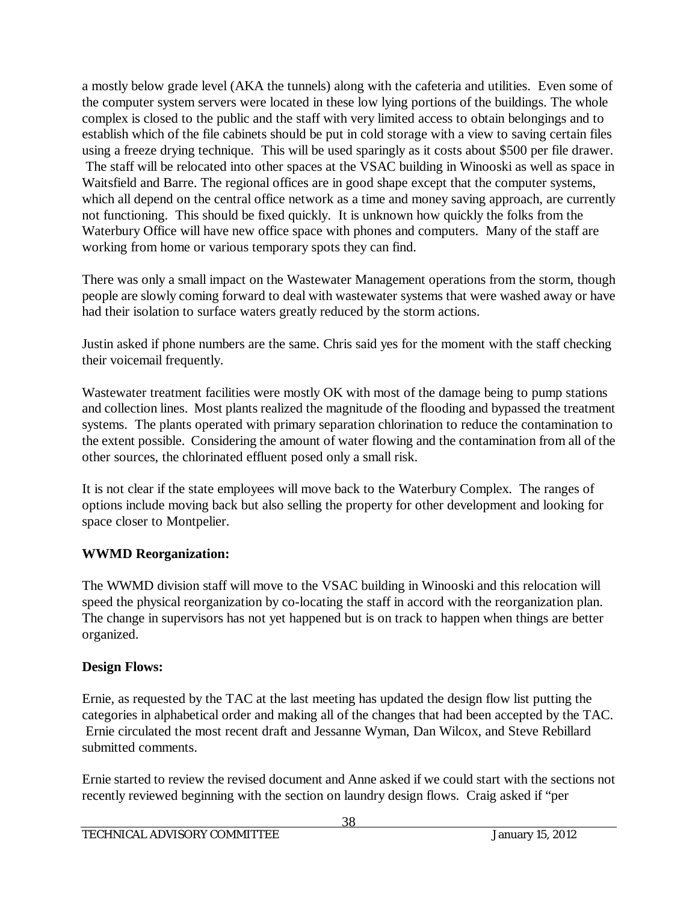a mostly below grade level (AKA the tunnels) along with the cafeteria and utilities. Even some of the computer system servers were located in these low lying portions of the buildings. The whole complex is closed to the public and the staff with very limited access to obtain belongings and to establish which of the file cabinets should be put in cold storage with a view to saving certain files using a freeze drying technique. This will be used sparingly as it costs about $500 per file drawer. The staff will be relocated into other spaces at the VSAC building in Winooski as well as space in Waitsfield and Barre. The regional offices are in good shape except that the computer systems, which all depend on the central office network as a time and money saving approach, are currently not functioning. This should be fixed quickly. It is unknown how quickly the folks from the Waterbury Office will have new office space with phones and computers. Many of the staff are working from home or various temporary spots they can find.

There was only a small impact on the Wastewater Management operations from the storm, though people are slowly coming forward to deal with wastewater systems that were washed away or have had their isolation to surface waters greatly reduced by the storm actions.

Justin asked if phone numbers are the same. Chris said yes for the moment with the staff checking their voicemail frequently.

Wastewater treatment facilities were mostly OK with most of the damage being to pump stations and collection lines. Most plants realized the magnitude of the flooding and bypassed the treatment systems. The plants operated with primary separation chlorination to reduce the contamination to the extent possible. Considering the amount of water flowing and the contamination from all of the other sources, the chlorinated effluent posed only a small risk.

It is not clear if the state employees will move back to the Waterbury Complex. The ranges of options include moving back but also selling the property for other development and looking for space closer to Montpelier.

**WWMD Reorganization:**

The WWMD division staff will move to the VSAC building in Winooski and this relocation will speed the physical reorganization by co-locating the staff in accord with the reorganization plan. The change in supervisors has not yet happened but is on track to happen when things are better organized.

**Design Flows:**

Ernie, as requested by the TAC at the last meeting has updated the design flow list putting the categories in alphabetical order and making all of the changes that had been accepted by the TAC. Ernie circulated the most recent draft and Jessanne Wyman, Dan Wilcox, and Steve Rebillard submitted comments.

Ernie started to review the revised document and Anne asked if we could start with the sections not recently reviewed beginning with the section on laundry design flows. Craig asked if "per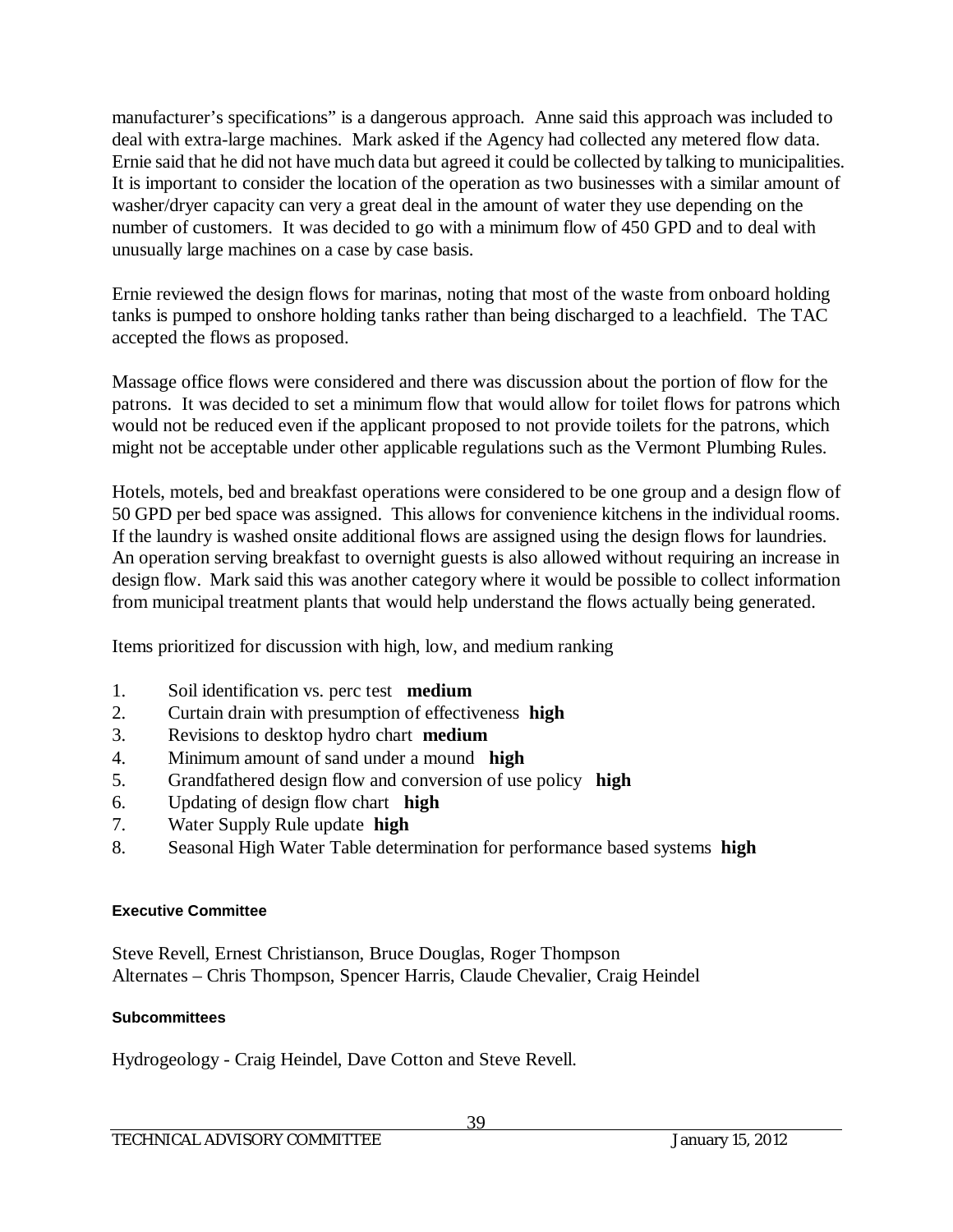manufacturer's specifications" is a dangerous approach. Anne said this approach was included to deal with extra-large machines. Mark asked if the Agency had collected any metered flow data. Ernie said that he did not have much data but agreed it could be collected by talking to municipalities. It is important to consider the location of the operation as two businesses with a similar amount of washer/dryer capacity can very a great deal in the amount of water they use depending on the number of customers. It was decided to go with a minimum flow of 450 GPD and to deal with unusually large machines on a case by case basis.

Ernie reviewed the design flows for marinas, noting that most of the waste from onboard holding tanks is pumped to onshore holding tanks rather than being discharged to a leachfield. The TAC accepted the flows as proposed.

Massage office flows were considered and there was discussion about the portion of flow for the patrons. It was decided to set a minimum flow that would allow for toilet flows for patrons which would not be reduced even if the applicant proposed to not provide toilets for the patrons, which might not be acceptable under other applicable regulations such as the Vermont Plumbing Rules.

Hotels, motels, bed and breakfast operations were considered to be one group and a design flow of 50 GPD per bed space was assigned. This allows for convenience kitchens in the individual rooms. If the laundry is washed onsite additional flows are assigned using the design flows for laundries. An operation serving breakfast to overnight guests is also allowed without requiring an increase in design flow. Mark said this was another category where it would be possible to collect information from municipal treatment plants that would help understand the flows actually being generated.

Items prioritized for discussion with high, low, and medium ranking

1. Soil identification vs. perc test **medium**
2. Curtain drain with presumption of effectiveness **high**
3. Revisions to desktop hydro chart **medium**
4. Minimum amount of sand under a mound **high**
5. Grandfathered design flow and conversion of use policy **high**
6. Updating of design flow chart **high**
7. Water Supply Rule update **high**
8. Seasonal High Water Table determination for performance based systems **high**

#### Executive Committee

Steve Revell, Ernest Christianson, Bruce Douglas, Roger Thompson
Alternates – Chris Thompson, Spencer Harris, Claude Chevalier, Craig Heindel

#### Subcommittees

Hydrogeology - Craig Heindel, Dave Cotton and Steve Revell.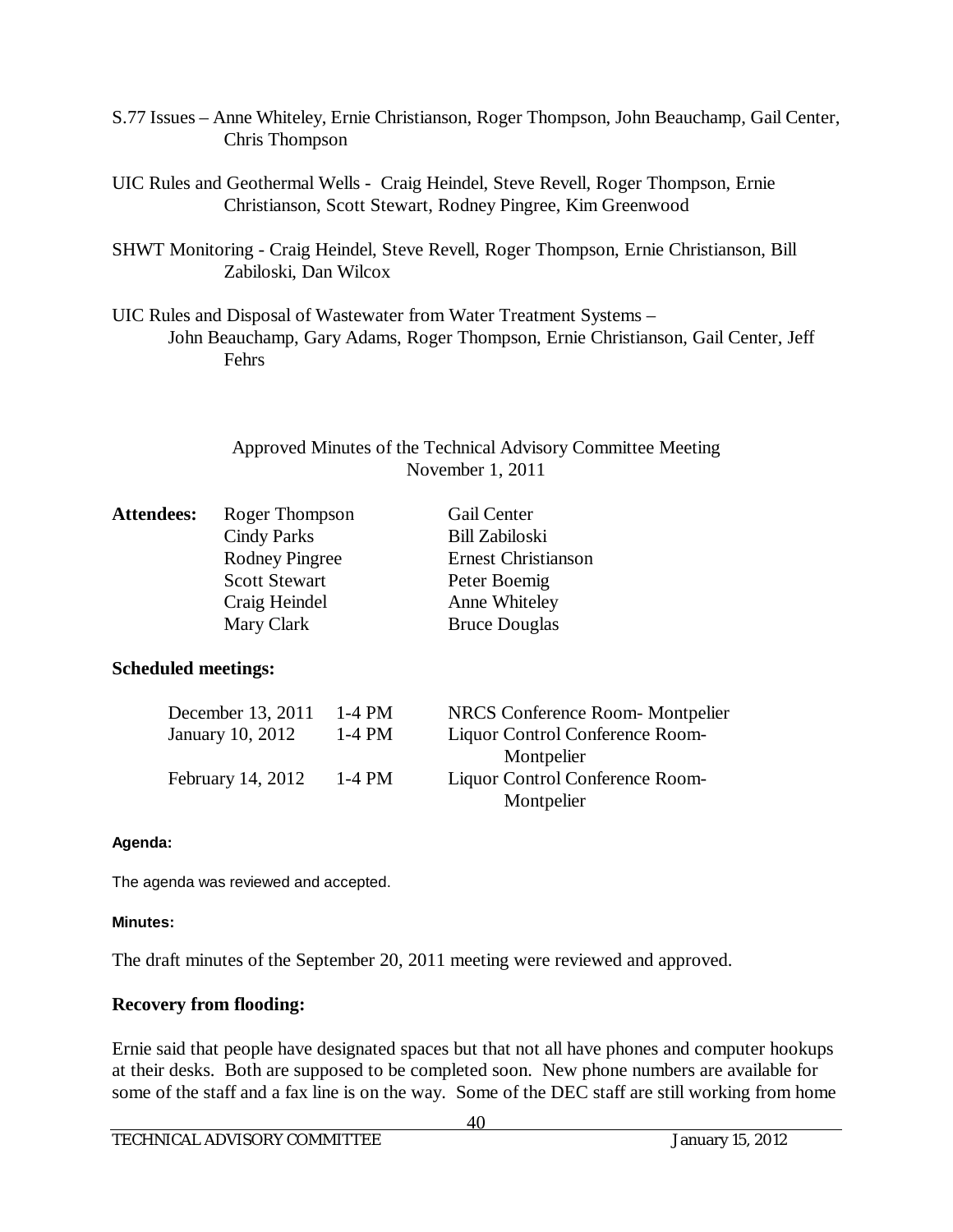S.77 Issues – Anne Whiteley, Ernie Christianson, Roger Thompson, John Beauchamp, Gail Center, Chris Thompson

UIC Rules and Geothermal Wells - Craig Heindel, Steve Revell, Roger Thompson, Ernie Christianson, Scott Stewart, Rodney Pingree, Kim Greenwood

SHWT Monitoring - Craig Heindel, Steve Revell, Roger Thompson, Ernie Christianson, Bill Zabiloski, Dan Wilcox

UIC Rules and Disposal of Wastewater from Water Treatment Systems – John Beauchamp, Gary Adams, Roger Thompson, Ernie Christianson, Gail Center, Jeff Fehrs

## Approved Minutes of the Technical Advisory Committee Meeting
## November 1, 2011

**Attendees:**

| | |
|---|---|
| Roger Thompson | Gail Center |
| Cindy Parks | Bill Zabiloski |
| Rodney Pingree | Ernest Christianson |
| Scott Stewart | Peter Boemig |
| Craig Heindel | Anne Whiteley |
| Mary Clark | Bruce Douglas |

**Scheduled meetings:**

| | | |
|---|---|---|
| December 13, 2011 | 1-4 PM | NRCS Conference Room- Montpelier |
| January 10, 2012 | 1-4 PM | Liquor Control Conference Room- Montpelier |
| February 14, 2012 | 1-4 PM | Liquor Control Conference Room- Montpelier |

**Agenda:**

The agenda was reviewed and accepted.

**Minutes:**

The draft minutes of the September 20, 2011 meeting were reviewed and approved.

**Recovery from flooding:**

Ernie said that people have designated spaces but that not all have phones and computer hookups at their desks. Both are supposed to be completed soon. New phone numbers are available for some of the staff and a fax line is on the way. Some of the DEC staff are still working from home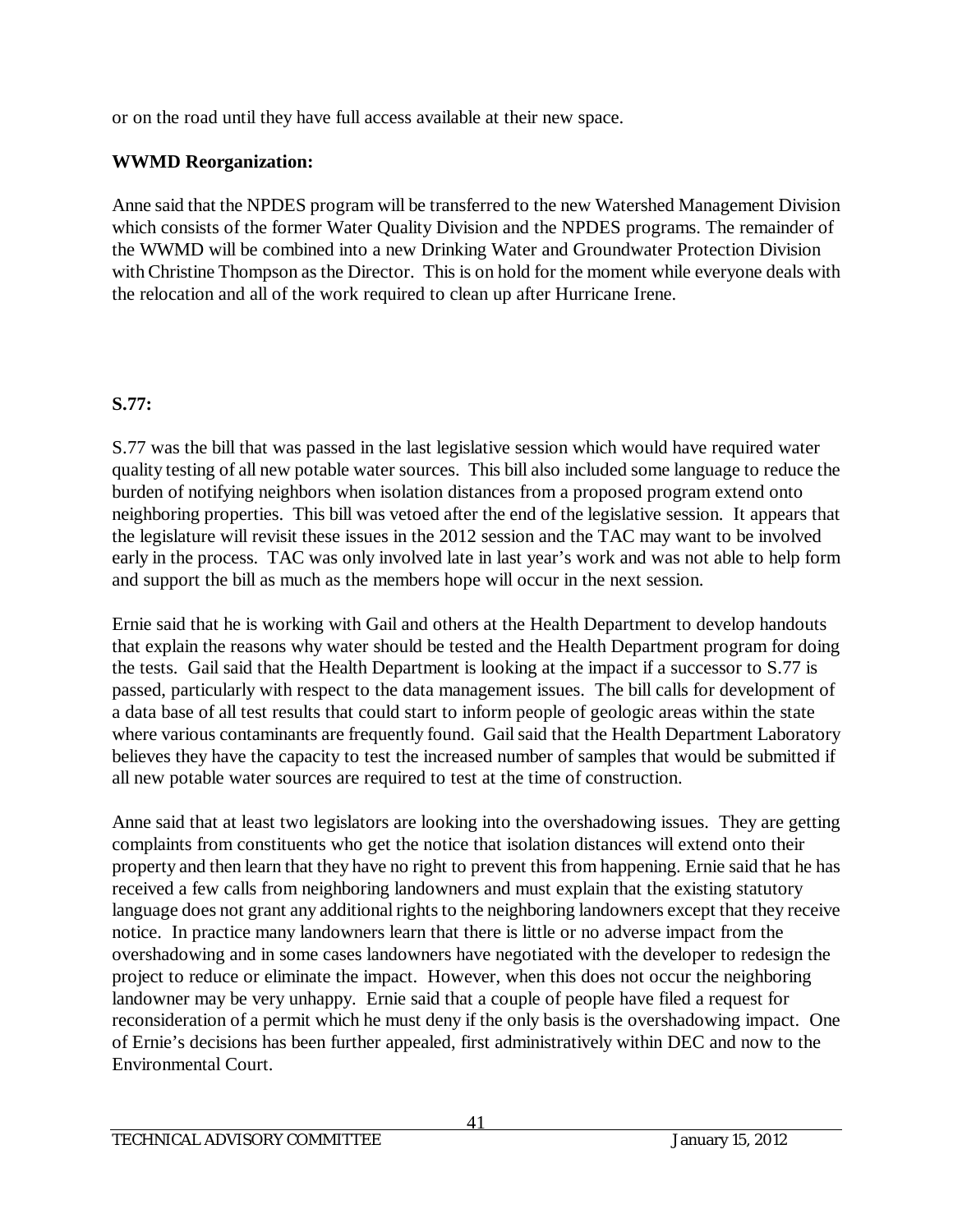or on the road until they have full access available at their new space.

**WWMD Reorganization:**

Anne said that the NPDES program will be transferred to the new Watershed Management Division which consists of the former Water Quality Division and the NPDES programs. The remainder of the WWMD will be combined into a new Drinking Water and Groundwater Protection Division with Christine Thompson as the Director. This is on hold for the moment while everyone deals with the relocation and all of the work required to clean up after Hurricane Irene.

**S.77:**

S.77 was the bill that was passed in the last legislative session which would have required water quality testing of all new potable water sources. This bill also included some language to reduce the burden of notifying neighbors when isolation distances from a proposed program extend onto neighboring properties. This bill was vetoed after the end of the legislative session. It appears that the legislature will revisit these issues in the 2012 session and the TAC may want to be involved early in the process. TAC was only involved late in last year's work and was not able to help form and support the bill as much as the members hope will occur in the next session.

Ernie said that he is working with Gail and others at the Health Department to develop handouts that explain the reasons why water should be tested and the Health Department program for doing the tests. Gail said that the Health Department is looking at the impact if a successor to S.77 is passed, particularly with respect to the data management issues. The bill calls for development of a data base of all test results that could start to inform people of geologic areas within the state where various contaminants are frequently found. Gail said that the Health Department Laboratory believes they have the capacity to test the increased number of samples that would be submitted if all new potable water sources are required to test at the time of construction.

Anne said that at least two legislators are looking into the overshadowing issues. They are getting complaints from constituents who get the notice that isolation distances will extend onto their property and then learn that they have no right to prevent this from happening. Ernie said that he has received a few calls from neighboring landowners and must explain that the existing statutory language does not grant any additional rights to the neighboring landowners except that they receive notice. In practice many landowners learn that there is little or no adverse impact from the overshadowing and in some cases landowners have negotiated with the developer to redesign the project to reduce or eliminate the impact. However, when this does not occur the neighboring landowner may be very unhappy. Ernie said that a couple of people have filed a request for reconsideration of a permit which he must deny if the only basis is the overshadowing impact. One of Ernie's decisions has been further appealed, first administratively within DEC and now to the Environmental Court.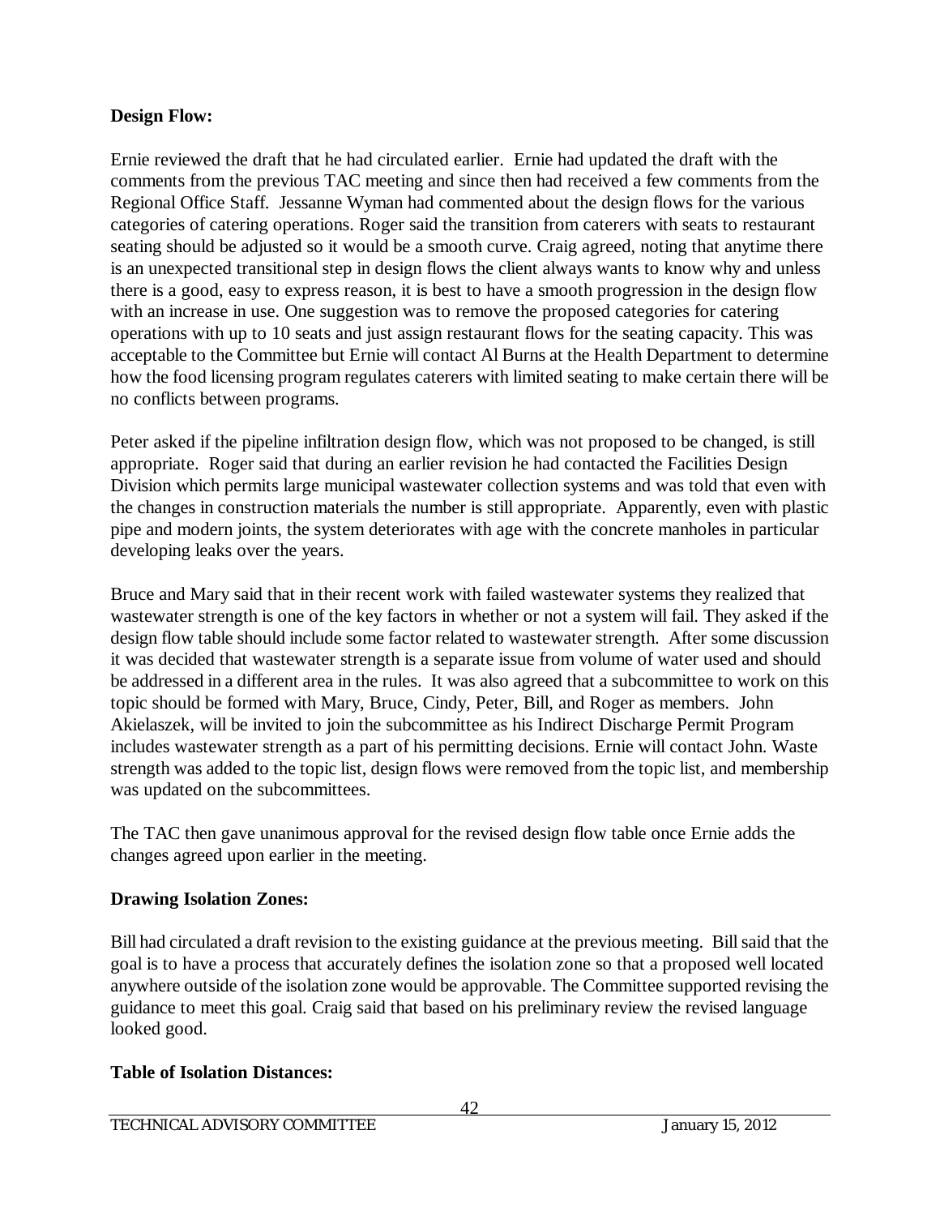**Design Flow:**

Ernie reviewed the draft that he had circulated earlier. Ernie had updated the draft with the comments from the previous TAC meeting and since then had received a few comments from the Regional Office Staff. Jessanne Wyman had commented about the design flows for the various categories of catering operations. Roger said the transition from caterers with seats to restaurant seating should be adjusted so it would be a smooth curve. Craig agreed, noting that anytime there is an unexpected transitional step in design flows the client always wants to know why and unless there is a good, easy to express reason, it is best to have a smooth progression in the design flow with an increase in use. One suggestion was to remove the proposed categories for catering operations with up to 10 seats and just assign restaurant flows for the seating capacity. This was acceptable to the Committee but Ernie will contact Al Burns at the Health Department to determine how the food licensing program regulates caterers with limited seating to make certain there will be no conflicts between programs.

Peter asked if the pipeline infiltration design flow, which was not proposed to be changed, is still appropriate. Roger said that during an earlier revision he had contacted the Facilities Design Division which permits large municipal wastewater collection systems and was told that even with the changes in construction materials the number is still appropriate. Apparently, even with plastic pipe and modern joints, the system deteriorates with age with the concrete manholes in particular developing leaks over the years.

Bruce and Mary said that in their recent work with failed wastewater systems they realized that wastewater strength is one of the key factors in whether or not a system will fail. They asked if the design flow table should include some factor related to wastewater strength. After some discussion it was decided that wastewater strength is a separate issue from volume of water used and should be addressed in a different area in the rules. It was also agreed that a subcommittee to work on this topic should be formed with Mary, Bruce, Cindy, Peter, Bill, and Roger as members. John Akielaszek, will be invited to join the subcommittee as his Indirect Discharge Permit Program includes wastewater strength as a part of his permitting decisions. Ernie will contact John. Waste strength was added to the topic list, design flows were removed from the topic list, and membership was updated on the subcommittees.

The TAC then gave unanimous approval for the revised design flow table once Ernie adds the changes agreed upon earlier in the meeting.

**Drawing Isolation Zones:**

Bill had circulated a draft revision to the existing guidance at the previous meeting. Bill said that the goal is to have a process that accurately defines the isolation zone so that a proposed well located anywhere outside of the isolation zone would be approvable. The Committee supported revising the guidance to meet this goal. Craig said that based on his preliminary review the revised language looked good.

**Table of Isolation Distances:**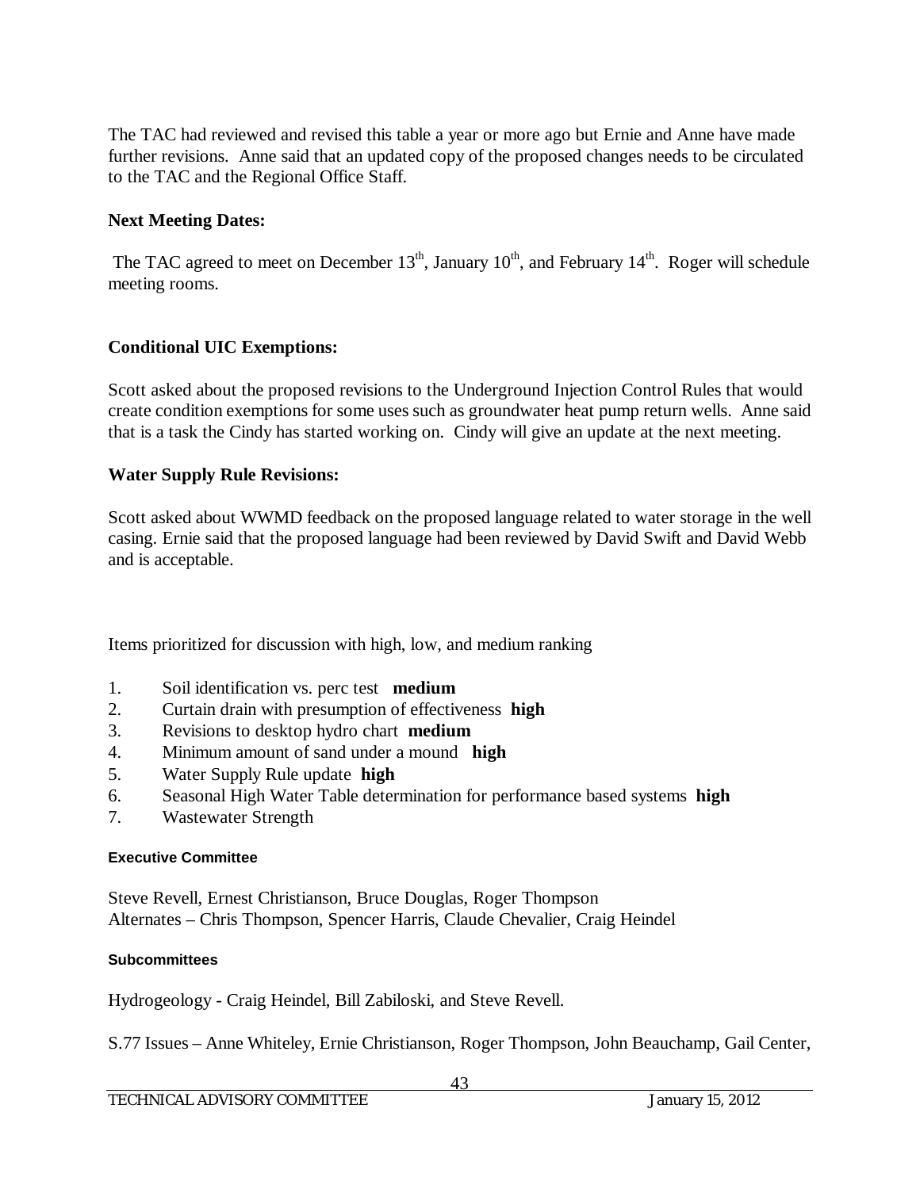The TAC had reviewed and revised this table a year or more ago but Ernie and Anne have made further revisions. Anne said that an updated copy of the proposed changes needs to be circulated to the TAC and the Regional Office Staff.

**Next Meeting Dates:**

The TAC agreed to meet on December 13th, January 10th, and February 14th. Roger will schedule meeting rooms.

**Conditional UIC Exemptions:**

Scott asked about the proposed revisions to the Underground Injection Control Rules that would create condition exemptions for some uses such as groundwater heat pump return wells. Anne said that is a task the Cindy has started working on. Cindy will give an update at the next meeting.

**Water Supply Rule Revisions:**

Scott asked about WWMD feedback on the proposed language related to water storage in the well casing. Ernie said that the proposed language had been reviewed by David Swift and David Webb and is acceptable.

Items prioritized for discussion with high, low, and medium ranking

1. Soil identification vs. perc test **medium**
2. Curtain drain with presumption of effectiveness **high**
3. Revisions to desktop hydro chart **medium**
4. Minimum amount of sand under a mound **high**
5. Water Supply Rule update **high**
6. Seasonal High Water Table determination for performance based systems **high**
7. Wastewater Strength

**Executive Committee**

Steve Revell, Ernest Christianson, Bruce Douglas, Roger Thompson
Alternates – Chris Thompson, Spencer Harris, Claude Chevalier, Craig Heindel

**Subcommittees**

Hydrogeology - Craig Heindel, Bill Zabiloski, and Steve Revell.

S.77 Issues – Anne Whiteley, Ernie Christianson, Roger Thompson, John Beauchamp, Gail Center,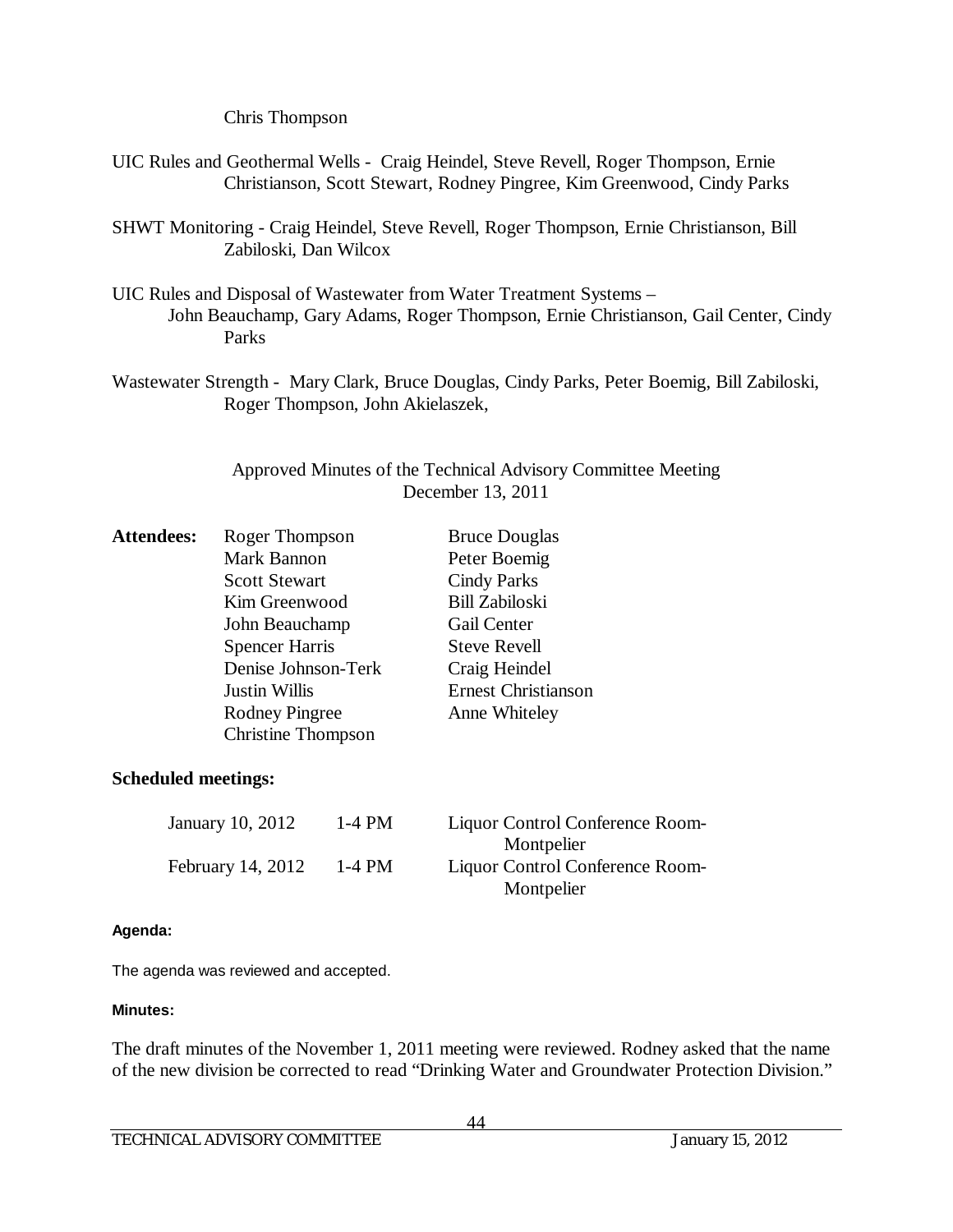Chris Thompson

UIC Rules and Geothermal Wells - Craig Heindel, Steve Revell, Roger Thompson, Ernie Christianson, Scott Stewart, Rodney Pingree, Kim Greenwood, Cindy Parks

SHWT Monitoring - Craig Heindel, Steve Revell, Roger Thompson, Ernie Christianson, Bill Zabiloski, Dan Wilcox

UIC Rules and Disposal of Wastewater from Water Treatment Systems – John Beauchamp, Gary Adams, Roger Thompson, Ernie Christianson, Gail Center, Cindy Parks

Wastewater Strength - Mary Clark, Bruce Douglas, Cindy Parks, Peter Boemig, Bill Zabiloski, Roger Thompson, John Akielaszek,

Approved Minutes of the Technical Advisory Committee Meeting
December 13, 2011

**Attendees:**

| | |
|---|---|
| Roger Thompson | Bruce Douglas |
| Mark Bannon | Peter Boemig |
| Scott Stewart | Cindy Parks |
| Kim Greenwood | Bill Zabiloski |
| John Beauchamp | Gail Center |
| Spencer Harris | Steve Revell |
| Denise Johnson-Terk | Craig Heindel |
| Justin Willis | Ernest Christianson |
| Rodney Pingree | Anne Whiteley |
| Christine Thompson | |

**Scheduled meetings:**

| | | |
|---|---|---|
| January 10, 2012 | 1-4 PM | Liquor Control Conference Room-Montpelier |
| February 14, 2012 | 1-4 PM | Liquor Control Conference Room-Montpelier |

**Agenda:**

The agenda was reviewed and accepted.

**Minutes:**

The draft minutes of the November 1, 2011 meeting were reviewed. Rodney asked that the name of the new division be corrected to read "Drinking Water and Groundwater Protection Division."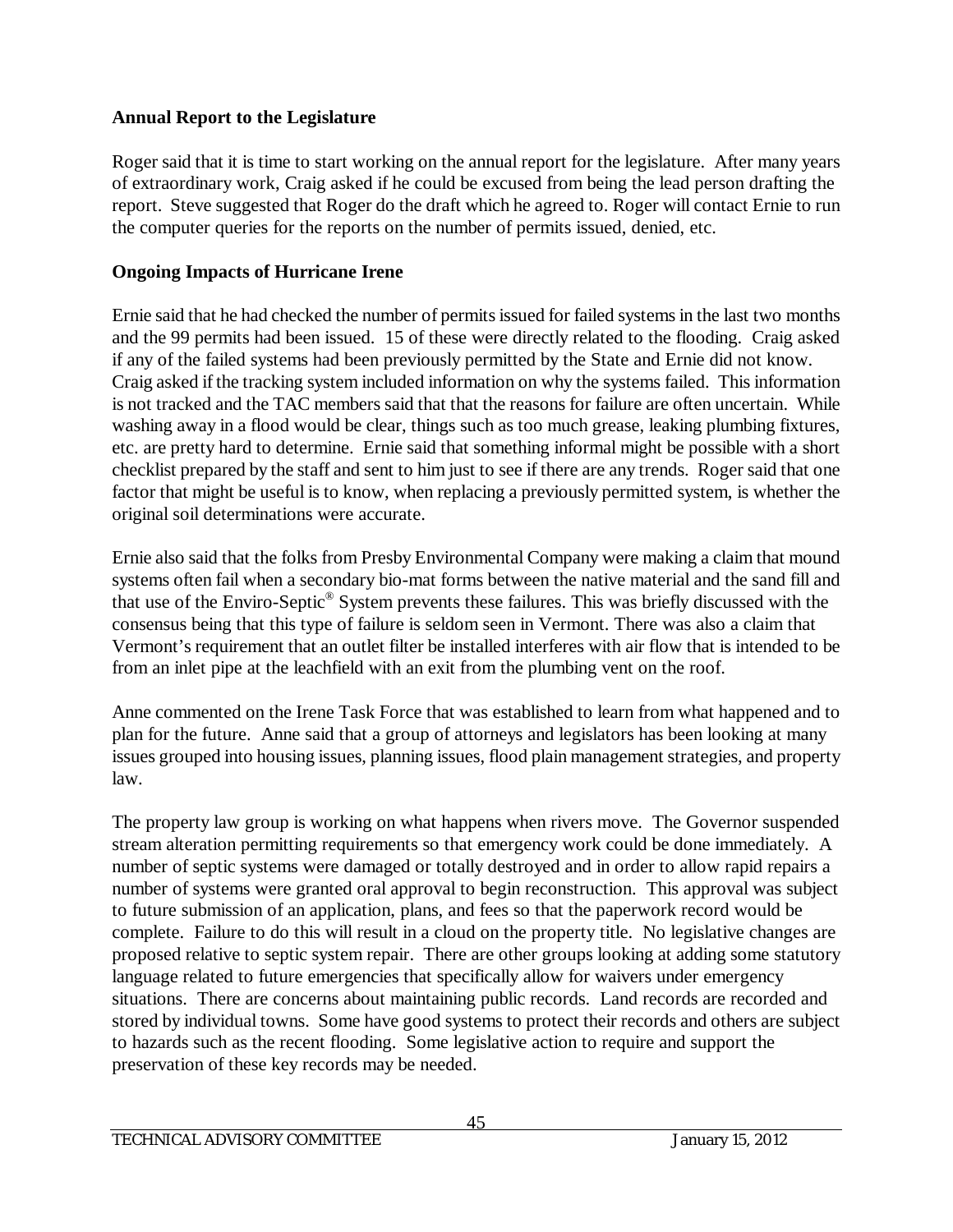## Annual Report to the Legislature

Roger said that it is time to start working on the annual report for the legislature. After many years of extraordinary work, Craig asked if he could be excused from being the lead person drafting the report. Steve suggested that Roger do the draft which he agreed to. Roger will contact Ernie to run the computer queries for the reports on the number of permits issued, denied, etc.

## Ongoing Impacts of Hurricane Irene

Ernie said that he had checked the number of permits issued for failed systems in the last two months and the 99 permits had been issued. 15 of these were directly related to the flooding. Craig asked if any of the failed systems had been previously permitted by the State and Ernie did not know. Craig asked if the tracking system included information on why the systems failed. This information is not tracked and the TAC members said that that the reasons for failure are often uncertain. While washing away in a flood would be clear, things such as too much grease, leaking plumbing fixtures, etc. are pretty hard to determine. Ernie said that something informal might be possible with a short checklist prepared by the staff and sent to him just to see if there are any trends. Roger said that one factor that might be useful is to know, when replacing a previously permitted system, is whether the original soil determinations were accurate.

Ernie also said that the folks from Presby Environmental Company were making a claim that mound systems often fail when a secondary bio-mat forms between the native material and the sand fill and that use of the Enviro-Septic® System prevents these failures. This was briefly discussed with the consensus being that this type of failure is seldom seen in Vermont. There was also a claim that Vermont's requirement that an outlet filter be installed interferes with air flow that is intended to be from an inlet pipe at the leachfield with an exit from the plumbing vent on the roof.

Anne commented on the Irene Task Force that was established to learn from what happened and to plan for the future. Anne said that a group of attorneys and legislators has been looking at many issues grouped into housing issues, planning issues, flood plain management strategies, and property law.

The property law group is working on what happens when rivers move. The Governor suspended stream alteration permitting requirements so that emergency work could be done immediately. A number of septic systems were damaged or totally destroyed and in order to allow rapid repairs a number of systems were granted oral approval to begin reconstruction. This approval was subject to future submission of an application, plans, and fees so that the paperwork record would be complete. Failure to do this will result in a cloud on the property title. No legislative changes are proposed relative to septic system repair. There are other groups looking at adding some statutory language related to future emergencies that specifically allow for waivers under emergency situations. There are concerns about maintaining public records. Land records are recorded and stored by individual towns. Some have good systems to protect their records and others are subject to hazards such as the recent flooding. Some legislative action to require and support the preservation of these key records may be needed.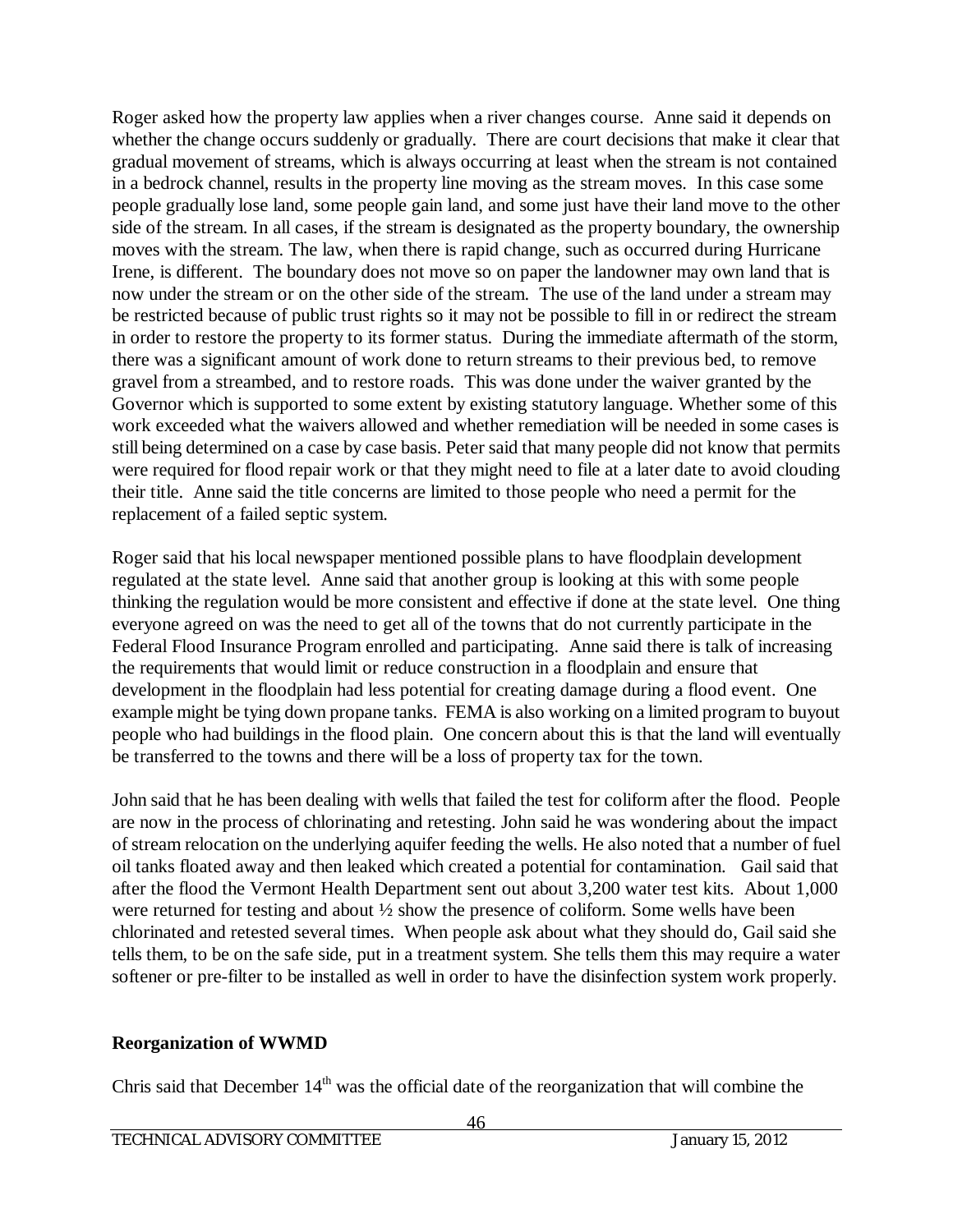Roger asked how the property law applies when a river changes course. Anne said it depends on whether the change occurs suddenly or gradually. There are court decisions that make it clear that gradual movement of streams, which is always occurring at least when the stream is not contained in a bedrock channel, results in the property line moving as the stream moves. In this case some people gradually lose land, some people gain land, and some just have their land move to the other side of the stream. In all cases, if the stream is designated as the property boundary, the ownership moves with the stream. The law, when there is rapid change, such as occurred during Hurricane Irene, is different. The boundary does not move so on paper the landowner may own land that is now under the stream or on the other side of the stream. The use of the land under a stream may be restricted because of public trust rights so it may not be possible to fill in or redirect the stream in order to restore the property to its former status. During the immediate aftermath of the storm, there was a significant amount of work done to return streams to their previous bed, to remove gravel from a streambed, and to restore roads. This was done under the waiver granted by the Governor which is supported to some extent by existing statutory language. Whether some of this work exceeded what the waivers allowed and whether remediation will be needed in some cases is still being determined on a case by case basis. Peter said that many people did not know that permits were required for flood repair work or that they might need to file at a later date to avoid clouding their title. Anne said the title concerns are limited to those people who need a permit for the replacement of a failed septic system.

Roger said that his local newspaper mentioned possible plans to have floodplain development regulated at the state level. Anne said that another group is looking at this with some people thinking the regulation would be more consistent and effective if done at the state level. One thing everyone agreed on was the need to get all of the towns that do not currently participate in the Federal Flood Insurance Program enrolled and participating. Anne said there is talk of increasing the requirements that would limit or reduce construction in a floodplain and ensure that development in the floodplain had less potential for creating damage during a flood event. One example might be tying down propane tanks. FEMA is also working on a limited program to buyout people who had buildings in the flood plain. One concern about this is that the land will eventually be transferred to the towns and there will be a loss of property tax for the town.

John said that he has been dealing with wells that failed the test for coliform after the flood. People are now in the process of chlorinating and retesting. John said he was wondering about the impact of stream relocation on the underlying aquifer feeding the wells. He also noted that a number of fuel oil tanks floated away and then leaked which created a potential for contamination. Gail said that after the flood the Vermont Health Department sent out about 3,200 water test kits. About 1,000 were returned for testing and about ½ show the presence of coliform. Some wells have been chlorinated and retested several times. When people ask about what they should do, Gail said she tells them, to be on the safe side, put in a treatment system. She tells them this may require a water softener or pre-filter to be installed as well in order to have the disinfection system work properly.

**Reorganization of WWMD**

Chris said that December 14th was the official date of the reorganization that will combine the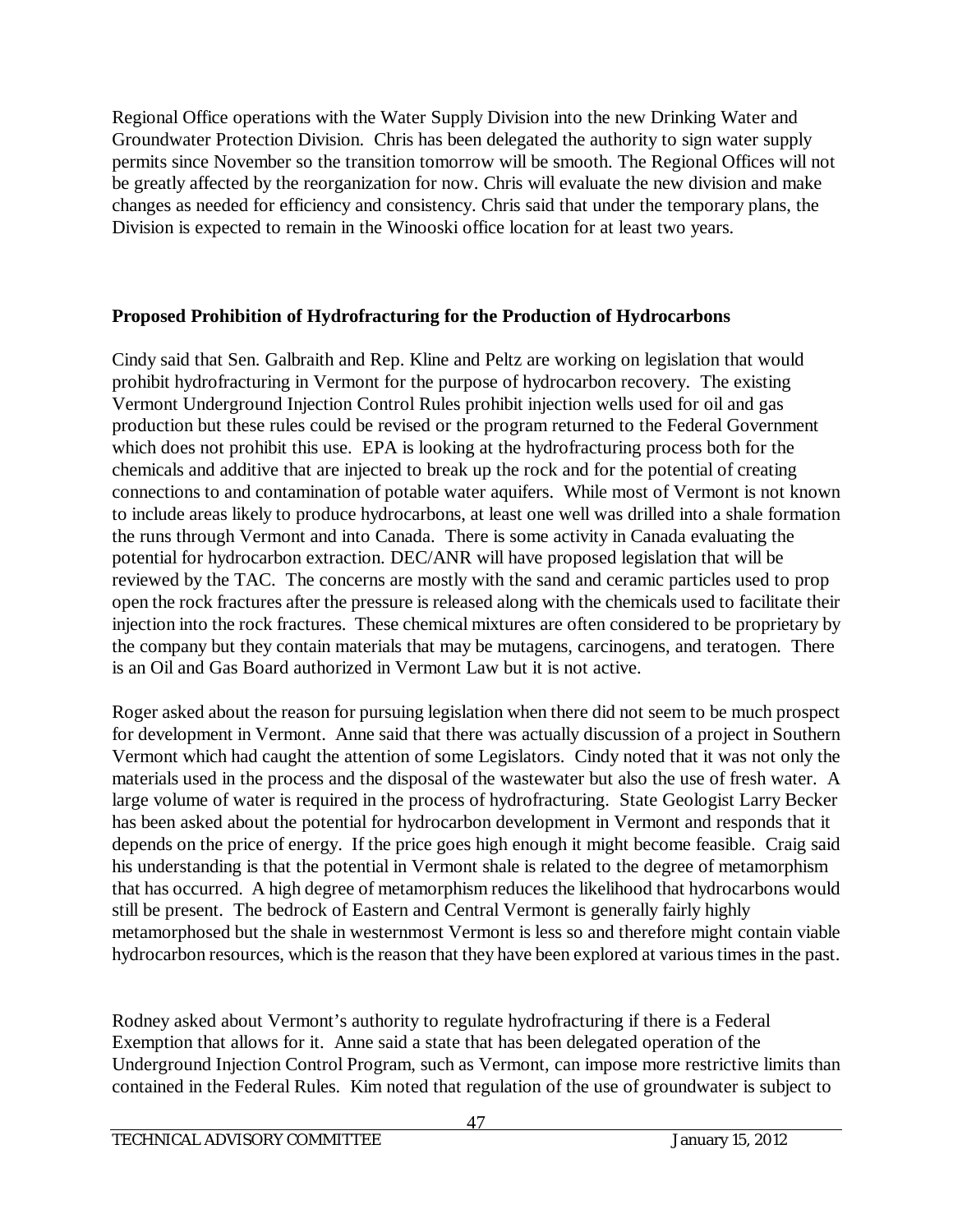Regional Office operations with the Water Supply Division into the new Drinking Water and Groundwater Protection Division. Chris has been delegated the authority to sign water supply permits since November so the transition tomorrow will be smooth. The Regional Offices will not be greatly affected by the reorganization for now. Chris will evaluate the new division and make changes as needed for efficiency and consistency. Chris said that under the temporary plans, the Division is expected to remain in the Winooski office location for at least two years.

**Proposed Prohibition of Hydrofracturing for the Production of Hydrocarbons**

Cindy said that Sen. Galbraith and Rep. Kline and Peltz are working on legislation that would prohibit hydrofracturing in Vermont for the purpose of hydrocarbon recovery. The existing Vermont Underground Injection Control Rules prohibit injection wells used for oil and gas production but these rules could be revised or the program returned to the Federal Government which does not prohibit this use. EPA is looking at the hydrofracturing process both for the chemicals and additive that are injected to break up the rock and for the potential of creating connections to and contamination of potable water aquifers. While most of Vermont is not known to include areas likely to produce hydrocarbons, at least one well was drilled into a shale formation the runs through Vermont and into Canada. There is some activity in Canada evaluating the potential for hydrocarbon extraction. DEC/ANR will have proposed legislation that will be reviewed by the TAC. The concerns are mostly with the sand and ceramic particles used to prop open the rock fractures after the pressure is released along with the chemicals used to facilitate their injection into the rock fractures. These chemical mixtures are often considered to be proprietary by the company but they contain materials that may be mutagens, carcinogens, and teratogen. There is an Oil and Gas Board authorized in Vermont Law but it is not active.

Roger asked about the reason for pursuing legislation when there did not seem to be much prospect for development in Vermont. Anne said that there was actually discussion of a project in Southern Vermont which had caught the attention of some Legislators. Cindy noted that it was not only the materials used in the process and the disposal of the wastewater but also the use of fresh water. A large volume of water is required in the process of hydrofracturing. State Geologist Larry Becker has been asked about the potential for hydrocarbon development in Vermont and responds that it depends on the price of energy. If the price goes high enough it might become feasible. Craig said his understanding is that the potential in Vermont shale is related to the degree of metamorphism that has occurred. A high degree of metamorphism reduces the likelihood that hydrocarbons would still be present. The bedrock of Eastern and Central Vermont is generally fairly highly metamorphosed but the shale in westernmost Vermont is less so and therefore might contain viable hydrocarbon resources, which is the reason that they have been explored at various times in the past.

Rodney asked about Vermont's authority to regulate hydrofracturing if there is a Federal Exemption that allows for it. Anne said a state that has been delegated operation of the Underground Injection Control Program, such as Vermont, can impose more restrictive limits than contained in the Federal Rules. Kim noted that regulation of the use of groundwater is subject to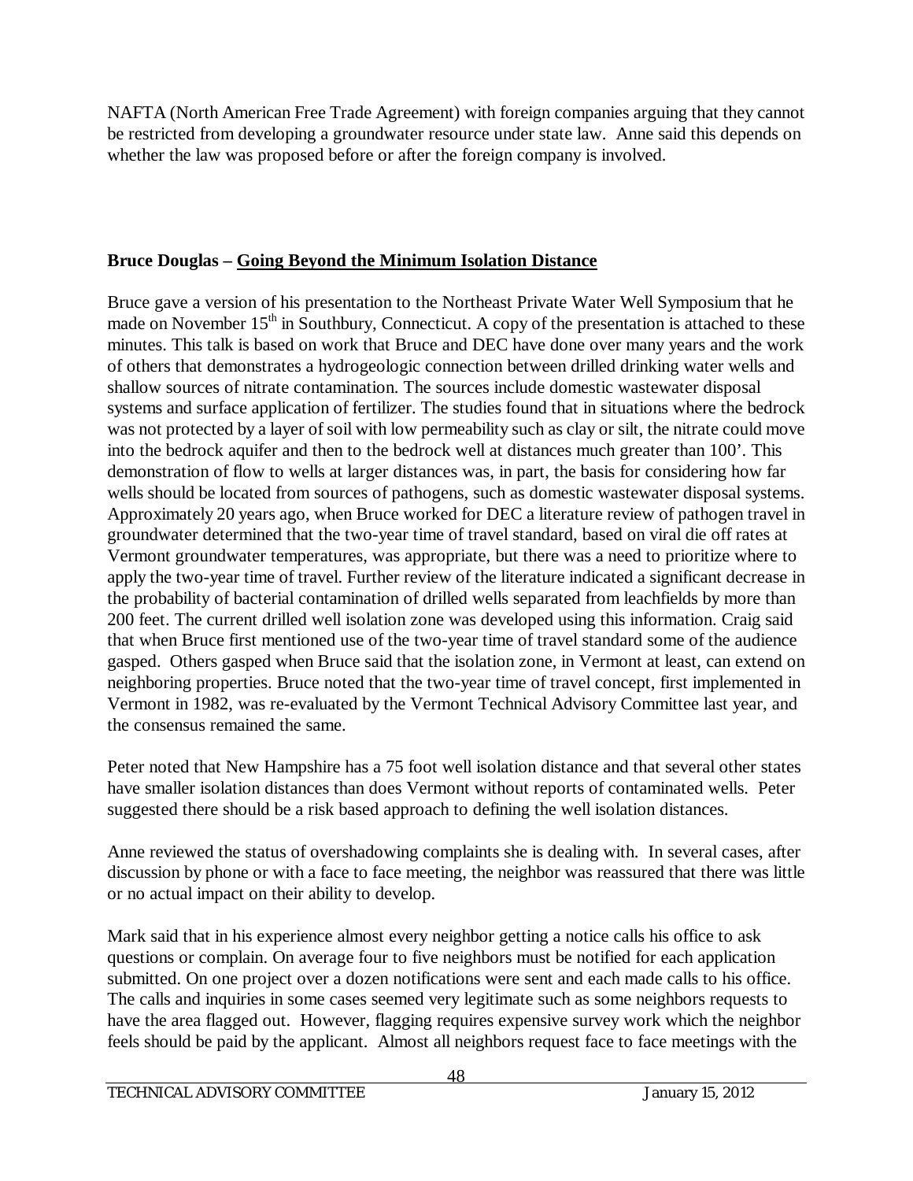NAFTA (North American Free Trade Agreement) with foreign companies arguing that they cannot be restricted from developing a groundwater resource under state law. Anne said this depends on whether the law was proposed before or after the foreign company is involved.

**Bruce Douglas – Going Beyond the Minimum Isolation Distance**

Bruce gave a version of his presentation to the Northeast Private Water Well Symposium that he made on November 15th in Southbury, Connecticut. A copy of the presentation is attached to these minutes. This talk is based on work that Bruce and DEC have done over many years and the work of others that demonstrates a hydrogeologic connection between drilled drinking water wells and shallow sources of nitrate contamination. The sources include domestic wastewater disposal systems and surface application of fertilizer. The studies found that in situations where the bedrock was not protected by a layer of soil with low permeability such as clay or silt, the nitrate could move into the bedrock aquifer and then to the bedrock well at distances much greater than 100'. This demonstration of flow to wells at larger distances was, in part, the basis for considering how far wells should be located from sources of pathogens, such as domestic wastewater disposal systems. Approximately 20 years ago, when Bruce worked for DEC a literature review of pathogen travel in groundwater determined that the two-year time of travel standard, based on viral die off rates at Vermont groundwater temperatures, was appropriate, but there was a need to prioritize where to apply the two-year time of travel. Further review of the literature indicated a significant decrease in the probability of bacterial contamination of drilled wells separated from leachfields by more than 200 feet. The current drilled well isolation zone was developed using this information. Craig said that when Bruce first mentioned use of the two-year time of travel standard some of the audience gasped. Others gasped when Bruce said that the isolation zone, in Vermont at least, can extend on neighboring properties. Bruce noted that the two-year time of travel concept, first implemented in Vermont in 1982, was re-evaluated by the Vermont Technical Advisory Committee last year, and the consensus remained the same.

Peter noted that New Hampshire has a 75 foot well isolation distance and that several other states have smaller isolation distances than does Vermont without reports of contaminated wells. Peter suggested there should be a risk based approach to defining the well isolation distances.

Anne reviewed the status of overshadowing complaints she is dealing with. In several cases, after discussion by phone or with a face to face meeting, the neighbor was reassured that there was little or no actual impact on their ability to develop.

Mark said that in his experience almost every neighbor getting a notice calls his office to ask questions or complain. On average four to five neighbors must be notified for each application submitted. On one project over a dozen notifications were sent and each made calls to his office. The calls and inquiries in some cases seemed very legitimate such as some neighbors requests to have the area flagged out. However, flagging requires expensive survey work which the neighbor feels should be paid by the applicant. Almost all neighbors request face to face meetings with the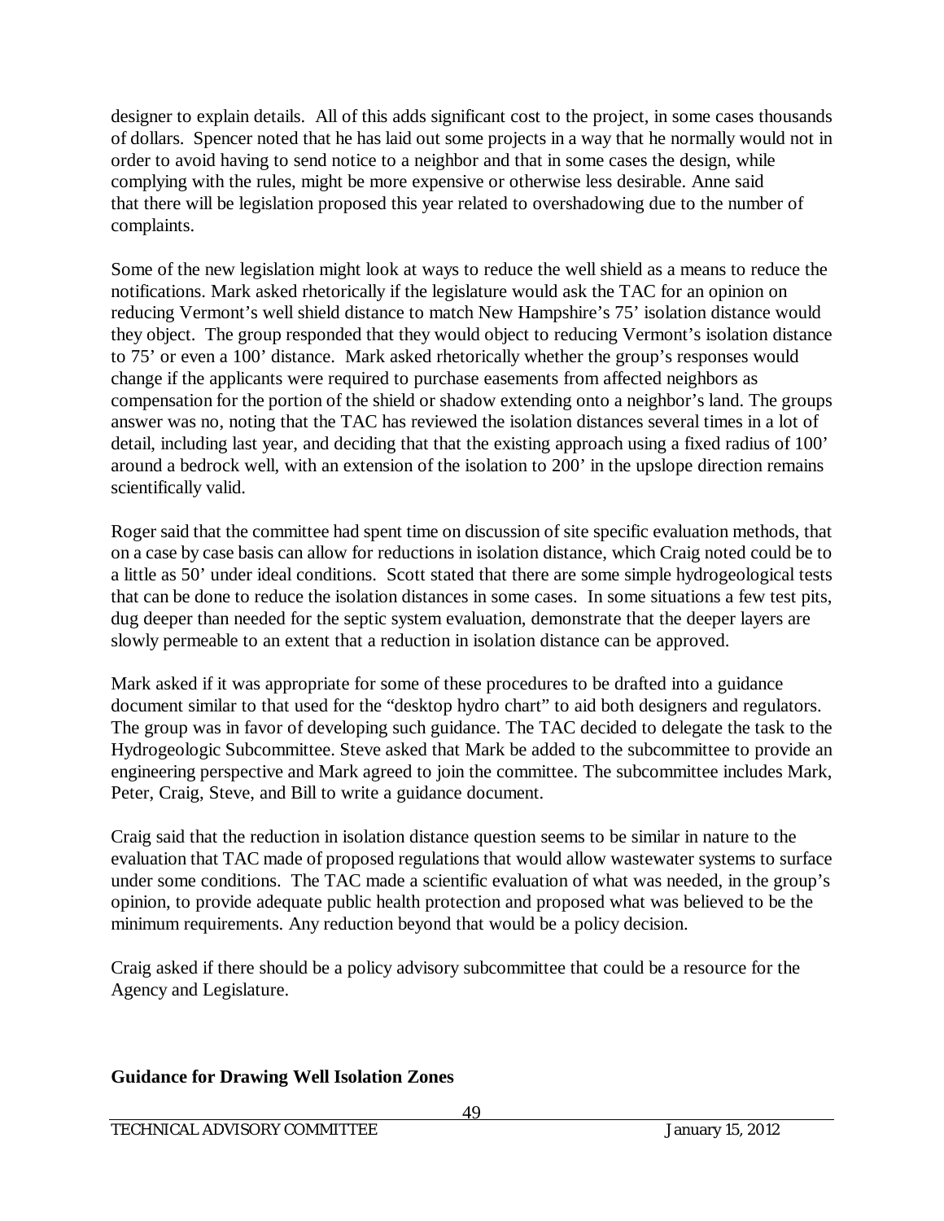designer to explain details. All of this adds significant cost to the project, in some cases thousands of dollars. Spencer noted that he has laid out some projects in a way that he normally would not in order to avoid having to send notice to a neighbor and that in some cases the design, while complying with the rules, might be more expensive or otherwise less desirable. Anne said that there will be legislation proposed this year related to overshadowing due to the number of complaints.

Some of the new legislation might look at ways to reduce the well shield as a means to reduce the notifications. Mark asked rhetorically if the legislature would ask the TAC for an opinion on reducing Vermont's well shield distance to match New Hampshire's 75' isolation distance would they object. The group responded that they would object to reducing Vermont's isolation distance to 75' or even a 100' distance. Mark asked rhetorically whether the group's responses would change if the applicants were required to purchase easements from affected neighbors as compensation for the portion of the shield or shadow extending onto a neighbor's land. The groups answer was no, noting that the TAC has reviewed the isolation distances several times in a lot of detail, including last year, and deciding that that the existing approach using a fixed radius of 100' around a bedrock well, with an extension of the isolation to 200' in the upslope direction remains scientifically valid.

Roger said that the committee had spent time on discussion of site specific evaluation methods, that on a case by case basis can allow for reductions in isolation distance, which Craig noted could be to a little as 50' under ideal conditions. Scott stated that there are some simple hydrogeological tests that can be done to reduce the isolation distances in some cases. In some situations a few test pits, dug deeper than needed for the septic system evaluation, demonstrate that the deeper layers are slowly permeable to an extent that a reduction in isolation distance can be approved.

Mark asked if it was appropriate for some of these procedures to be drafted into a guidance document similar to that used for the "desktop hydro chart" to aid both designers and regulators. The group was in favor of developing such guidance. The TAC decided to delegate the task to the Hydrogeologic Subcommittee. Steve asked that Mark be added to the subcommittee to provide an engineering perspective and Mark agreed to join the committee. The subcommittee includes Mark, Peter, Craig, Steve, and Bill to write a guidance document.

Craig said that the reduction in isolation distance question seems to be similar in nature to the evaluation that TAC made of proposed regulations that would allow wastewater systems to surface under some conditions. The TAC made a scientific evaluation of what was needed, in the group's opinion, to provide adequate public health protection and proposed what was believed to be the minimum requirements. Any reduction beyond that would be a policy decision.

Craig asked if there should be a policy advisory subcommittee that could be a resource for the Agency and Legislature.

**Guidance for Drawing Well Isolation Zones**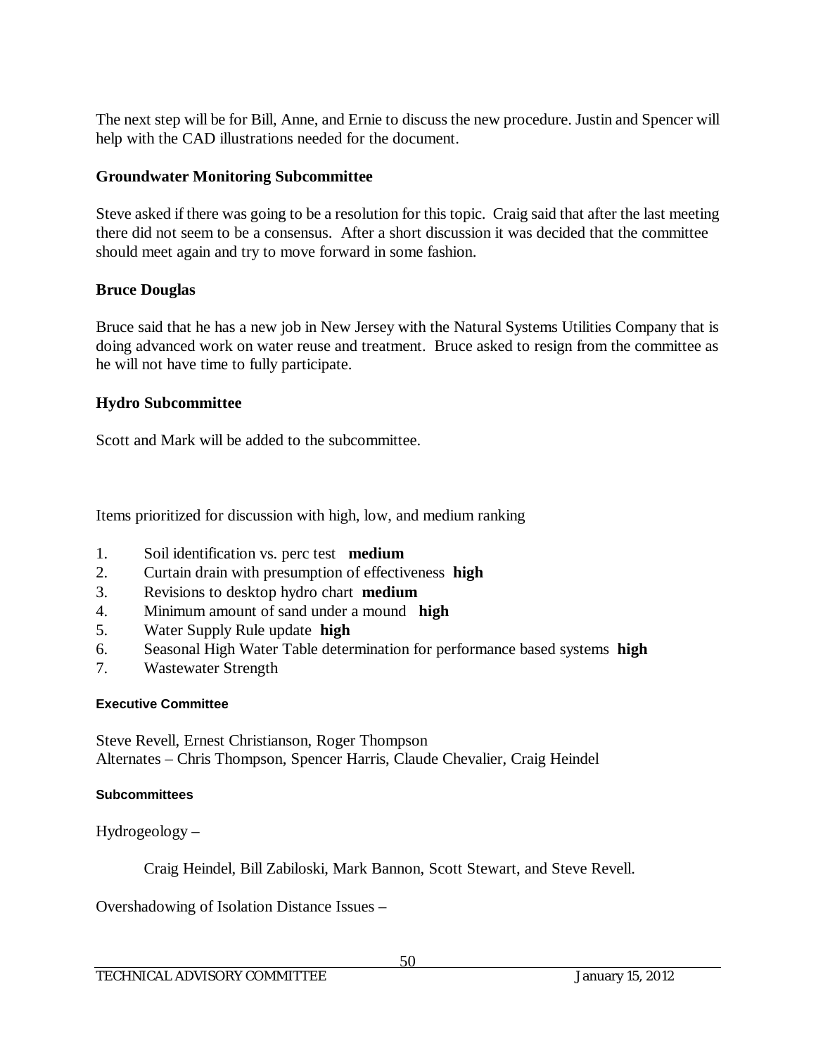The next step will be for Bill, Anne, and Ernie to discuss the new procedure. Justin and Spencer will help with the CAD illustrations needed for the document.

### Groundwater Monitoring Subcommittee

Steve asked if there was going to be a resolution for this topic. Craig said that after the last meeting there did not seem to be a consensus. After a short discussion it was decided that the committee should meet again and try to move forward in some fashion.

### Bruce Douglas

Bruce said that he has a new job in New Jersey with the Natural Systems Utilities Company that is doing advanced work on water reuse and treatment. Bruce asked to resign from the committee as he will not have time to fully participate.

### Hydro Subcommittee

Scott and Mark will be added to the subcommittee.

Items prioritized for discussion with high, low, and medium ranking

1. Soil identification vs. perc test **medium**
2. Curtain drain with presumption of effectiveness **high**
3. Revisions to desktop hydro chart **medium**
4. Minimum amount of sand under a mound **high**
5. Water Supply Rule update **high**
6. Seasonal High Water Table determination for performance based systems **high**
7. Wastewater Strength

#### Executive Committee

Steve Revell, Ernest Christianson, Roger Thompson
Alternates – Chris Thompson, Spencer Harris, Claude Chevalier, Craig Heindel

#### Subcommittees

Hydrogeology –

Craig Heindel, Bill Zabiloski, Mark Bannon, Scott Stewart, and Steve Revell.

Overshadowing of Isolation Distance Issues –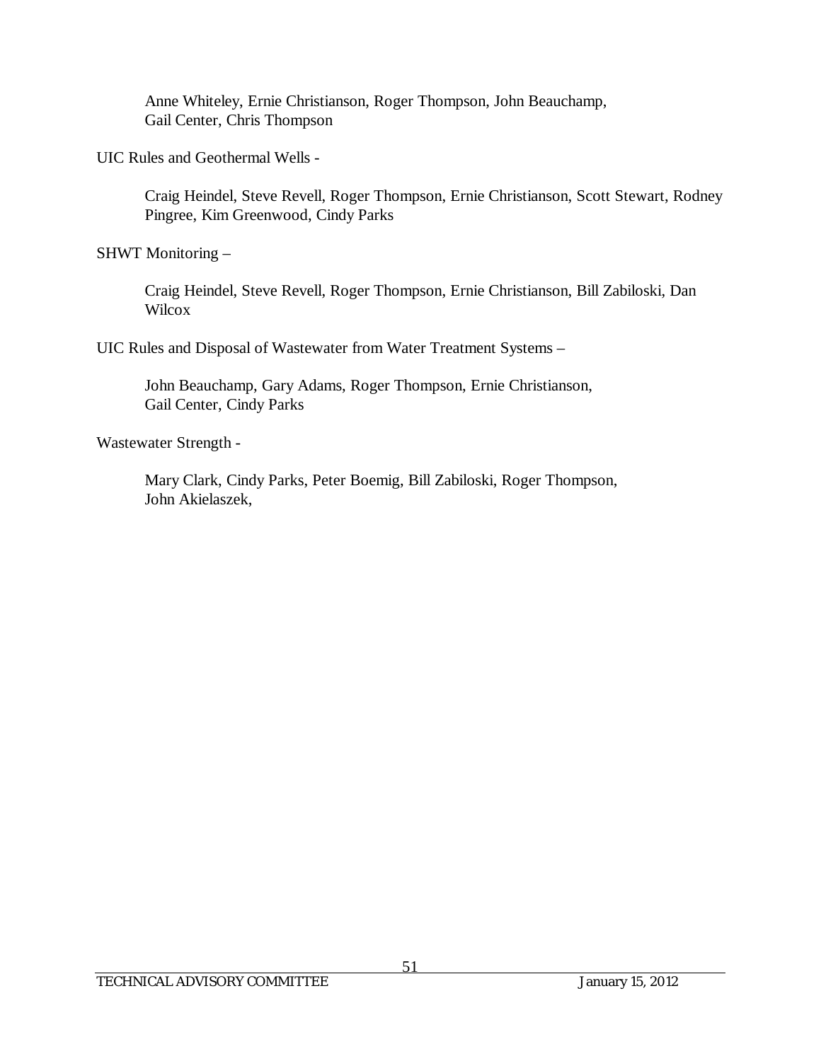Anne Whiteley, Ernie Christianson, Roger Thompson, John Beauchamp, Gail Center, Chris Thompson

UIC Rules and Geothermal Wells -

Craig Heindel, Steve Revell, Roger Thompson, Ernie Christianson, Scott Stewart, Rodney Pingree, Kim Greenwood, Cindy Parks

SHWT Monitoring –

Craig Heindel, Steve Revell, Roger Thompson, Ernie Christianson, Bill Zabiloski, Dan Wilcox

UIC Rules and Disposal of Wastewater from Water Treatment Systems –

John Beauchamp, Gary Adams, Roger Thompson, Ernie Christianson, Gail Center, Cindy Parks

Wastewater Strength -

Mary Clark, Cindy Parks, Peter Boemig, Bill Zabiloski, Roger Thompson, John Akielaszek,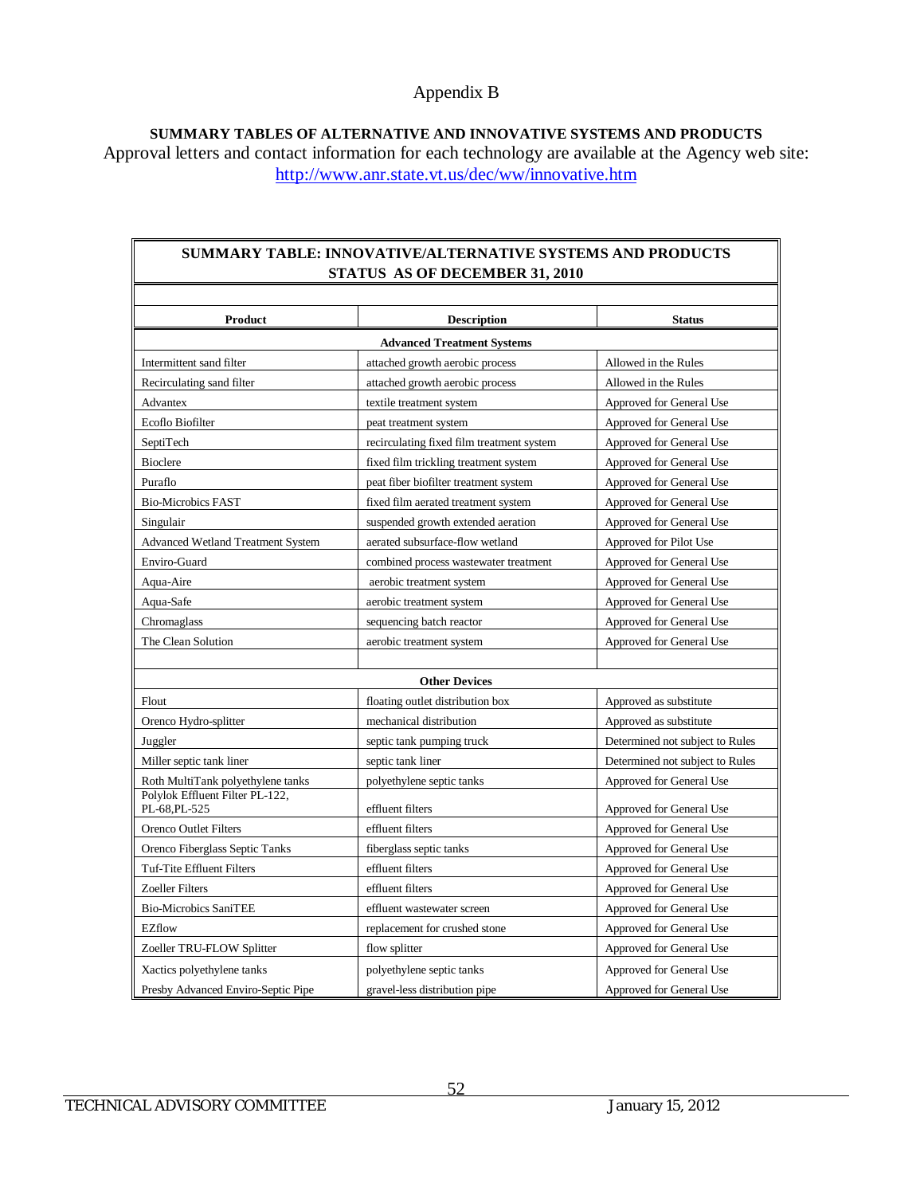# Appendix B

**SUMMARY TABLES OF ALTERNATIVE AND INNOVATIVE SYSTEMS AND PRODUCTS**

Approval letters and contact information for each technology are available at the Agency web site: http://www.anr.state.vt.us/dec/ww/innovative.htm

**SUMMARY TABLE: INNOVATIVE/ALTERNATIVE SYSTEMS AND PRODUCTS STATUS AS OF DECEMBER 31, 2010**

| Product | Description | Status |
|---|---|---|
| **Advanced Treatment Systems** | | |
| Intermittent sand filter | attached growth aerobic process | Allowed in the Rules |
| Recirculating sand filter | attached growth aerobic process | Allowed in the Rules |
| Advantex | textile treatment system | Approved for General Use |
| Ecoflo Biofilter | peat treatment system | Approved for General Use |
| SeptiTech | recirculating fixed film treatment system | Approved for General Use |
| Bioclere | fixed film trickling treatment system | Approved for General Use |
| Puraflo | peat fiber biofilter treatment system | Approved for General Use |
| Bio-Microbics FAST | fixed film aerated treatment system | Approved for General Use |
| Singulair | suspended growth extended aeration | Approved for General Use |
| Advanced Wetland Treatment System | aerated subsurface-flow wetland | Approved for Pilot Use |
| Enviro-Guard | combined process wastewater treatment | Approved for General Use |
| Aqua-Aire | aerobic treatment system | Approved for General Use |
| Aqua-Safe | aerobic treatment system | Approved for General Use |
| Chromaglass | sequencing batch reactor | Approved for General Use |
| The Clean Solution | aerobic treatment system | Approved for General Use |
| | | |
| **Other Devices** | | |
| Flout | floating outlet distribution box | Approved as substitute |
| Orenco Hydro-splitter | mechanical distribution | Approved as substitute |
| Juggler | septic tank pumping truck | Determined not subject to Rules |
| Miller septic tank liner | septic tank liner | Determined not subject to Rules |
| Roth MultiTank polyethylene tanks | polyethylene septic tanks | Approved for General Use |
| Polylok Effluent Filter PL-122, PL-68,PL-525 | effluent filters | Approved for General Use |
| Orenco Outlet Filters | effluent filters | Approved for General Use |
| Orenco Fiberglass Septic Tanks | fiberglass septic tanks | Approved for General Use |
| Tuf-Tite Effluent Filters | effluent filters | Approved for General Use |
| Zoeller Filters | effluent filters | Approved for General Use |
| Bio-Microbics SaniTEE | effluent wastewater screen | Approved for General Use |
| EZflow | replacement for crushed stone | Approved for General Use |
| Zoeller TRU-FLOW Splitter | flow splitter | Approved for General Use |
| Xactics polyethylene tanks | polyethylene septic tanks | Approved for General Use |
| Presby Advanced Enviro-Septic Pipe | gravel-less distribution pipe | Approved for General Use |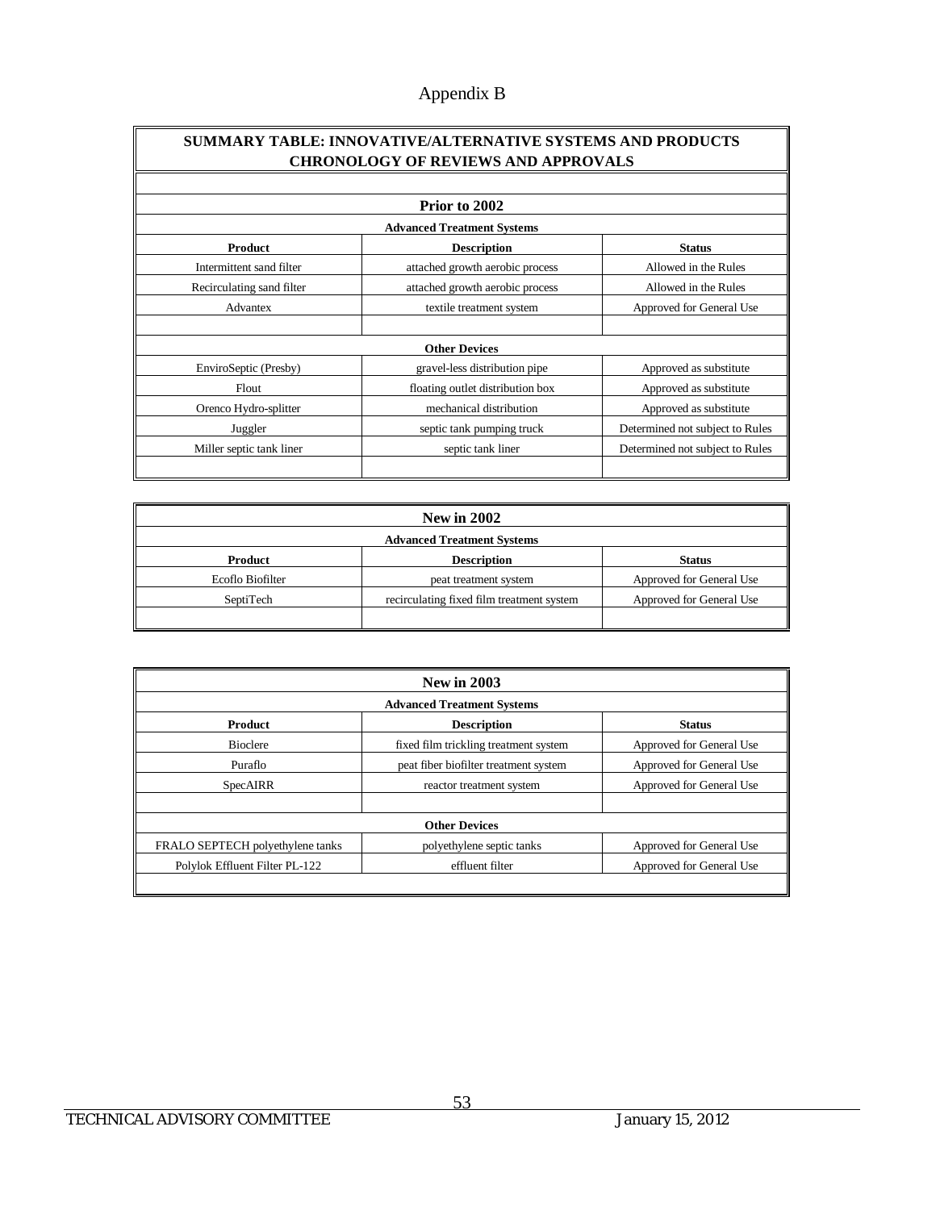# Appendix B

## SUMMARY TABLE: INNOVATIVE/ALTERNATIVE SYSTEMS AND PRODUCTS CHRONOLOGY OF REVIEWS AND APPROVALS

### Prior to 2002

**Advanced Treatment Systems**

| Product | Description | Status |
|---|---|---|
| Intermittent sand filter | attached growth aerobic process | Allowed in the Rules |
| Recirculating sand filter | attached growth aerobic process | Allowed in the Rules |
| Advantex | textile treatment system | Approved for General Use |

**Other Devices**

| Product | Description | Status |
|---|---|---|
| EnviroSeptic (Presby) | gravel-less distribution pipe | Approved as substitute |
| Flout | floating outlet distribution box | Approved as substitute |
| Orenco Hydro-splitter | mechanical distribution | Approved as substitute |
| Juggler | septic tank pumping truck | Determined not subject to Rules |
| Miller septic tank liner | septic tank liner | Determined not subject to Rules |

### New in 2002

**Advanced Treatment Systems**

| Product | Description | Status |
|---|---|---|
| Ecoflo Biofilter | peat treatment system | Approved for General Use |
| SeptiTech | recirculating fixed film treatment system | Approved for General Use |

### New in 2003

**Advanced Treatment Systems**

| Product | Description | Status |
|---|---|---|
| Bioclere | fixed film trickling treatment system | Approved for General Use |
| Puraflo | peat fiber biofilter treatment system | Approved for General Use |
| SpecAIRR | reactor treatment system | Approved for General Use |

**Other Devices**

| Product | Description | Status |
|---|---|---|
| FRALO SEPTECH polyethylene tanks | polyethylene septic tanks | Approved for General Use |
| Polylok Effluent Filter PL-122 | effluent filter | Approved for General Use |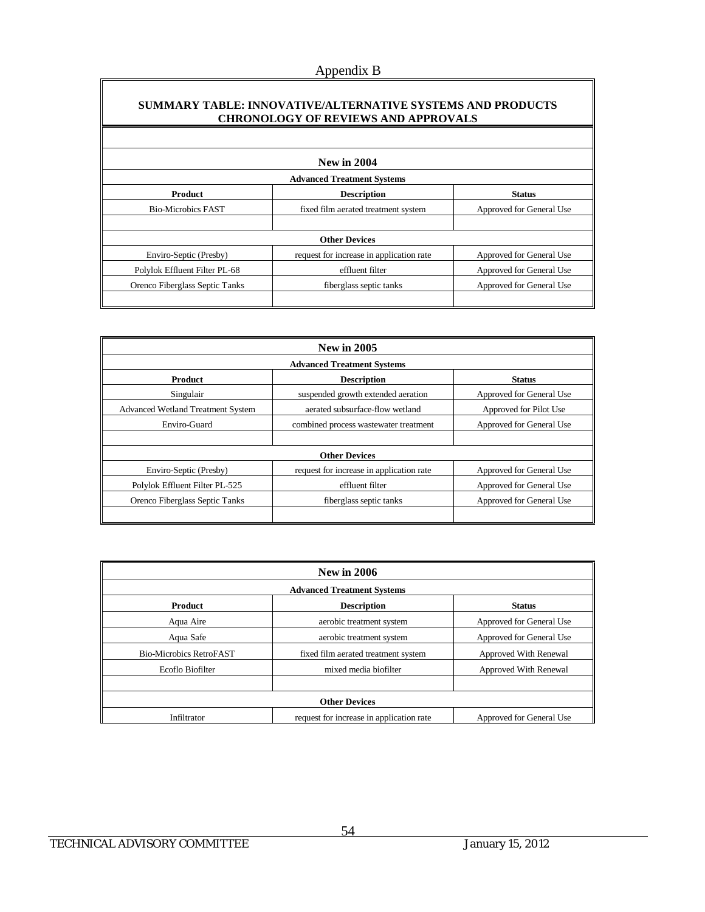Appendix B

## SUMMARY TABLE: INNOVATIVE/ALTERNATIVE SYSTEMS AND PRODUCTS CHRONOLOGY OF REVIEWS AND APPROVALS

### New in 2004

| Advanced Treatment Systems | | |
|---|---|---|
| **Product** | **Description** | **Status** |
| Bio-Microbics FAST | fixed film aerated treatment system | Approved for General Use |
| | | |
| **Other Devices** | | |
| Enviro-Septic (Presby) | request for increase in application rate | Approved for General Use |
| Polylok Effluent Filter PL-68 | effluent filter | Approved for General Use |
| Orenco Fiberglass Septic Tanks | fiberglass septic tanks | Approved for General Use |

### New in 2005

| Advanced Treatment Systems | | |
|---|---|---|
| **Product** | **Description** | **Status** |
| Singulair | suspended growth extended aeration | Approved for General Use |
| Advanced Wetland Treatment System | aerated subsurface-flow wetland | Approved for Pilot Use |
| Enviro-Guard | combined process wastewater treatment | Approved for General Use |
| | | |
| **Other Devices** | | |
| Enviro-Septic (Presby) | request for increase in application rate | Approved for General Use |
| Polylok Effluent Filter PL-525 | effluent filter | Approved for General Use |
| Orenco Fiberglass Septic Tanks | fiberglass septic tanks | Approved for General Use |

### New in 2006

| Advanced Treatment Systems | | |
|---|---|---|
| **Product** | **Description** | **Status** |
| Aqua Aire | aerobic treatment system | Approved for General Use |
| Aqua Safe | aerobic treatment system | Approved for General Use |
| Bio-Microbics RetroFAST | fixed film aerated treatment system | Approved With Renewal |
| Ecoflo Biofilter | mixed media biofilter | Approved With Renewal |
| | | |
| **Other Devices** | | |
| Infiltrator | request for increase in application rate | Approved for General Use |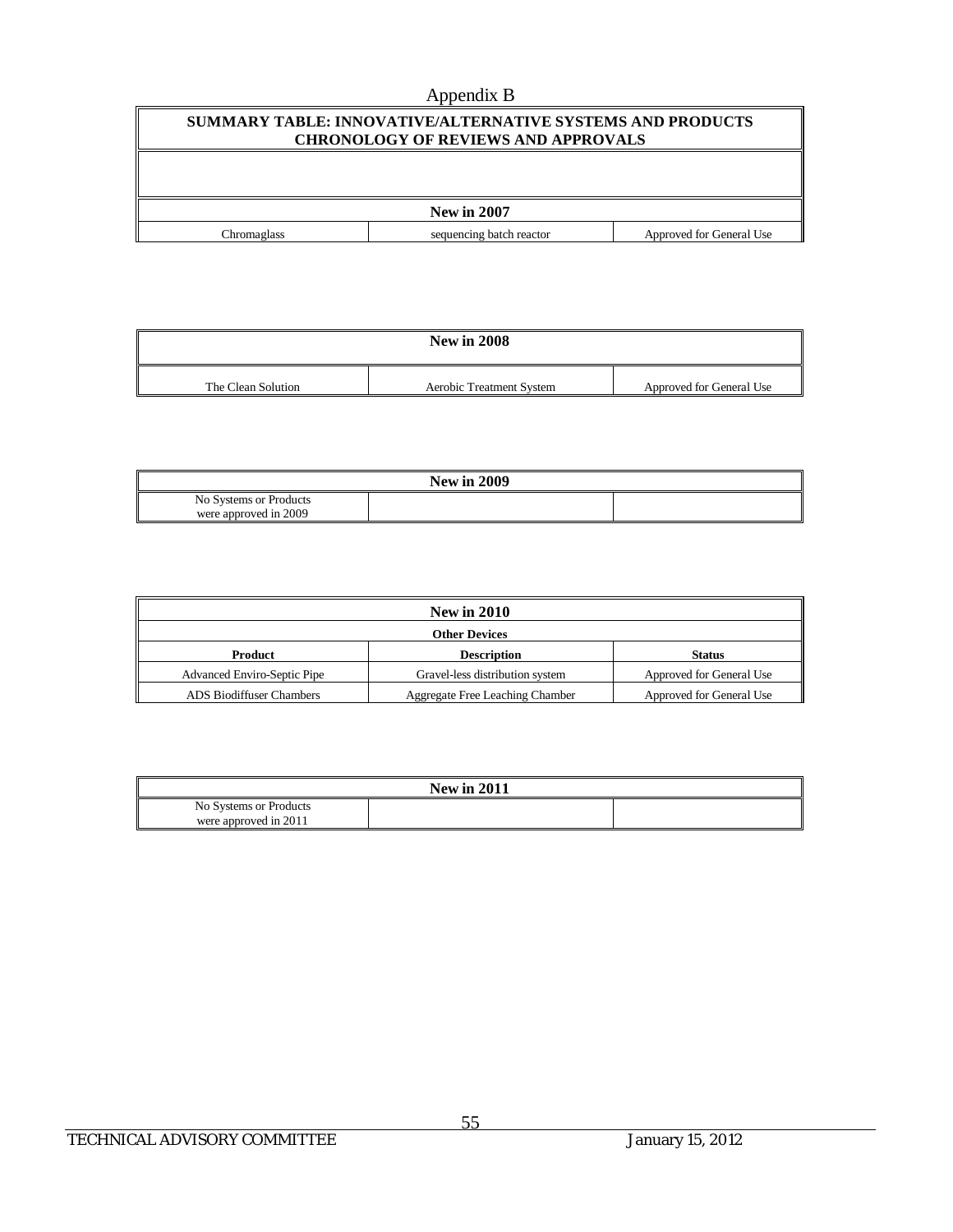# Appendix B

## SUMMARY TABLE: INNOVATIVE/ALTERNATIVE SYSTEMS AND PRODUCTS CHRONOLOGY OF REVIEWS AND APPROVALS

| New in 2007 | | |
|---|---|---|
| Chromaglass | sequencing batch reactor | Approved for General Use |

| New in 2008 | | |
|---|---|---|
| The Clean Solution | Aerobic Treatment System | Approved for General Use |

| New in 2009 | | |
|---|---|---|
| No Systems or Products were approved in 2009 | | |

| New in 2010 | | |
|---|---|---|
| **Other Devices** | | |
| **Product** | **Description** | **Status** |
| Advanced Enviro-Septic Pipe | Gravel-less distribution system | Approved for General Use |
| ADS Biodiffuser Chambers | Aggregate Free Leaching Chamber | Approved for General Use |

| New in 2011 | | |
|---|---|---|
| No Systems or Products were approved in 2011 | | |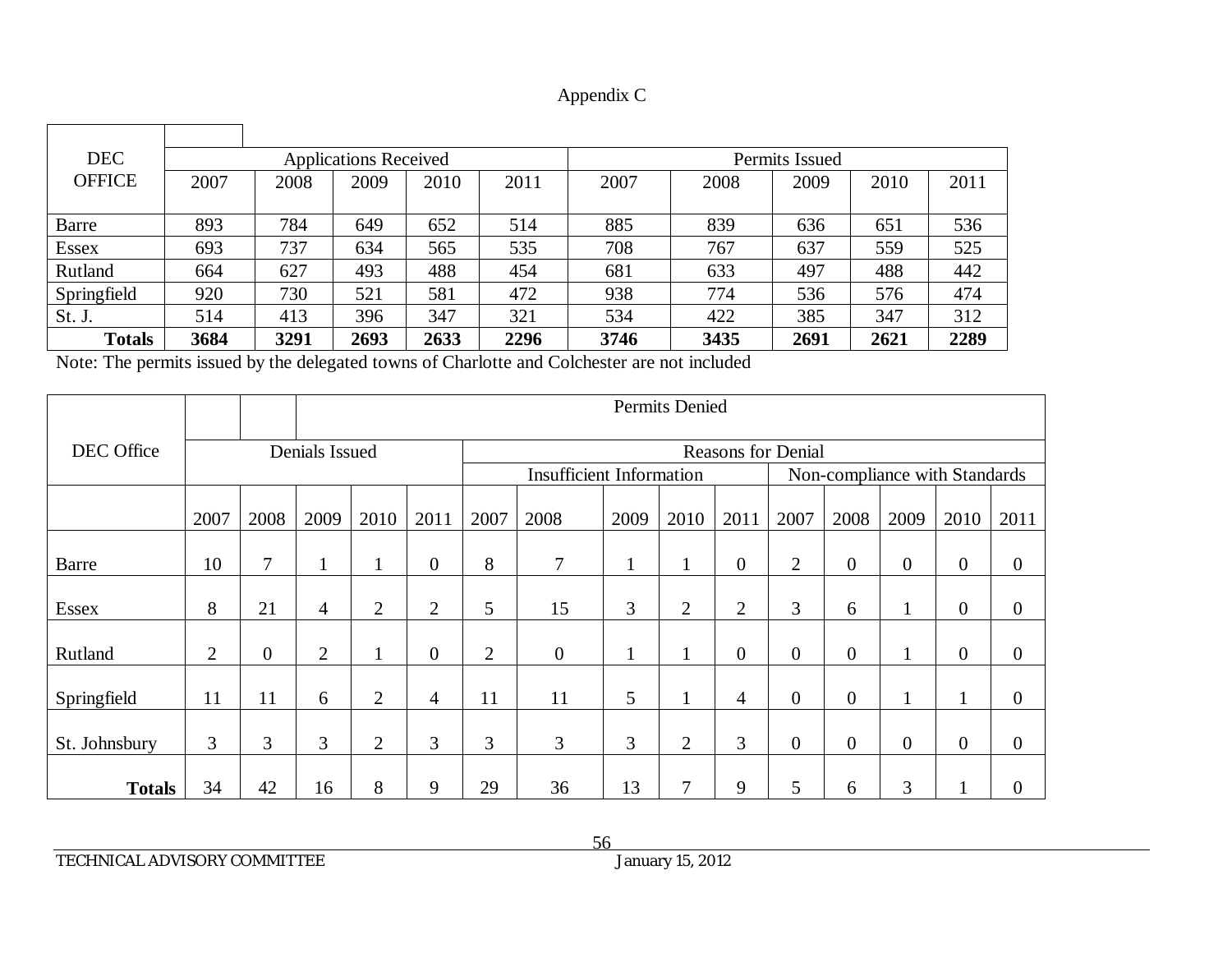Appendix C

| DEC OFFICE | Applications Received | | | | | Permits Issued | | | | |
|---|---|---|---|---|---|---|---|---|---|---|
| | 2007 | 2008 | 2009 | 2010 | 2011 | 2007 | 2008 | 2009 | 2010 | 2011 |
| Barre | 893 | 784 | 649 | 652 | 514 | 885 | 839 | 636 | 651 | 536 |
| Essex | 693 | 737 | 634 | 565 | 535 | 708 | 767 | 637 | 559 | 525 |
| Rutland | 664 | 627 | 493 | 488 | 454 | 681 | 633 | 497 | 488 | 442 |
| Springfield | 920 | 730 | 521 | 581 | 472 | 938 | 774 | 536 | 576 | 474 |
| St. J. | 514 | 413 | 396 | 347 | 321 | 534 | 422 | 385 | 347 | 312 |
| **Totals** | **3684** | **3291** | **2693** | **2633** | **2296** | **3746** | **3435** | **2691** | **2621** | **2289** |

Note: The permits issued by the delegated towns of Charlotte and Colchester are not included

| DEC Office | Permits Denied | | | | | | | | | | | | | | |
|---|---|---|---|---|---|---|---|---|---|---|---|---|---|---|---|
| | Denials Issued | | | | | Reasons for Denial | | | | | | | | | |
| | | | | | | Insufficient Information | | | | | Non-compliance with Standards | | | | |
| | 2007 | 2008 | 2009 | 2010 | 2011 | 2007 | 2008 | 2009 | 2010 | 2011 | 2007 | 2008 | 2009 | 2010 | 2011 |
| Barre | 10 | 7 | 1 | 1 | 0 | 8 | 7 | 1 | 1 | 0 | 2 | 0 | 0 | 0 | 0 |
| Essex | 8 | 21 | 4 | 2 | 2 | 5 | 15 | 3 | 2 | 2 | 3 | 6 | 1 | 0 | 0 |
| Rutland | 2 | 0 | 2 | 1 | 0 | 2 | 0 | 1 | 1 | 0 | 0 | 0 | 1 | 0 | 0 |
| Springfield | 11 | 11 | 6 | 2 | 4 | 11 | 11 | 5 | 1 | 4 | 0 | 0 | 1 | 1 | 0 |
| St. Johnsbury | 3 | 3 | 3 | 2 | 3 | 3 | 3 | 3 | 2 | 3 | 0 | 0 | 0 | 0 | 0 |
| **Totals** | 34 | 42 | 16 | 8 | 9 | 29 | 36 | 13 | 7 | 9 | 5 | 6 | 3 | 1 | 0 |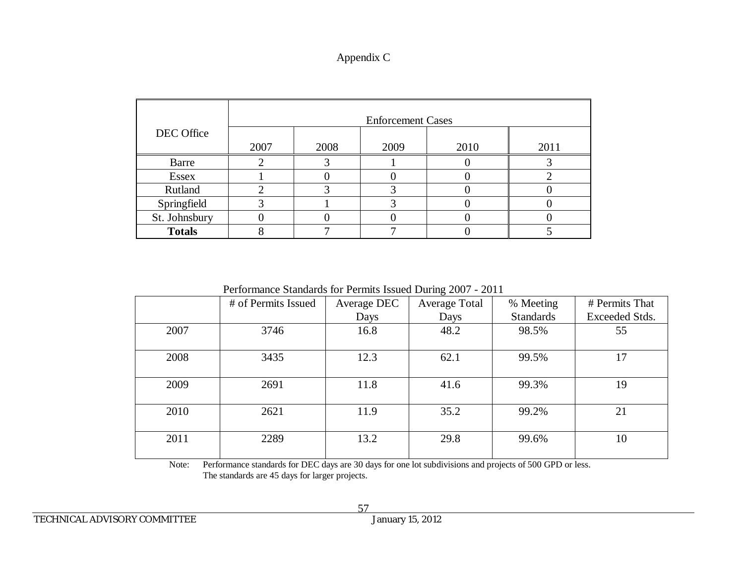# Appendix C

| DEC Office | Enforcement Cases | | | | |
|---|---|---|---|---|---|
| | 2007 | 2008 | 2009 | 2010 | 2011 |
| Barre | 2 | 3 | 1 | 0 | 3 |
| Essex | 1 | 0 | 0 | 0 | 2 |
| Rutland | 2 | 3 | 3 | 0 | 0 |
| Springfield | 3 | 1 | 3 | 0 | 0 |
| St. Johnsbury | 0 | 0 | 0 | 0 | 0 |
| **Totals** | 8 | 7 | 7 | 0 | 5 |

Performance Standards for Permits Issued During 2007 - 2011

| | # of Permits Issued | Average DEC Days | Average Total Days | % Meeting Standards | # Permits That Exceeded Stds. |
|---|---|---|---|---|---|
| 2007 | 3746 | 16.8 | 48.2 | 98.5% | 55 |
| 2008 | 3435 | 12.3 | 62.1 | 99.5% | 17 |
| 2009 | 2691 | 11.8 | 41.6 | 99.3% | 19 |
| 2010 | 2621 | 11.9 | 35.2 | 99.2% | 21 |
| 2011 | 2289 | 13.2 | 29.8 | 99.6% | 10 |

Note: Performance standards for DEC days are 30 days for one lot subdivisions and projects of 500 GPD or less. The standards are 45 days for larger projects.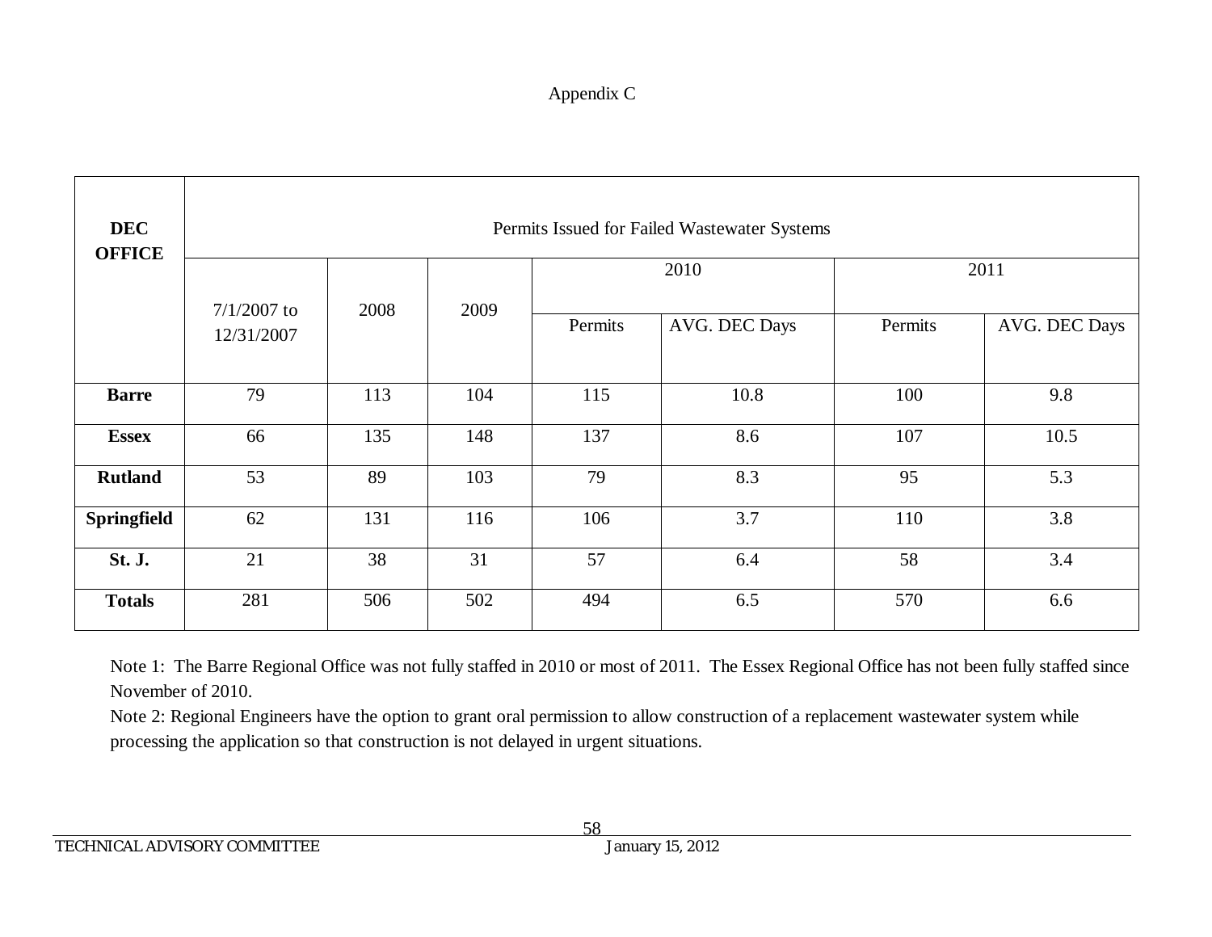Appendix C

| DEC OFFICE | Permits Issued for Failed Wastewater Systems | | | | | | |
|---|---|---|---|---|---|---|---|
| | 7/1/2007 to 12/31/2007 | 2008 | 2009 | 2010 | | 2011 | |
| | | | | Permits | AVG. DEC Days | Permits | AVG. DEC Days |
| **Barre** | 79 | 113 | 104 | 115 | 10.8 | 100 | 9.8 |
| **Essex** | 66 | 135 | 148 | 137 | 8.6 | 107 | 10.5 |
| **Rutland** | 53 | 89 | 103 | 79 | 8.3 | 95 | 5.3 |
| **Springfield** | 62 | 131 | 116 | 106 | 3.7 | 110 | 3.8 |
| **St. J.** | 21 | 38 | 31 | 57 | 6.4 | 58 | 3.4 |
| **Totals** | 281 | 506 | 502 | 494 | 6.5 | 570 | 6.6 |

Note 1: The Barre Regional Office was not fully staffed in 2010 or most of 2011. The Essex Regional Office has not been fully staffed since November of 2010.

Note 2: Regional Engineers have the option to grant oral permission to allow construction of a replacement wastewater system while processing the application so that construction is not delayed in urgent situations.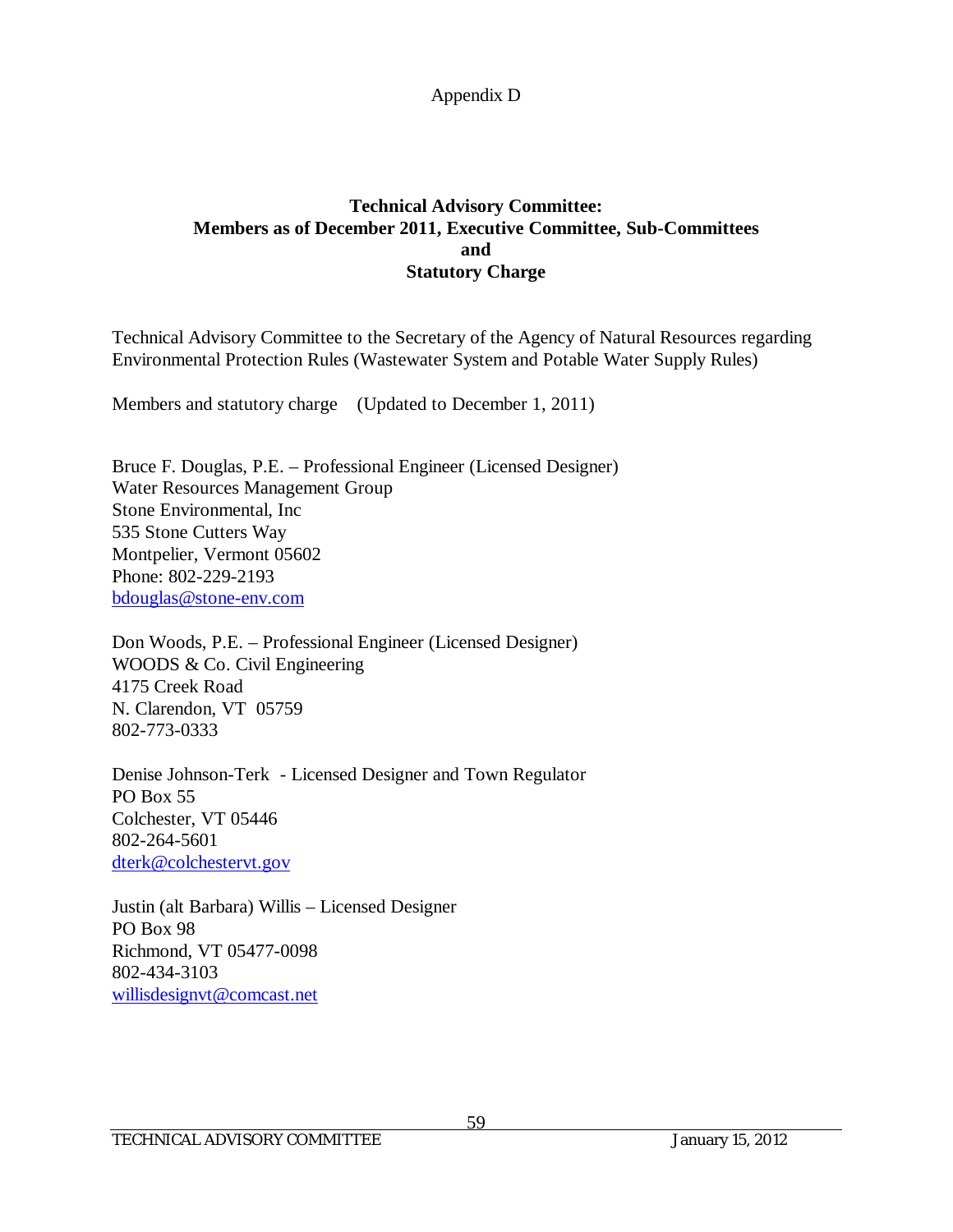Appendix D

## Technical Advisory Committee: Members as of December 2011, Executive Committee, Sub-Committees and Statutory Charge

Technical Advisory Committee to the Secretary of the Agency of Natural Resources regarding Environmental Protection Rules (Wastewater System and Potable Water Supply Rules)

Members and statutory charge    (Updated to December 1, 2011)

Bruce F. Douglas, P.E. – Professional Engineer (Licensed Designer)
Water Resources Management Group
Stone Environmental, Inc
535 Stone Cutters Way
Montpelier, Vermont 05602
Phone: 802-229-2193
bdouglas@stone-env.com

Don Woods, P.E. – Professional Engineer (Licensed Designer)
WOODS & Co. Civil Engineering
4175 Creek Road
N. Clarendon, VT  05759
802-773-0333

Denise Johnson-Terk  - Licensed Designer and Town Regulator
PO Box 55
Colchester, VT 05446
802-264-5601
dterk@colchestervt.gov

Justin (alt Barbara) Willis – Licensed Designer
PO Box 98
Richmond, VT 05477-0098
802-434-3103
willisdesignvt@comcast.net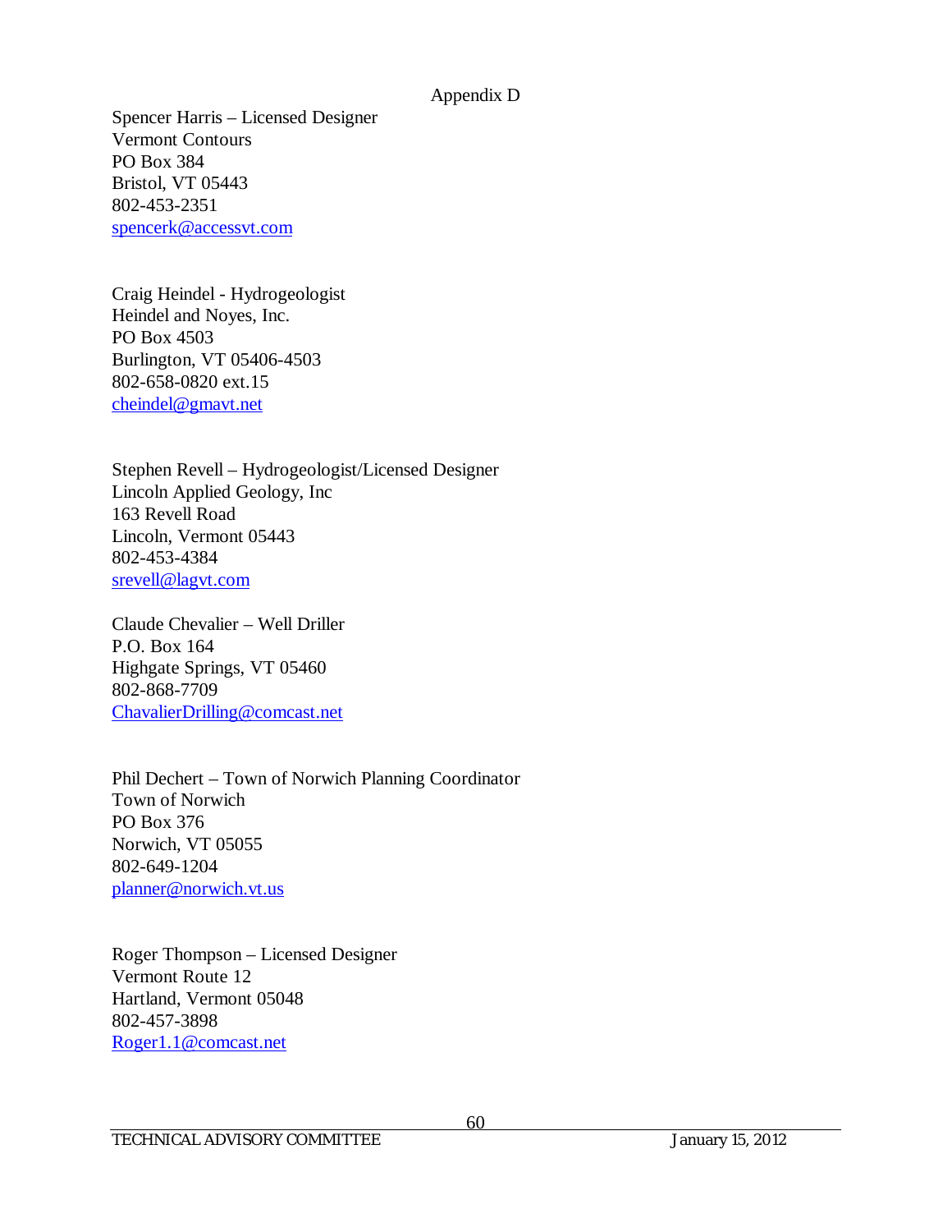Appendix D

Spencer Harris – Licensed Designer
Vermont Contours
PO Box 384
Bristol, VT 05443
802-453-2351
spencerk@accessvt.com

Craig Heindel - Hydrogeologist
Heindel and Noyes, Inc.
PO Box 4503
Burlington, VT 05406-4503
802-658-0820 ext.15
cheindel@gmavt.net

Stephen Revell – Hydrogeologist/Licensed Designer
Lincoln Applied Geology, Inc
163 Revell Road
Lincoln, Vermont 05443
802-453-4384
srevell@lagvt.com

Claude Chevalier – Well Driller
P.O. Box 164
Highgate Springs, VT 05460
802-868-7709
ChavalierDrilling@comcast.net

Phil Dechert – Town of Norwich Planning Coordinator
Town of Norwich
PO Box 376
Norwich, VT 05055
802-649-1204
planner@norwich.vt.us

Roger Thompson – Licensed Designer
Vermont Route 12
Hartland, Vermont 05048
802-457-3898
Roger1.1@comcast.net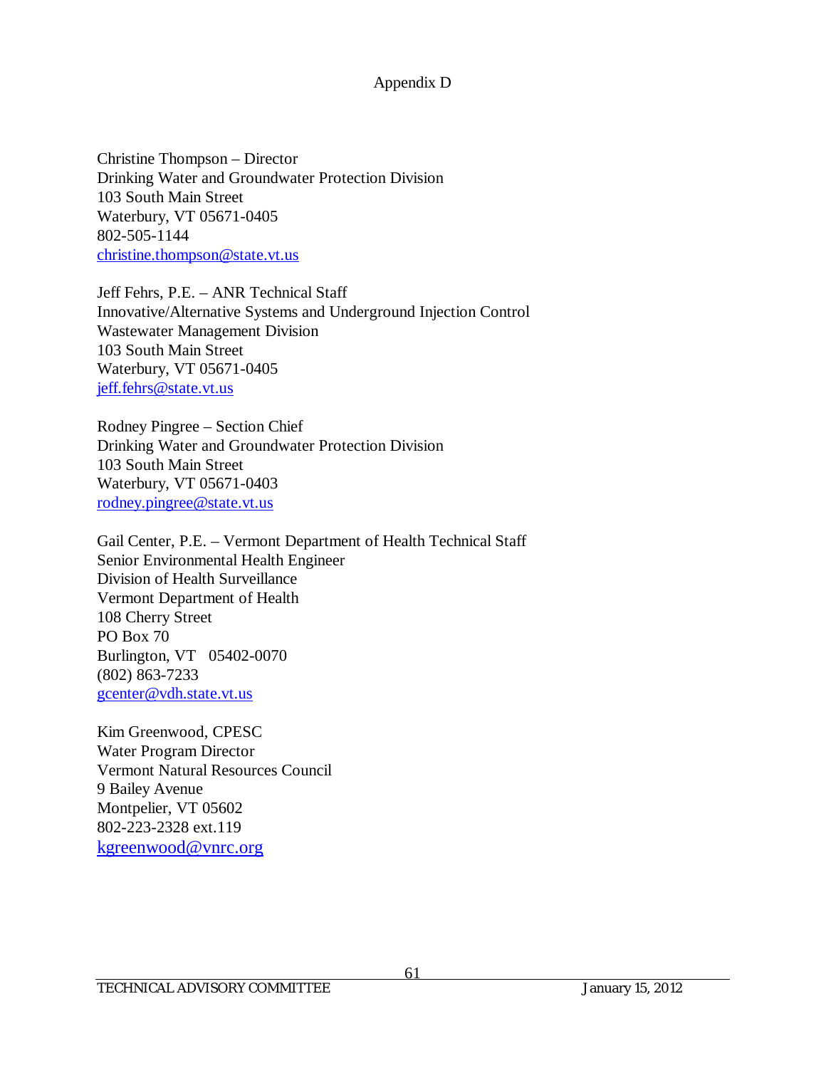# Appendix D

Christine Thompson – Director
Drinking Water and Groundwater Protection Division
103 South Main Street
Waterbury, VT 05671-0405
802-505-1144
christine.thompson@state.vt.us

Jeff Fehrs, P.E. – ANR Technical Staff
Innovative/Alternative Systems and Underground Injection Control
Wastewater Management Division
103 South Main Street
Waterbury, VT 05671-0405
jeff.fehrs@state.vt.us

Rodney Pingree – Section Chief
Drinking Water and Groundwater Protection Division
103 South Main Street
Waterbury, VT 05671-0403
rodney.pingree@state.vt.us

Gail Center, P.E. – Vermont Department of Health Technical Staff
Senior Environmental Health Engineer
Division of Health Surveillance
Vermont Department of Health
108 Cherry Street
PO Box 70
Burlington, VT 05402-0070
(802) 863-7233
gcenter@vdh.state.vt.us

Kim Greenwood, CPESC
Water Program Director
Vermont Natural Resources Council
9 Bailey Avenue
Montpelier, VT 05602
802-223-2328 ext.119
kgreenwood@vnrc.org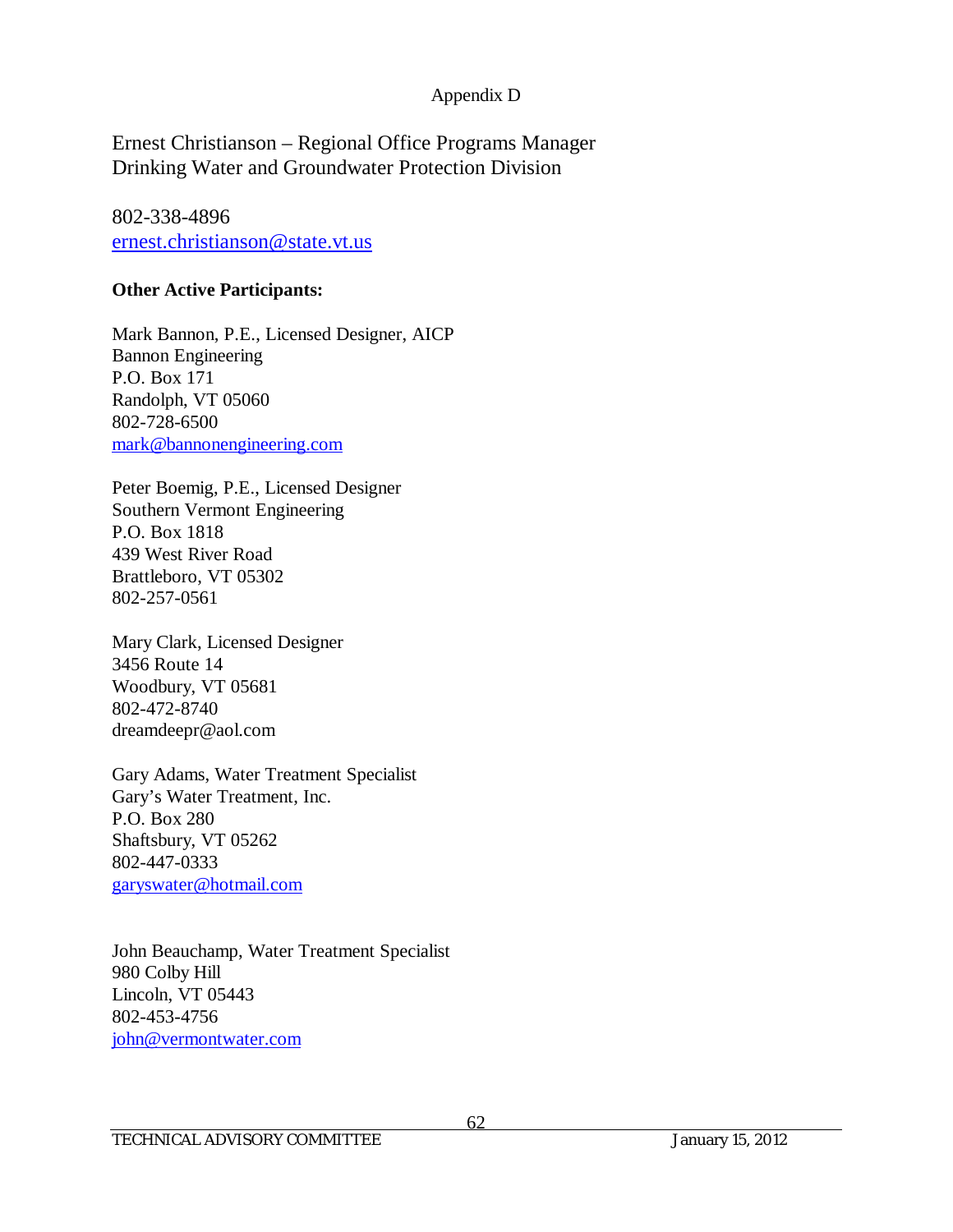Appendix D

Ernest Christianson – Regional Office Programs Manager
Drinking Water and Groundwater Protection Division

802-338-4896
ernest.christianson@state.vt.us

**Other Active Participants:**

Mark Bannon, P.E., Licensed Designer, AICP
Bannon Engineering
P.O. Box 171
Randolph, VT 05060
802-728-6500
mark@bannonengineering.com

Peter Boemig, P.E., Licensed Designer
Southern Vermont Engineering
P.O. Box 1818
439 West River Road
Brattleboro, VT 05302
802-257-0561

Mary Clark, Licensed Designer
3456 Route 14
Woodbury, VT 05681
802-472-8740
dreamdeepr@aol.com

Gary Adams, Water Treatment Specialist
Gary's Water Treatment, Inc.
P.O. Box 280
Shaftsbury, VT 05262
802-447-0333
garyswater@hotmail.com

John Beauchamp, Water Treatment Specialist
980 Colby Hill
Lincoln, VT 05443
802-453-4756
john@vermontwater.com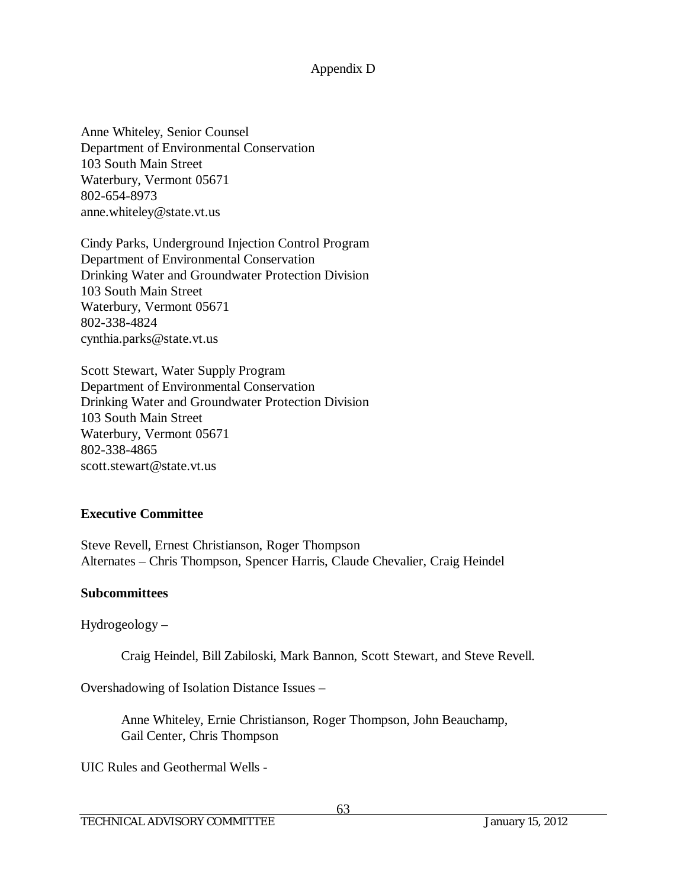Appendix D

Anne Whiteley, Senior Counsel
Department of Environmental Conservation
103 South Main Street
Waterbury, Vermont 05671
802-654-8973
anne.whiteley@state.vt.us

Cindy Parks, Underground Injection Control Program
Department of Environmental Conservation
Drinking Water and Groundwater Protection Division
103 South Main Street
Waterbury, Vermont 05671
802-338-4824
cynthia.parks@state.vt.us

Scott Stewart, Water Supply Program
Department of Environmental Conservation
Drinking Water and Groundwater Protection Division
103 South Main Street
Waterbury, Vermont 05671
802-338-4865
scott.stewart@state.vt.us

**Executive Committee**

Steve Revell, Ernest Christianson, Roger Thompson
Alternates – Chris Thompson, Spencer Harris, Claude Chevalier, Craig Heindel

**Subcommittees**

Hydrogeology –

Craig Heindel, Bill Zabiloski, Mark Bannon, Scott Stewart, and Steve Revell.

Overshadowing of Isolation Distance Issues –

Anne Whiteley, Ernie Christianson, Roger Thompson, John Beauchamp, Gail Center, Chris Thompson

UIC Rules and Geothermal Wells -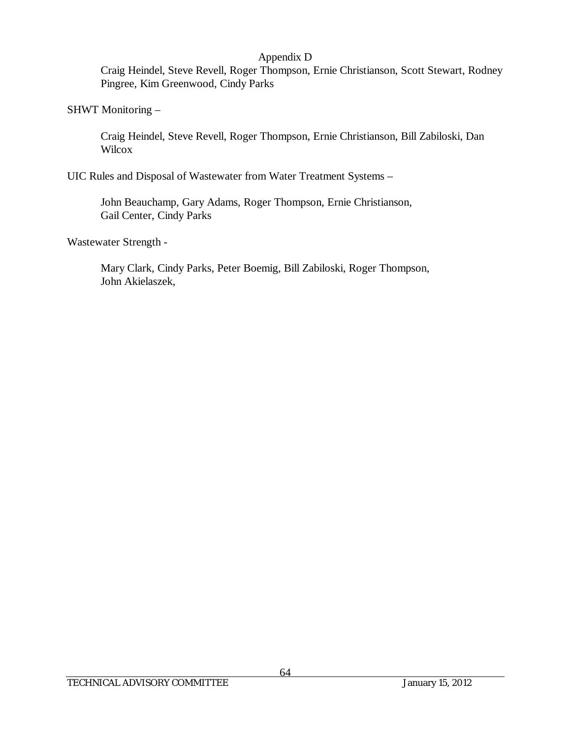Appendix D

Craig Heindel, Steve Revell, Roger Thompson, Ernie Christianson, Scott Stewart, Rodney Pingree, Kim Greenwood, Cindy Parks

SHWT Monitoring –

Craig Heindel, Steve Revell, Roger Thompson, Ernie Christianson, Bill Zabiloski, Dan Wilcox

UIC Rules and Disposal of Wastewater from Water Treatment Systems –

John Beauchamp, Gary Adams, Roger Thompson, Ernie Christianson, Gail Center, Cindy Parks

Wastewater Strength -

Mary Clark, Cindy Parks, Peter Boemig, Bill Zabiloski, Roger Thompson, John Akielaszek,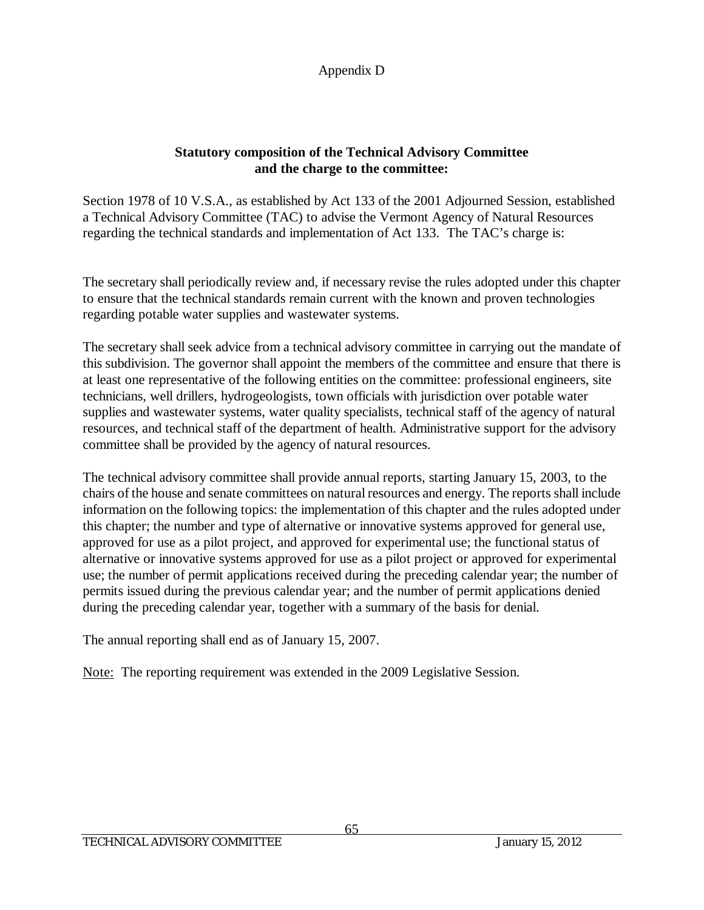Appendix D

## Statutory composition of the Technical Advisory Committee and the charge to the committee:

Section 1978 of 10 V.S.A., as established by Act 133 of the 2001 Adjourned Session, established a Technical Advisory Committee (TAC) to advise the Vermont Agency of Natural Resources regarding the technical standards and implementation of Act 133. The TAC's charge is:

The secretary shall periodically review and, if necessary revise the rules adopted under this chapter to ensure that the technical standards remain current with the known and proven technologies regarding potable water supplies and wastewater systems.

The secretary shall seek advice from a technical advisory committee in carrying out the mandate of this subdivision. The governor shall appoint the members of the committee and ensure that there is at least one representative of the following entities on the committee: professional engineers, site technicians, well drillers, hydrogeologists, town officials with jurisdiction over potable water supplies and wastewater systems, water quality specialists, technical staff of the agency of natural resources, and technical staff of the department of health. Administrative support for the advisory committee shall be provided by the agency of natural resources.

The technical advisory committee shall provide annual reports, starting January 15, 2003, to the chairs of the house and senate committees on natural resources and energy. The reports shall include information on the following topics: the implementation of this chapter and the rules adopted under this chapter; the number and type of alternative or innovative systems approved for general use, approved for use as a pilot project, and approved for experimental use; the functional status of alternative or innovative systems approved for use as a pilot project or approved for experimental use; the number of permit applications received during the preceding calendar year; the number of permits issued during the previous calendar year; and the number of permit applications denied during the preceding calendar year, together with a summary of the basis for denial.

The annual reporting shall end as of January 15, 2007.

Note: The reporting requirement was extended in the 2009 Legislative Session.